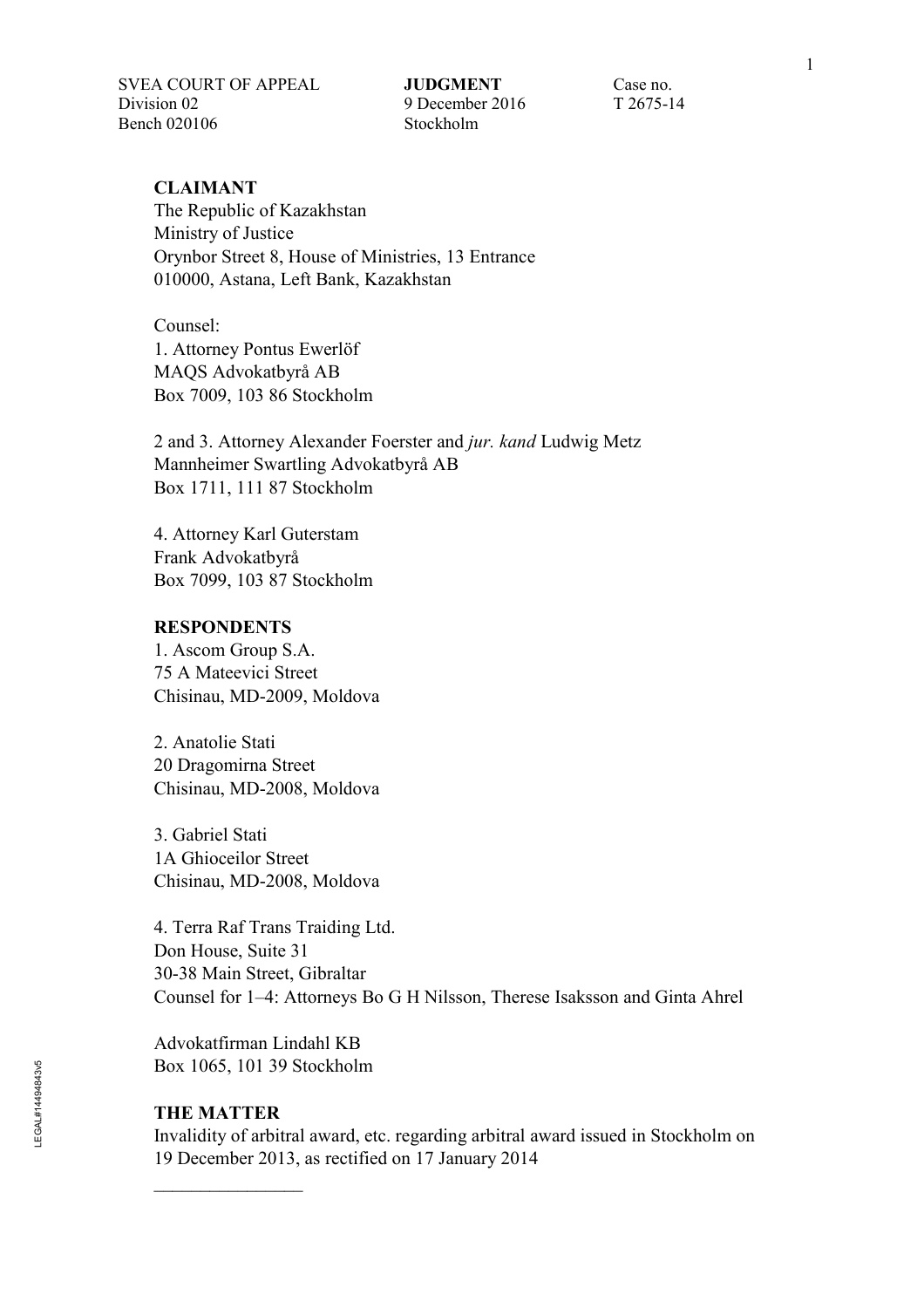SVEA COURT OF APPEAL
Division 02
Bench 020106

**JUDGMENT**
9 December 2016
Stockholm

Case no.
T 2675-14

**CLAIMANT**

The Republic of Kazakhstan
Ministry of Justice
Orynbor Street 8, House of Ministries, 13 Entrance
010000, Astana, Left Bank, Kazakhstan

Counsel:

1. Attorney Pontus Ewerlöf
MAQS Advokatbyrå AB
Box 7009, 103 86 Stockholm

2 and 3. Attorney Alexander Foerster and *jur. kand* Ludwig Metz
Mannheimer Swartling Advokatbyrå AB
Box 1711, 111 87 Stockholm

4. Attorney Karl Guterstam
Frank Advokatbyrå
Box 7099, 103 87 Stockholm

**RESPONDENTS**

1. Ascom Group S.A.
75 A Mateevici Street
Chisinau, MD-2009, Moldova

2. Anatolie Stati
20 Dragomirna Street
Chisinau, MD-2008, Moldova

3. Gabriel Stati
1A Ghioceilor Street
Chisinau, MD-2008, Moldova

4. Terra Raf Trans Traiding Ltd.
Don House, Suite 31
30-38 Main Street, Gibraltar

Counsel for 1–4: Attorneys Bo G H Nilsson, Therese Isaksson and Ginta Ahrel

Advokatfirman Lindahl KB
Box 1065, 101 39 Stockholm

**THE MATTER**

Invalidity of arbitral award, etc. regarding arbitral award issued in Stockholm on 19 December 2013, as rectified on 17 January 2014

\_\_\_\_\_\_\_\_\_\_\_\_\_\_\_\_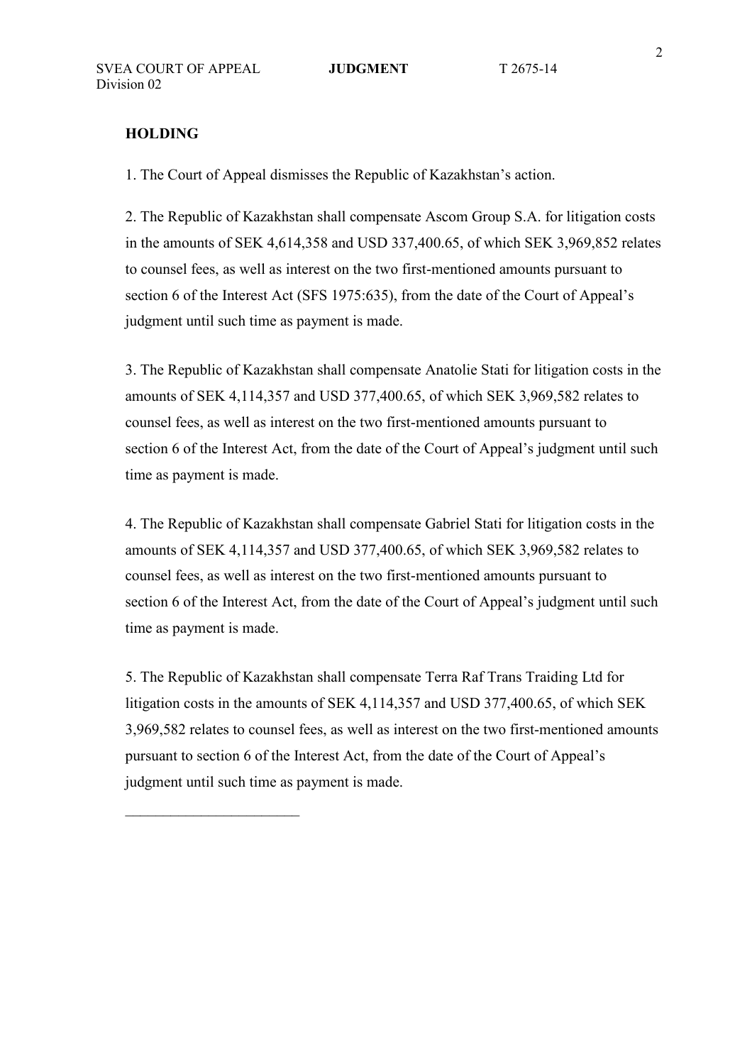## HOLDING

1. The Court of Appeal dismisses the Republic of Kazakhstan's action.

2. The Republic of Kazakhstan shall compensate Ascom Group S.A. for litigation costs in the amounts of SEK 4,614,358 and USD 337,400.65, of which SEK 3,969,852 relates to counsel fees, as well as interest on the two first-mentioned amounts pursuant to section 6 of the Interest Act (SFS 1975:635), from the date of the Court of Appeal's judgment until such time as payment is made.

3. The Republic of Kazakhstan shall compensate Anatolie Stati for litigation costs in the amounts of SEK 4,114,357 and USD 377,400.65, of which SEK 3,969,582 relates to counsel fees, as well as interest on the two first-mentioned amounts pursuant to section 6 of the Interest Act, from the date of the Court of Appeal's judgment until such time as payment is made.

4. The Republic of Kazakhstan shall compensate Gabriel Stati for litigation costs in the amounts of SEK 4,114,357 and USD 377,400.65, of which SEK 3,969,582 relates to counsel fees, as well as interest on the two first-mentioned amounts pursuant to section 6 of the Interest Act, from the date of the Court of Appeal's judgment until such time as payment is made.

5. The Republic of Kazakhstan shall compensate Terra Raf Trans Traiding Ltd for litigation costs in the amounts of SEK 4,114,357 and USD 377,400.65, of which SEK 3,969,582 relates to counsel fees, as well as interest on the two first-mentioned amounts pursuant to section 6 of the Interest Act, from the date of the Court of Appeal's judgment until such time as payment is made.

\_\_\_\_\_\_\_\_\_\_\_\_\_\_\_\_\_\_\_\_\_\_\_\_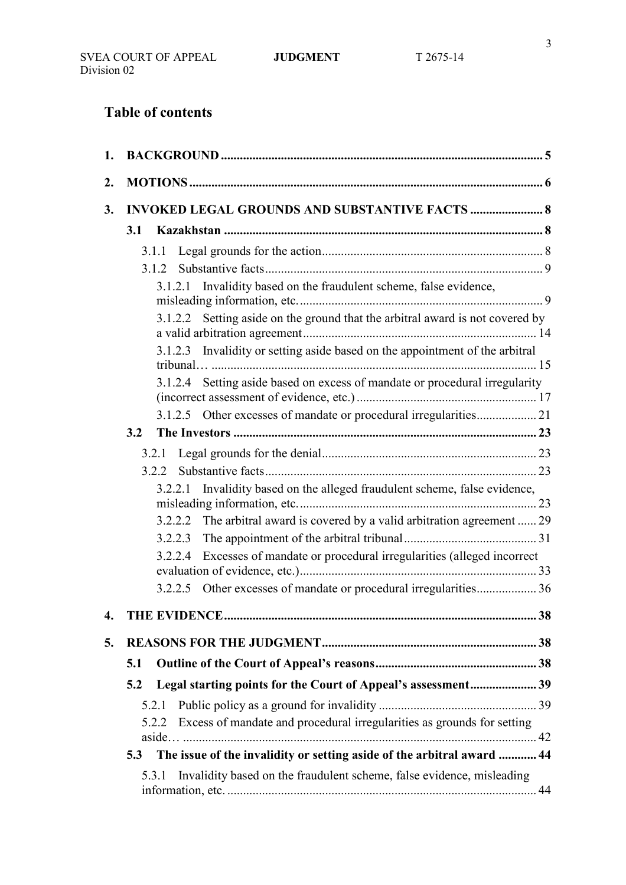## Table of contents

1. **BACKGROUND** ..... 5
2. **MOTIONS** ..... 6
3. **INVOKED LEGAL GROUNDS AND SUBSTANTIVE FACTS** ..... 8
   - **3.1 Kazakhstan** ..... 8
     - 3.1.1 Legal grounds for the action ..... 8
     - 3.1.2 Substantive facts ..... 9
       - 3.1.2.1 Invalidity based on the fraudulent scheme, false evidence, misleading information, etc. ..... 9
       - 3.1.2.2 Setting aside on the ground that the arbitral award is not covered by a valid arbitration agreement ..... 14
       - 3.1.2.3 Invalidity or setting aside based on the appointment of the arbitral tribunal… ..... 15
       - 3.1.2.4 Setting aside based on excess of mandate or procedural irregularity (incorrect assessment of evidence, etc.) ..... 17
       - 3.1.2.5 Other excesses of mandate or procedural irregularities ..... 21
   - **3.2 The Investors** ..... 23
     - 3.2.1 Legal grounds for the denial ..... 23
     - 3.2.2 Substantive facts ..... 23
       - 3.2.2.1 Invalidity based on the alleged fraudulent scheme, false evidence, misleading information, etc. ..... 23
       - 3.2.2.2 The arbitral award is covered by a valid arbitration agreement ..... 29
       - 3.2.2.3 The appointment of the arbitral tribunal ..... 31
       - 3.2.2.4 Excesses of mandate or procedural irregularities (alleged incorrect evaluation of evidence, etc.) ..... 33
       - 3.2.2.5 Other excesses of mandate or procedural irregularities ..... 36
4. **THE EVIDENCE** ..... 38
5. **REASONS FOR THE JUDGMENT** ..... 38
   - **5.1 Outline of the Court of Appeal's reasons** ..... 38
   - **5.2 Legal starting points for the Court of Appeal's assessment** ..... 39
     - 5.2.1 Public policy as a ground for invalidity ..... 39
     - 5.2.2 Excess of mandate and procedural irregularities as grounds for setting aside… ..... 42
   - **5.3 The issue of the invalidity or setting aside of the arbitral award** ..... 44
     - 5.3.1 Invalidity based on the fraudulent scheme, false evidence, misleading information, etc. ..... 44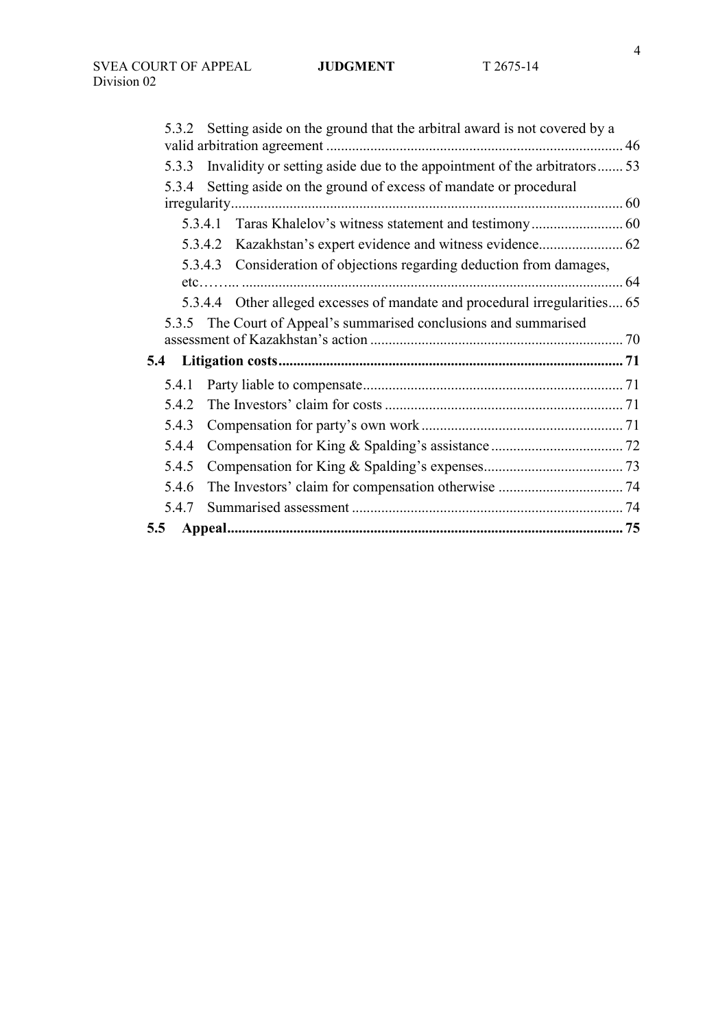5.3.2 Setting aside on the ground that the arbitral award is not covered by a valid arbitration agreement ................................................................................ 46

5.3.3 Invalidity or setting aside due to the appointment of the arbitrators....... 53

5.3.4 Setting aside on the ground of excess of mandate or procedural irregularity.......................................................................................................... 60

5.3.4.1 Taras Khalelov's witness statement and testimony......................... 60

5.3.4.2 Kazakhstan's expert evidence and witness evidence....................... 62

5.3.4.3 Consideration of objections regarding deduction from damages, etc……... ....................................................................................................... 64

5.3.4.4 Other alleged excesses of mandate and procedural irregularities.... 65

5.3.5 The Court of Appeal's summarised conclusions and summarised assessment of Kazakhstan's action .................................................................... 70

**5.4 Litigation costs............................................................................................. 71**

5.4.1 Party liable to compensate...................................................................... 71

5.4.2 The Investors' claim for costs ................................................................ 71

5.4.3 Compensation for party's own work ...................................................... 71

5.4.4 Compensation for King & Spalding's assistance .................................... 72

5.4.5 Compensation for King & Spalding's expenses...................................... 73

5.4.6 The Investors' claim for compensation otherwise .................................. 74

5.4.7 Summarised assessment ......................................................................... 74

**5.5 Appeal........................................................................................................... 75**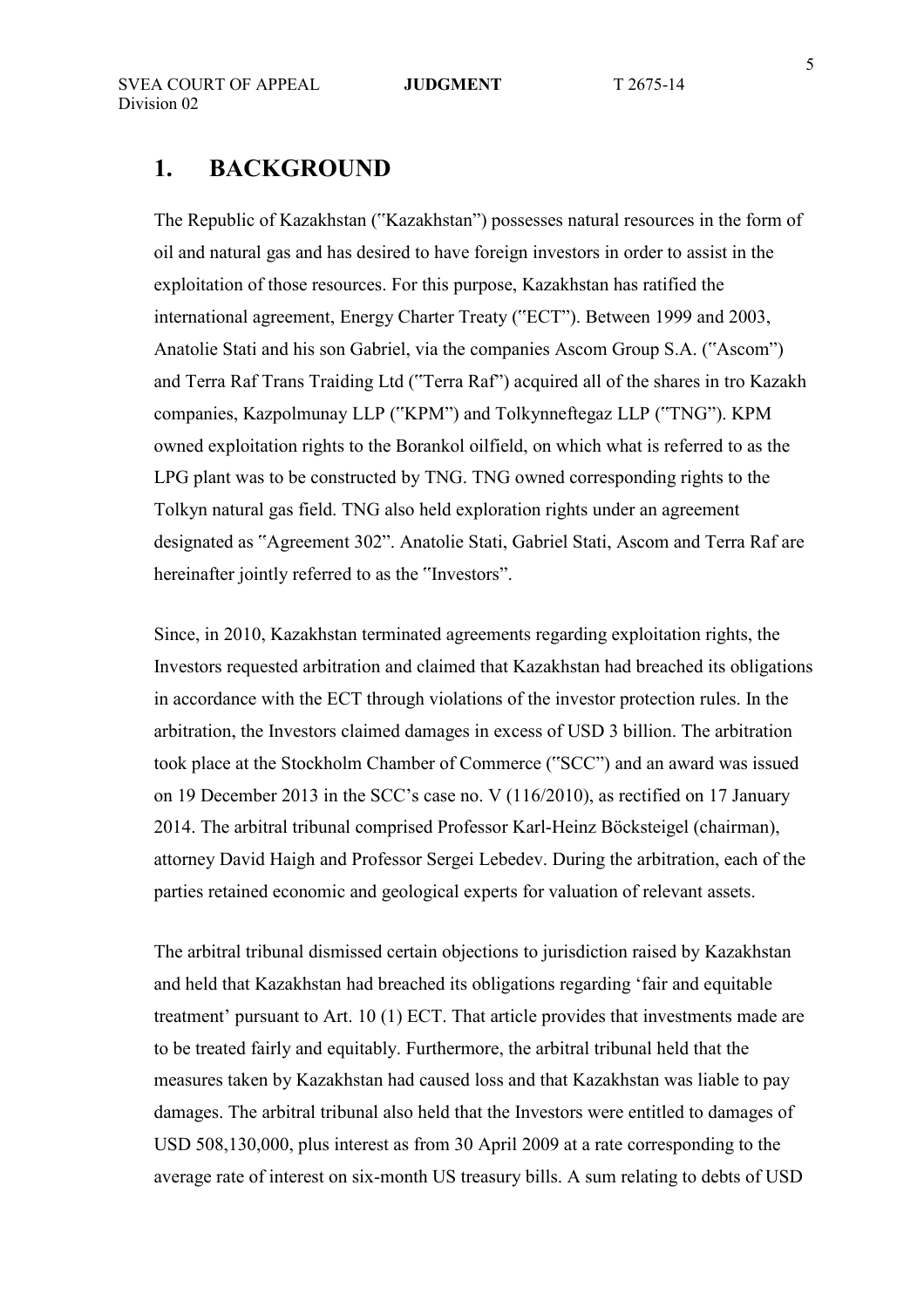## 1. BACKGROUND

The Republic of Kazakhstan ("Kazakhstan") possesses natural resources in the form of oil and natural gas and has desired to have foreign investors in order to assist in the exploitation of those resources. For this purpose, Kazakhstan has ratified the international agreement, Energy Charter Treaty ("ECT"). Between 1999 and 2003, Anatolie Stati and his son Gabriel, via the companies Ascom Group S.A. ("Ascom") and Terra Raf Trans Traiding Ltd ("Terra Raf") acquired all of the shares in tro Kazakh companies, Kazpolmunay LLP ("KPM") and Tolkynneftegaz LLP ("TNG"). KPM owned exploitation rights to the Borankol oilfield, on which what is referred to as the LPG plant was to be constructed by TNG. TNG owned corresponding rights to the Tolkyn natural gas field. TNG also held exploration rights under an agreement designated as "Agreement 302". Anatolie Stati, Gabriel Stati, Ascom and Terra Raf are hereinafter jointly referred to as the "Investors".

Since, in 2010, Kazakhstan terminated agreements regarding exploitation rights, the Investors requested arbitration and claimed that Kazakhstan had breached its obligations in accordance with the ECT through violations of the investor protection rules. In the arbitration, the Investors claimed damages in excess of USD 3 billion. The arbitration took place at the Stockholm Chamber of Commerce ("SCC") and an award was issued on 19 December 2013 in the SCC's case no. V (116/2010), as rectified on 17 January 2014. The arbitral tribunal comprised Professor Karl-Heinz Böcksteigel (chairman), attorney David Haigh and Professor Sergei Lebedev. During the arbitration, each of the parties retained economic and geological experts for valuation of relevant assets.

The arbitral tribunal dismissed certain objections to jurisdiction raised by Kazakhstan and held that Kazakhstan had breached its obligations regarding 'fair and equitable treatment' pursuant to Art. 10 (1) ECT. That article provides that investments made are to be treated fairly and equitably. Furthermore, the arbitral tribunal held that the measures taken by Kazakhstan had caused loss and that Kazakhstan was liable to pay damages. The arbitral tribunal also held that the Investors were entitled to damages of USD 508,130,000, plus interest as from 30 April 2009 at a rate corresponding to the average rate of interest on six-month US treasury bills. A sum relating to debts of USD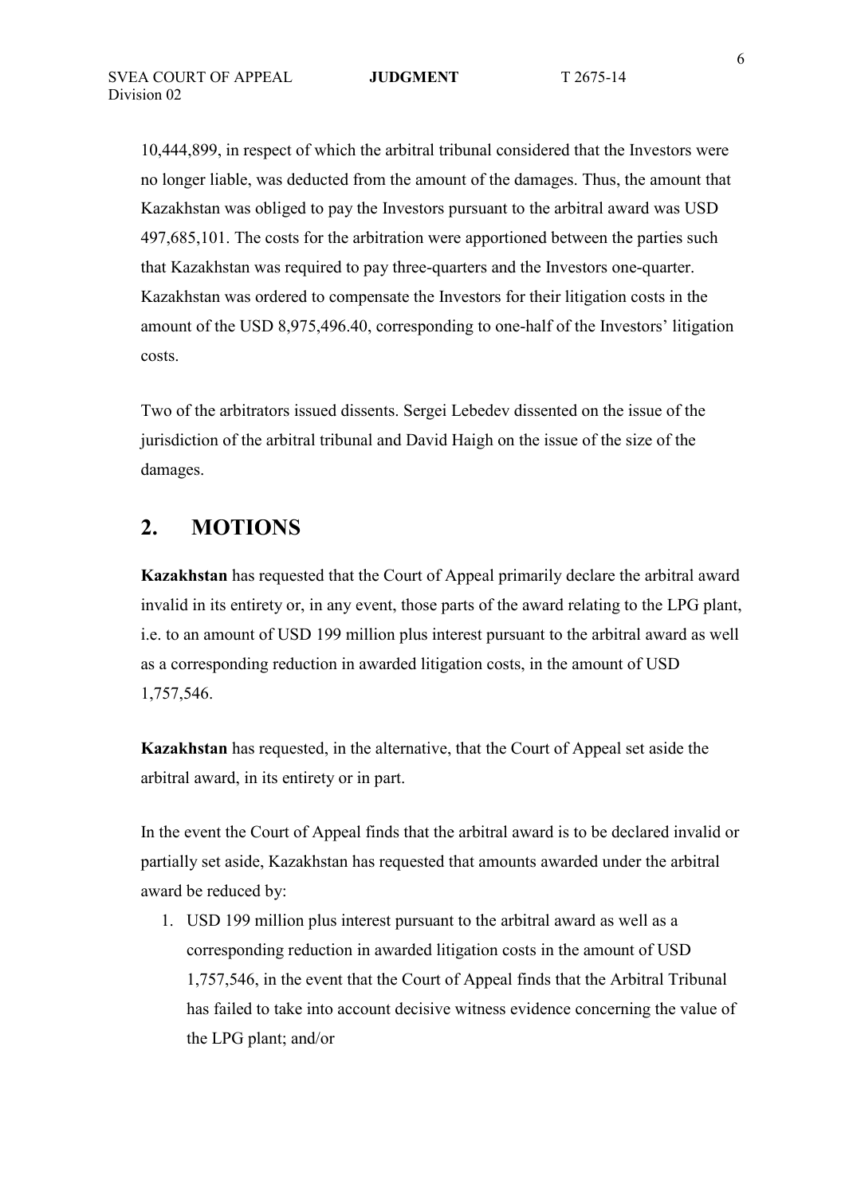10,444,899, in respect of which the arbitral tribunal considered that the Investors were no longer liable, was deducted from the amount of the damages. Thus, the amount that Kazakhstan was obliged to pay the Investors pursuant to the arbitral award was USD 497,685,101. The costs for the arbitration were apportioned between the parties such that Kazakhstan was required to pay three-quarters and the Investors one-quarter. Kazakhstan was ordered to compensate the Investors for their litigation costs in the amount of the USD 8,975,496.40, corresponding to one-half of the Investors' litigation costs.

Two of the arbitrators issued dissents. Sergei Lebedev dissented on the issue of the jurisdiction of the arbitral tribunal and David Haigh on the issue of the size of the damages.

## 2. MOTIONS

**Kazakhstan** has requested that the Court of Appeal primarily declare the arbitral award invalid in its entirety or, in any event, those parts of the award relating to the LPG plant, i.e. to an amount of USD 199 million plus interest pursuant to the arbitral award as well as a corresponding reduction in awarded litigation costs, in the amount of USD 1,757,546.

**Kazakhstan** has requested, in the alternative, that the Court of Appeal set aside the arbitral award, in its entirety or in part.

In the event the Court of Appeal finds that the arbitral award is to be declared invalid or partially set aside, Kazakhstan has requested that amounts awarded under the arbitral award be reduced by:

1. USD 199 million plus interest pursuant to the arbitral award as well as a corresponding reduction in awarded litigation costs in the amount of USD 1,757,546, in the event that the Court of Appeal finds that the Arbitral Tribunal has failed to take into account decisive witness evidence concerning the value of the LPG plant; and/or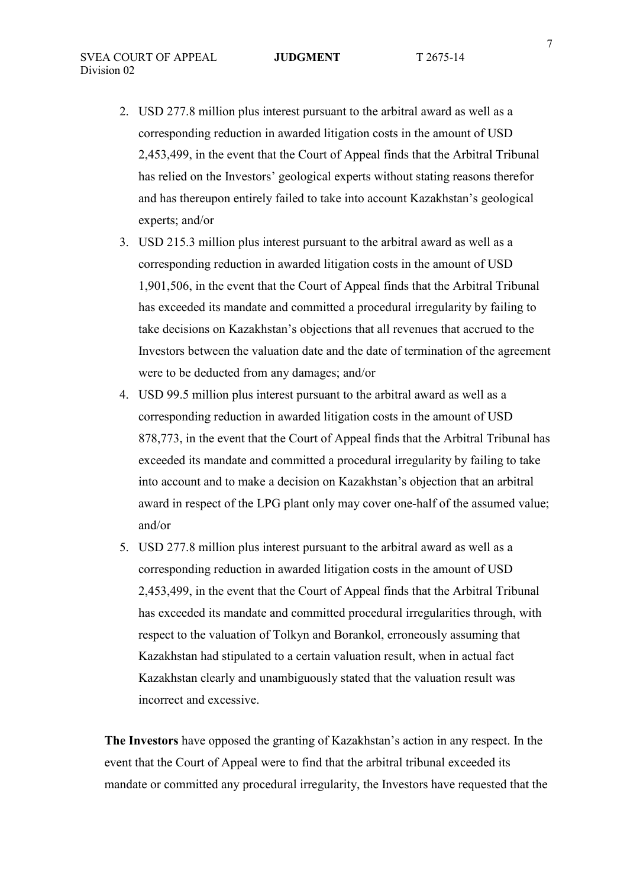2. USD 277.8 million plus interest pursuant to the arbitral award as well as a corresponding reduction in awarded litigation costs in the amount of USD 2,453,499, in the event that the Court of Appeal finds that the Arbitral Tribunal has relied on the Investors' geological experts without stating reasons therefor and has thereupon entirely failed to take into account Kazakhstan's geological experts; and/or
3. USD 215.3 million plus interest pursuant to the arbitral award as well as a corresponding reduction in awarded litigation costs in the amount of USD 1,901,506, in the event that the Court of Appeal finds that the Arbitral Tribunal has exceeded its mandate and committed a procedural irregularity by failing to take decisions on Kazakhstan's objections that all revenues that accrued to the Investors between the valuation date and the date of termination of the agreement were to be deducted from any damages; and/or
4. USD 99.5 million plus interest pursuant to the arbitral award as well as a corresponding reduction in awarded litigation costs in the amount of USD 878,773, in the event that the Court of Appeal finds that the Arbitral Tribunal has exceeded its mandate and committed a procedural irregularity by failing to take into account and to make a decision on Kazakhstan's objection that an arbitral award in respect of the LPG plant only may cover one-half of the assumed value; and/or
5. USD 277.8 million plus interest pursuant to the arbitral award as well as a corresponding reduction in awarded litigation costs in the amount of USD 2,453,499, in the event that the Court of Appeal finds that the Arbitral Tribunal has exceeded its mandate and committed procedural irregularities through, with respect to the valuation of Tolkyn and Borankol, erroneously assuming that Kazakhstan had stipulated to a certain valuation result, when in actual fact Kazakhstan clearly and unambiguously stated that the valuation result was incorrect and excessive.

**The Investors** have opposed the granting of Kazakhstan's action in any respect. In the event that the Court of Appeal were to find that the arbitral tribunal exceeded its mandate or committed any procedural irregularity, the Investors have requested that the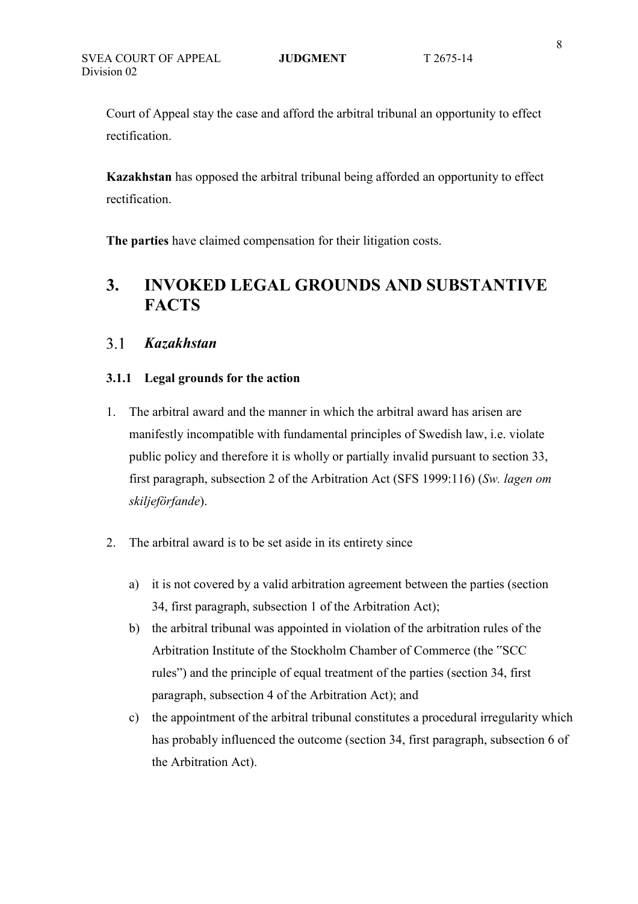Court of Appeal stay the case and afford the arbitral tribunal an opportunity to effect rectification.

**Kazakhstan** has opposed the arbitral tribunal being afforded an opportunity to effect rectification.

**The parties** have claimed compensation for their litigation costs.

# 3. INVOKED LEGAL GROUNDS AND SUBSTANTIVE FACTS

## 3.1 *Kazakhstan*

### 3.1.1 Legal grounds for the action

1. The arbitral award and the manner in which the arbitral award has arisen are manifestly incompatible with fundamental principles of Swedish law, i.e. violate public policy and therefore it is wholly or partially invalid pursuant to section 33, first paragraph, subsection 2 of the Arbitration Act (SFS 1999:116) (*Sw. lagen om skiljeförfande*).

2. The arbitral award is to be set aside in its entirety since

   a) it is not covered by a valid arbitration agreement between the parties (section 34, first paragraph, subsection 1 of the Arbitration Act);

   b) the arbitral tribunal was appointed in violation of the arbitration rules of the Arbitration Institute of the Stockholm Chamber of Commerce (the "SCC rules") and the principle of equal treatment of the parties (section 34, first paragraph, subsection 4 of the Arbitration Act); and

   c) the appointment of the arbitral tribunal constitutes a procedural irregularity which has probably influenced the outcome (section 34, first paragraph, subsection 6 of the Arbitration Act).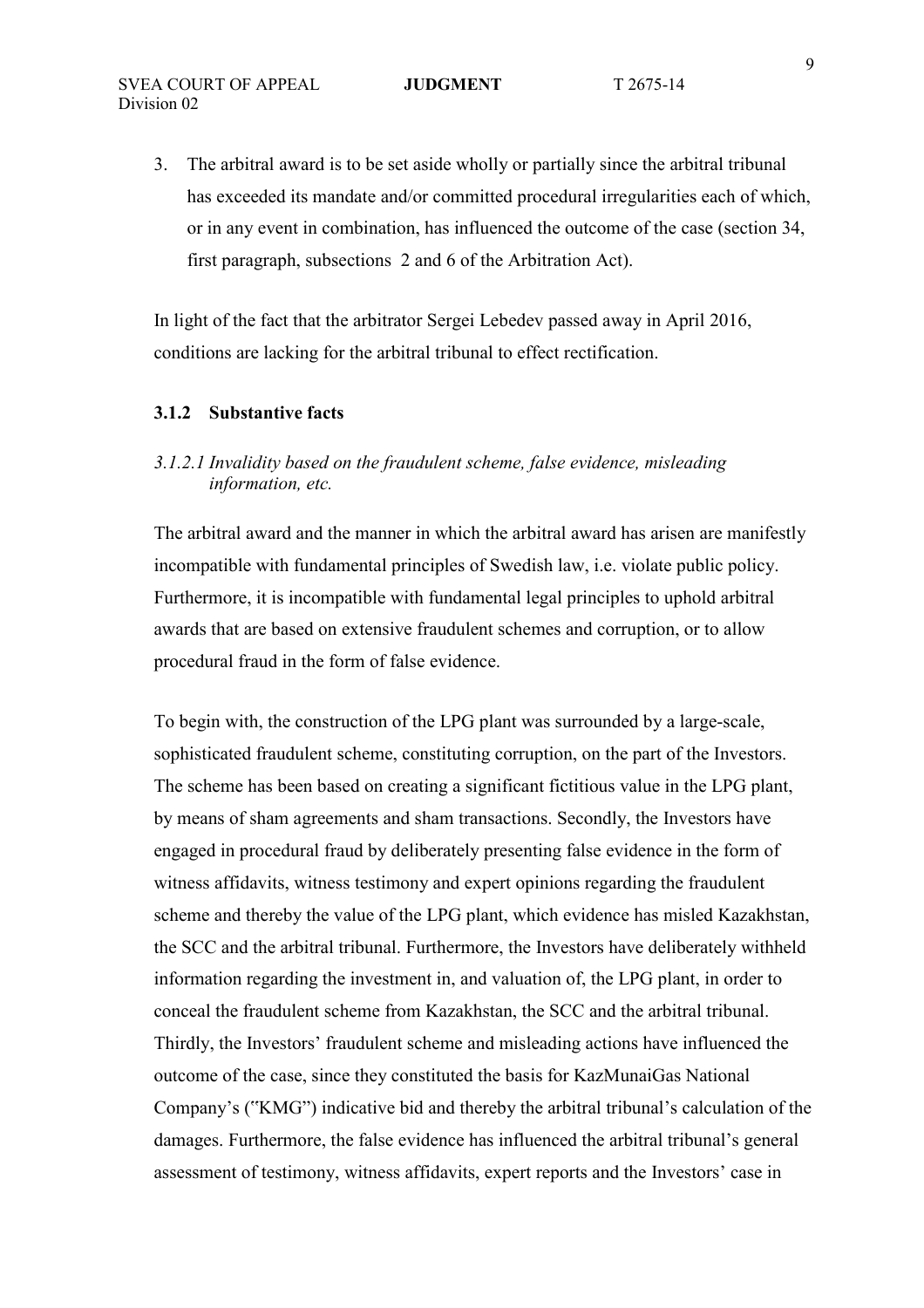3. The arbitral award is to be set aside wholly or partially since the arbitral tribunal has exceeded its mandate and/or committed procedural irregularities each of which, or in any event in combination, has influenced the outcome of the case (section 34, first paragraph, subsections 2 and 6 of the Arbitration Act).

In light of the fact that the arbitrator Sergei Lebedev passed away in April 2016, conditions are lacking for the arbitral tribunal to effect rectification.

### 3.1.2 Substantive facts

#### *3.1.2.1 Invalidity based on the fraudulent scheme, false evidence, misleading information, etc.*

The arbitral award and the manner in which the arbitral award has arisen are manifestly incompatible with fundamental principles of Swedish law, i.e. violate public policy. Furthermore, it is incompatible with fundamental legal principles to uphold arbitral awards that are based on extensive fraudulent schemes and corruption, or to allow procedural fraud in the form of false evidence.

To begin with, the construction of the LPG plant was surrounded by a large-scale, sophisticated fraudulent scheme, constituting corruption, on the part of the Investors. The scheme has been based on creating a significant fictitious value in the LPG plant, by means of sham agreements and sham transactions. Secondly, the Investors have engaged in procedural fraud by deliberately presenting false evidence in the form of witness affidavits, witness testimony and expert opinions regarding the fraudulent scheme and thereby the value of the LPG plant, which evidence has misled Kazakhstan, the SCC and the arbitral tribunal. Furthermore, the Investors have deliberately withheld information regarding the investment in, and valuation of, the LPG plant, in order to conceal the fraudulent scheme from Kazakhstan, the SCC and the arbitral tribunal. Thirdly, the Investors' fraudulent scheme and misleading actions have influenced the outcome of the case, since they constituted the basis for KazMunaiGas National Company's ("KMG") indicative bid and thereby the arbitral tribunal's calculation of the damages. Furthermore, the false evidence has influenced the arbitral tribunal's general assessment of testimony, witness affidavits, expert reports and the Investors' case in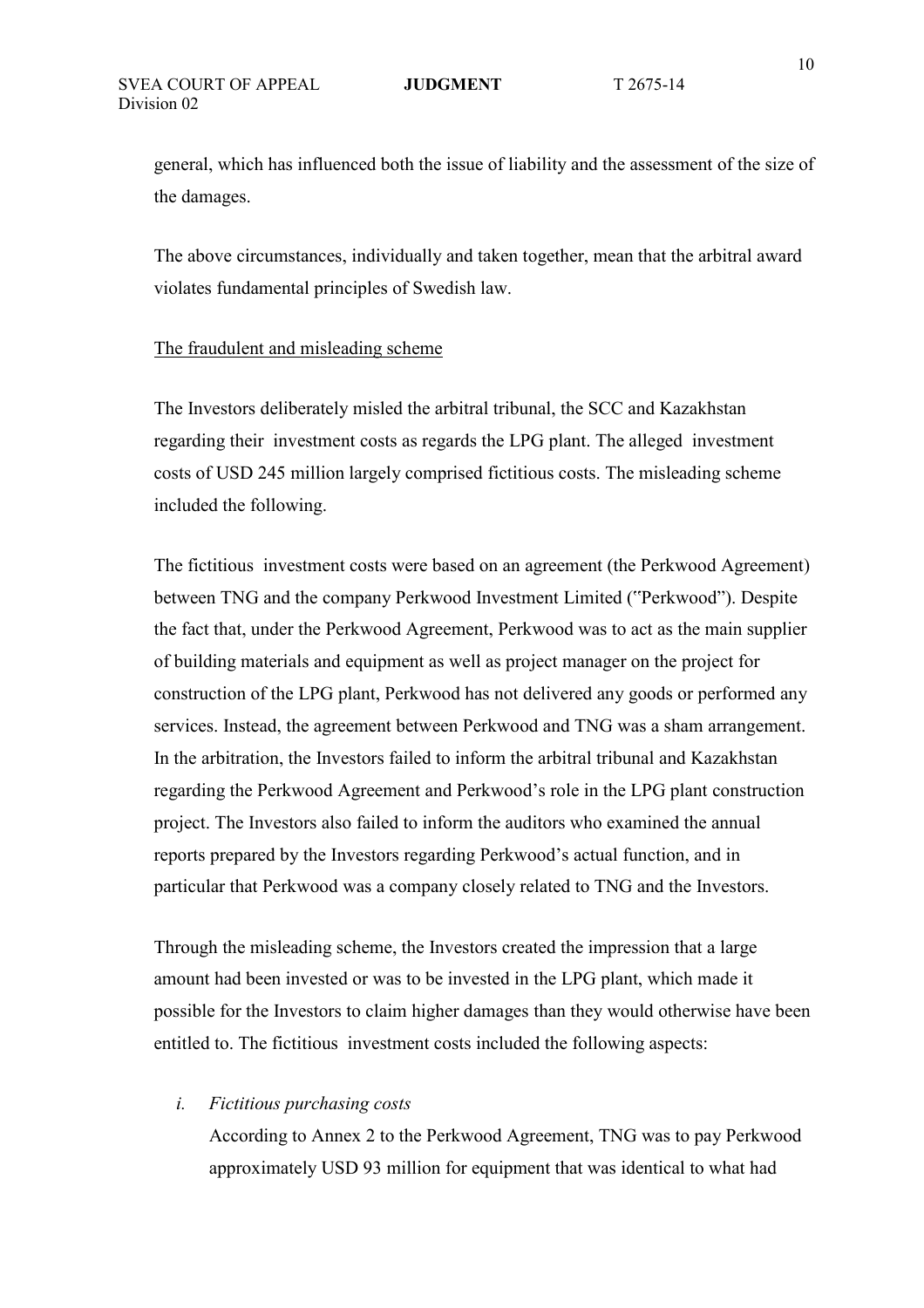general, which has influenced both the issue of liability and the assessment of the size of the damages.

The above circumstances, individually and taken together, mean that the arbitral award violates fundamental principles of Swedish law.

The fraudulent and misleading scheme

The Investors deliberately misled the arbitral tribunal, the SCC and Kazakhstan regarding their investment costs as regards the LPG plant. The alleged investment costs of USD 245 million largely comprised fictitious costs. The misleading scheme included the following.

The fictitious investment costs were based on an agreement (the Perkwood Agreement) between TNG and the company Perkwood Investment Limited ("Perkwood"). Despite the fact that, under the Perkwood Agreement, Perkwood was to act as the main supplier of building materials and equipment as well as project manager on the project for construction of the LPG plant, Perkwood has not delivered any goods or performed any services. Instead, the agreement between Perkwood and TNG was a sham arrangement. In the arbitration, the Investors failed to inform the arbitral tribunal and Kazakhstan regarding the Perkwood Agreement and Perkwood's role in the LPG plant construction project. The Investors also failed to inform the auditors who examined the annual reports prepared by the Investors regarding Perkwood's actual function, and in particular that Perkwood was a company closely related to TNG and the Investors.

Through the misleading scheme, the Investors created the impression that a large amount had been invested or was to be invested in the LPG plant, which made it possible for the Investors to claim higher damages than they would otherwise have been entitled to. The fictitious investment costs included the following aspects:

*i. Fictitious purchasing costs*

According to Annex 2 to the Perkwood Agreement, TNG was to pay Perkwood approximately USD 93 million for equipment that was identical to what had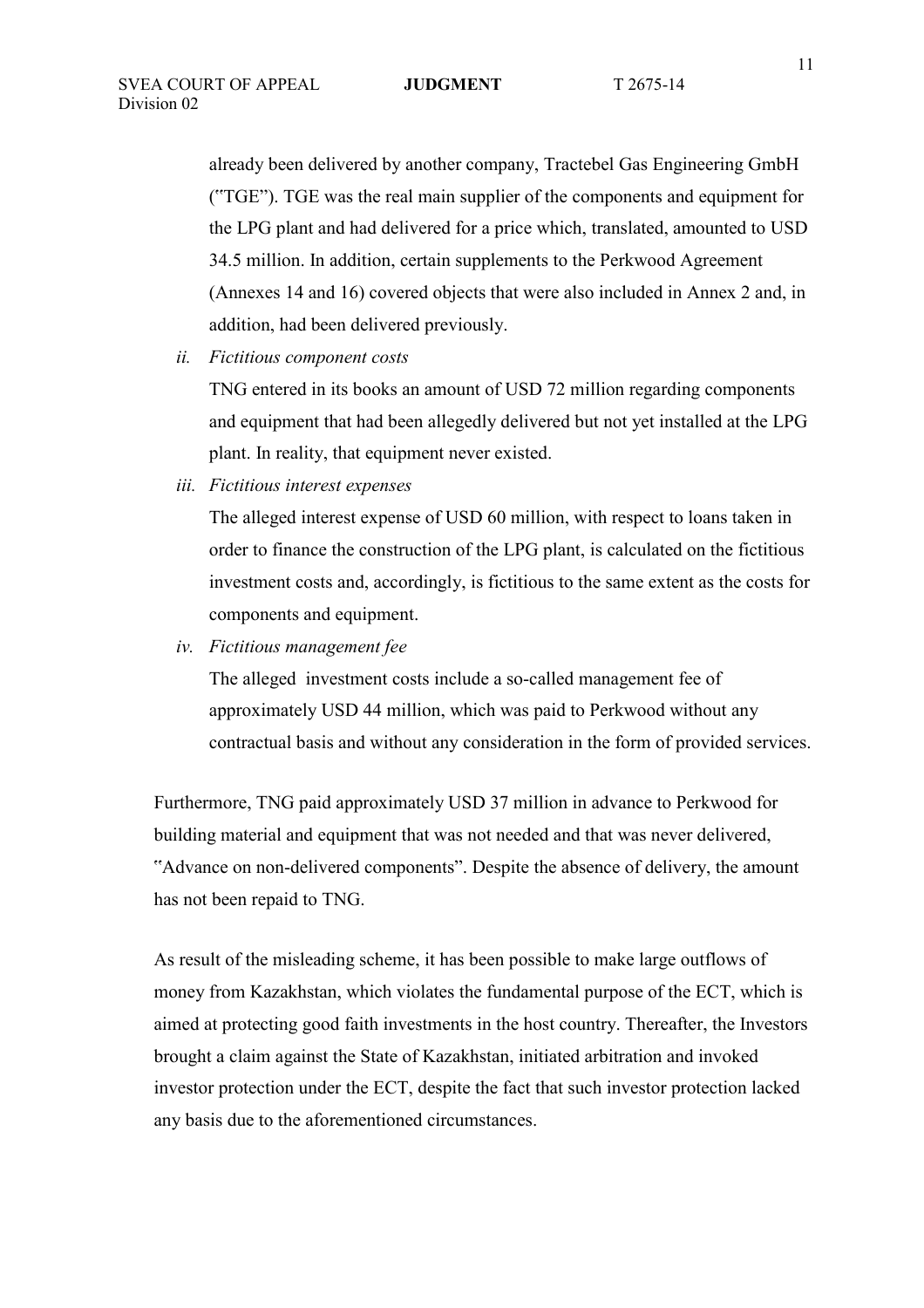already been delivered by another company, Tractebel Gas Engineering GmbH ("TGE"). TGE was the real main supplier of the components and equipment for the LPG plant and had delivered for a price which, translated, amounted to USD 34.5 million. In addition, certain supplements to the Perkwood Agreement (Annexes 14 and 16) covered objects that were also included in Annex 2 and, in addition, had been delivered previously.

*ii. Fictitious component costs*

TNG entered in its books an amount of USD 72 million regarding components and equipment that had been allegedly delivered but not yet installed at the LPG plant. In reality, that equipment never existed.

*iii. Fictitious interest expenses*

The alleged interest expense of USD 60 million, with respect to loans taken in order to finance the construction of the LPG plant, is calculated on the fictitious investment costs and, accordingly, is fictitious to the same extent as the costs for components and equipment.

*iv. Fictitious management fee*

The alleged investment costs include a so-called management fee of approximately USD 44 million, which was paid to Perkwood without any contractual basis and without any consideration in the form of provided services.

Furthermore, TNG paid approximately USD 37 million in advance to Perkwood for building material and equipment that was not needed and that was never delivered, "Advance on non-delivered components". Despite the absence of delivery, the amount has not been repaid to TNG.

As result of the misleading scheme, it has been possible to make large outflows of money from Kazakhstan, which violates the fundamental purpose of the ECT, which is aimed at protecting good faith investments in the host country. Thereafter, the Investors brought a claim against the State of Kazakhstan, initiated arbitration and invoked investor protection under the ECT, despite the fact that such investor protection lacked any basis due to the aforementioned circumstances.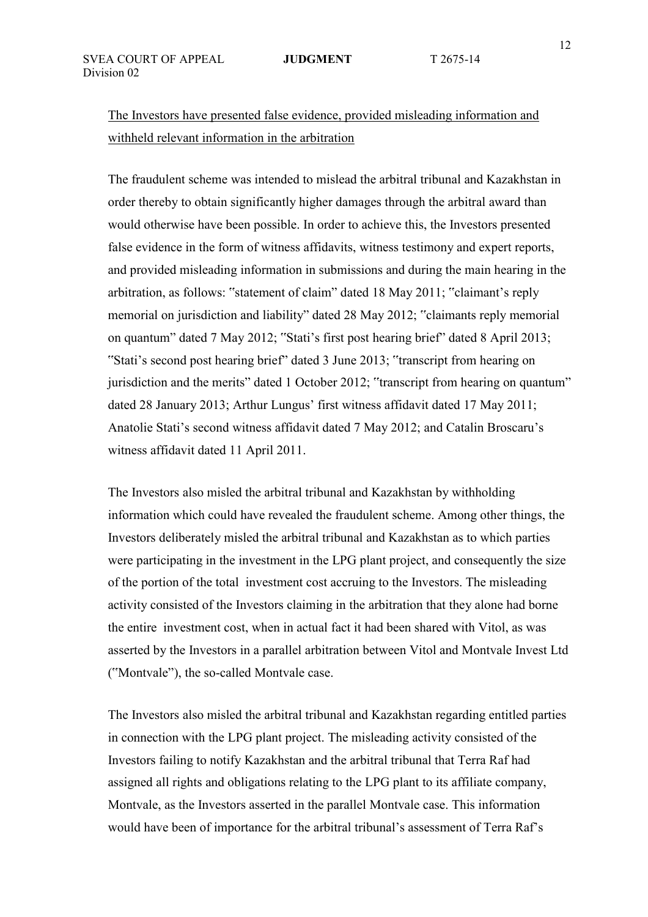The Investors have presented false evidence, provided misleading information and withheld relevant information in the arbitration

The fraudulent scheme was intended to mislead the arbitral tribunal and Kazakhstan in order thereby to obtain significantly higher damages through the arbitral award than would otherwise have been possible. In order to achieve this, the Investors presented false evidence in the form of witness affidavits, witness testimony and expert reports, and provided misleading information in submissions and during the main hearing in the arbitration, as follows: "statement of claim" dated 18 May 2011; "claimant's reply memorial on jurisdiction and liability" dated 28 May 2012; "claimants reply memorial on quantum" dated 7 May 2012; "Stati's first post hearing brief" dated 8 April 2013; "Stati's second post hearing brief" dated 3 June 2013; "transcript from hearing on jurisdiction and the merits" dated 1 October 2012; "transcript from hearing on quantum" dated 28 January 2013; Arthur Lungus' first witness affidavit dated 17 May 2011; Anatolie Stati's second witness affidavit dated 7 May 2012; and Catalin Broscaru's witness affidavit dated 11 April 2011.

The Investors also misled the arbitral tribunal and Kazakhstan by withholding information which could have revealed the fraudulent scheme. Among other things, the Investors deliberately misled the arbitral tribunal and Kazakhstan as to which parties were participating in the investment in the LPG plant project, and consequently the size of the portion of the total investment cost accruing to the Investors. The misleading activity consisted of the Investors claiming in the arbitration that they alone had borne the entire investment cost, when in actual fact it had been shared with Vitol, as was asserted by the Investors in a parallel arbitration between Vitol and Montvale Invest Ltd ("Montvale"), the so-called Montvale case.

The Investors also misled the arbitral tribunal and Kazakhstan regarding entitled parties in connection with the LPG plant project. The misleading activity consisted of the Investors failing to notify Kazakhstan and the arbitral tribunal that Terra Raf had assigned all rights and obligations relating to the LPG plant to its affiliate company, Montvale, as the Investors asserted in the parallel Montvale case. This information would have been of importance for the arbitral tribunal's assessment of Terra Raf's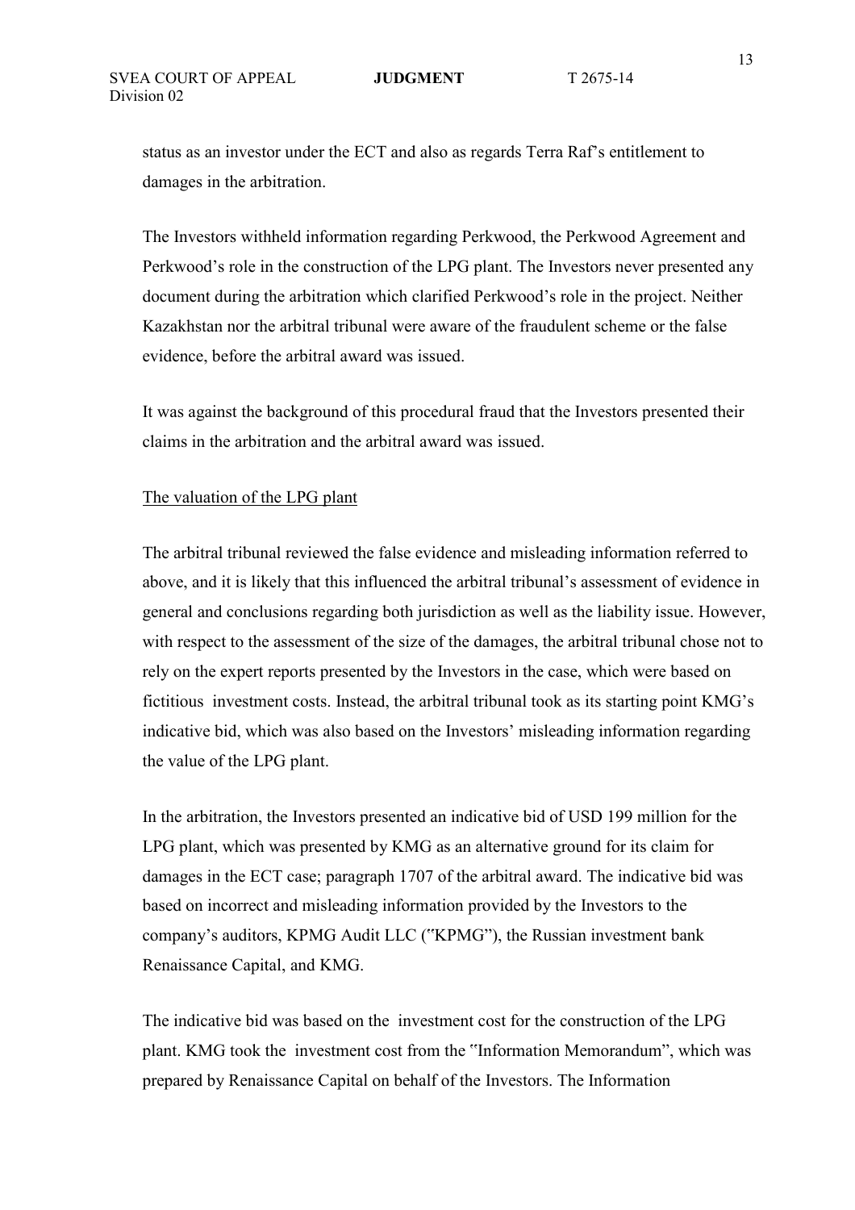status as an investor under the ECT and also as regards Terra Raf's entitlement to damages in the arbitration.

The Investors withheld information regarding Perkwood, the Perkwood Agreement and Perkwood's role in the construction of the LPG plant. The Investors never presented any document during the arbitration which clarified Perkwood's role in the project. Neither Kazakhstan nor the arbitral tribunal were aware of the fraudulent scheme or the false evidence, before the arbitral award was issued.

It was against the background of this procedural fraud that the Investors presented their claims in the arbitration and the arbitral award was issued.

The valuation of the LPG plant

The arbitral tribunal reviewed the false evidence and misleading information referred to above, and it is likely that this influenced the arbitral tribunal's assessment of evidence in general and conclusions regarding both jurisdiction as well as the liability issue. However, with respect to the assessment of the size of the damages, the arbitral tribunal chose not to rely on the expert reports presented by the Investors in the case, which were based on fictitious investment costs. Instead, the arbitral tribunal took as its starting point KMG's indicative bid, which was also based on the Investors' misleading information regarding the value of the LPG plant.

In the arbitration, the Investors presented an indicative bid of USD 199 million for the LPG plant, which was presented by KMG as an alternative ground for its claim for damages in the ECT case; paragraph 1707 of the arbitral award. The indicative bid was based on incorrect and misleading information provided by the Investors to the company's auditors, KPMG Audit LLC ("KPMG"), the Russian investment bank Renaissance Capital, and KMG.

The indicative bid was based on the investment cost for the construction of the LPG plant. KMG took the investment cost from the "Information Memorandum", which was prepared by Renaissance Capital on behalf of the Investors. The Information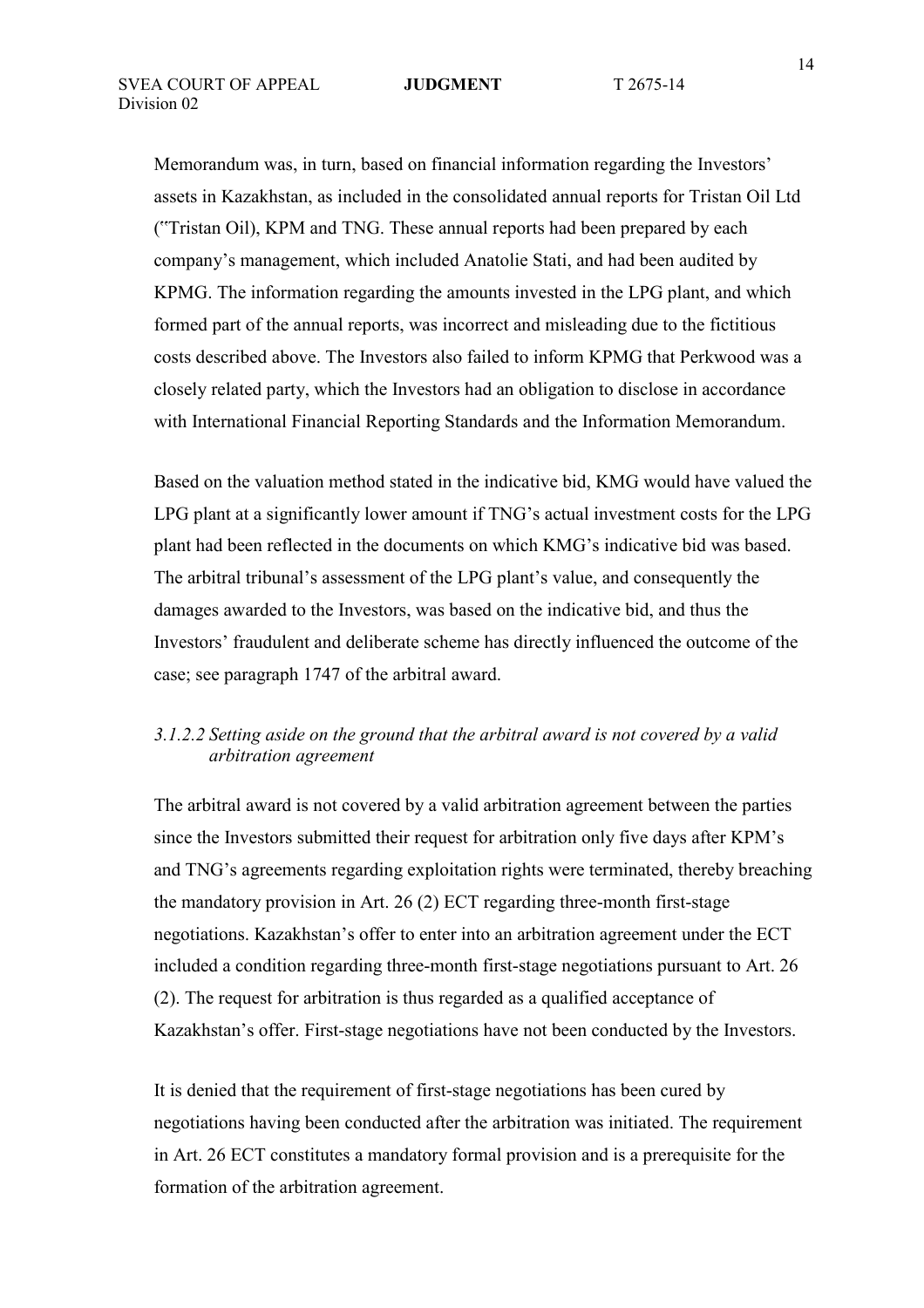Memorandum was, in turn, based on financial information regarding the Investors' assets in Kazakhstan, as included in the consolidated annual reports for Tristan Oil Ltd ("Tristan Oil), KPM and TNG. These annual reports had been prepared by each company's management, which included Anatolie Stati, and had been audited by KPMG. The information regarding the amounts invested in the LPG plant, and which formed part of the annual reports, was incorrect and misleading due to the fictitious costs described above. The Investors also failed to inform KPMG that Perkwood was a closely related party, which the Investors had an obligation to disclose in accordance with International Financial Reporting Standards and the Information Memorandum.

Based on the valuation method stated in the indicative bid, KMG would have valued the LPG plant at a significantly lower amount if TNG's actual investment costs for the LPG plant had been reflected in the documents on which KMG's indicative bid was based. The arbitral tribunal's assessment of the LPG plant's value, and consequently the damages awarded to the Investors, was based on the indicative bid, and thus the Investors' fraudulent and deliberate scheme has directly influenced the outcome of the case; see paragraph 1747 of the arbitral award.

*3.1.2.2 Setting aside on the ground that the arbitral award is not covered by a valid arbitration agreement*

The arbitral award is not covered by a valid arbitration agreement between the parties since the Investors submitted their request for arbitration only five days after KPM's and TNG's agreements regarding exploitation rights were terminated, thereby breaching the mandatory provision in Art. 26 (2) ECT regarding three-month first-stage negotiations. Kazakhstan's offer to enter into an arbitration agreement under the ECT included a condition regarding three-month first-stage negotiations pursuant to Art. 26 (2). The request for arbitration is thus regarded as a qualified acceptance of Kazakhstan's offer. First-stage negotiations have not been conducted by the Investors.

It is denied that the requirement of first-stage negotiations has been cured by negotiations having been conducted after the arbitration was initiated. The requirement in Art. 26 ECT constitutes a mandatory formal provision and is a prerequisite for the formation of the arbitration agreement.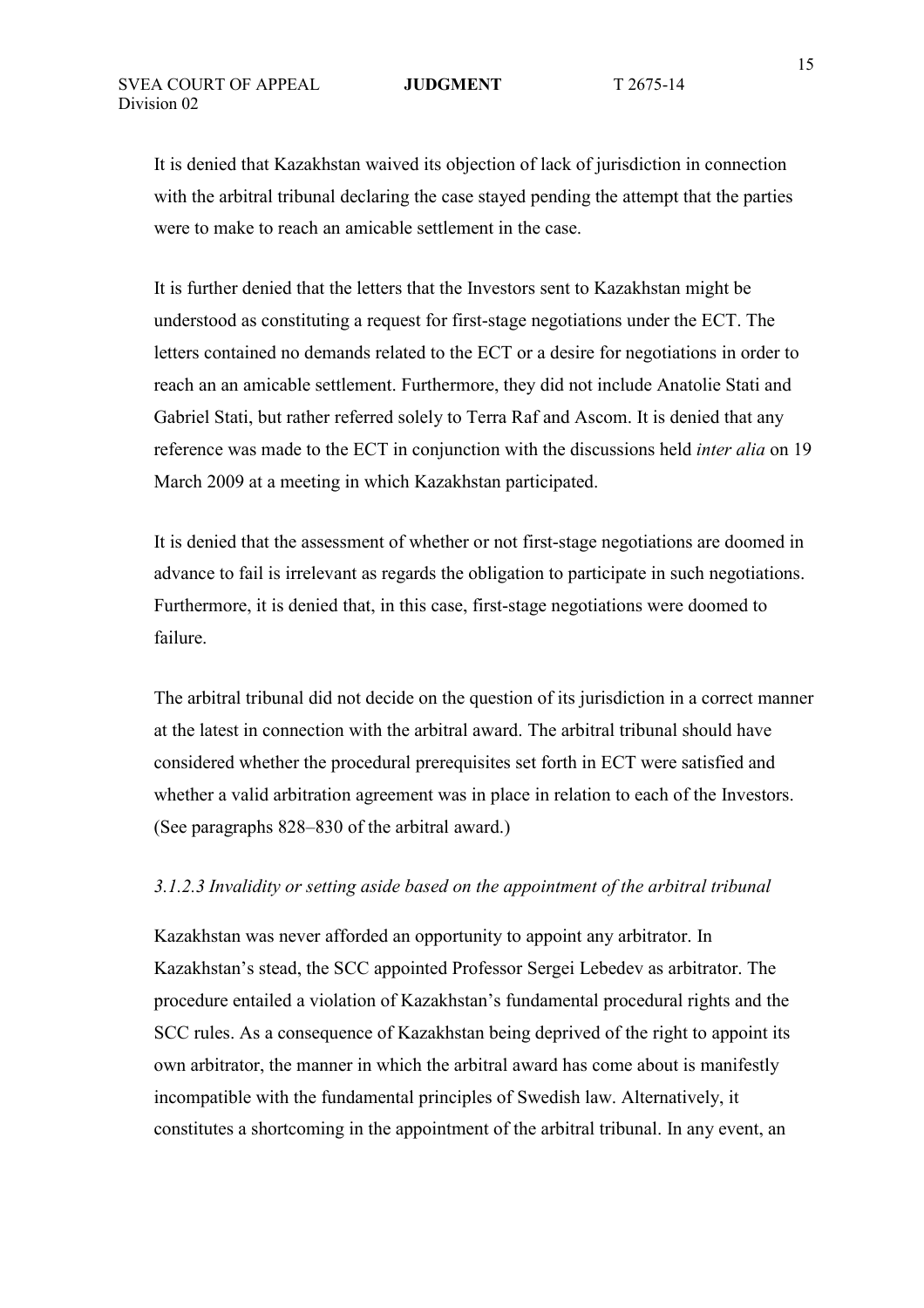It is denied that Kazakhstan waived its objection of lack of jurisdiction in connection with the arbitral tribunal declaring the case stayed pending the attempt that the parties were to make to reach an amicable settlement in the case.

It is further denied that the letters that the Investors sent to Kazakhstan might be understood as constituting a request for first-stage negotiations under the ECT. The letters contained no demands related to the ECT or a desire for negotiations in order to reach an an amicable settlement. Furthermore, they did not include Anatolie Stati and Gabriel Stati, but rather referred solely to Terra Raf and Ascom. It is denied that any reference was made to the ECT in conjunction with the discussions held *inter alia* on 19 March 2009 at a meeting in which Kazakhstan participated.

It is denied that the assessment of whether or not first-stage negotiations are doomed in advance to fail is irrelevant as regards the obligation to participate in such negotiations. Furthermore, it is denied that, in this case, first-stage negotiations were doomed to failure.

The arbitral tribunal did not decide on the question of its jurisdiction in a correct manner at the latest in connection with the arbitral award. The arbitral tribunal should have considered whether the procedural prerequisites set forth in ECT were satisfied and whether a valid arbitration agreement was in place in relation to each of the Investors. (See paragraphs 828–830 of the arbitral award.)

### *3.1.2.3 Invalidity or setting aside based on the appointment of the arbitral tribunal*

Kazakhstan was never afforded an opportunity to appoint any arbitrator. In Kazakhstan's stead, the SCC appointed Professor Sergei Lebedev as arbitrator. The procedure entailed a violation of Kazakhstan's fundamental procedural rights and the SCC rules. As a consequence of Kazakhstan being deprived of the right to appoint its own arbitrator, the manner in which the arbitral award has come about is manifestly incompatible with the fundamental principles of Swedish law. Alternatively, it constitutes a shortcoming in the appointment of the arbitral tribunal. In any event, an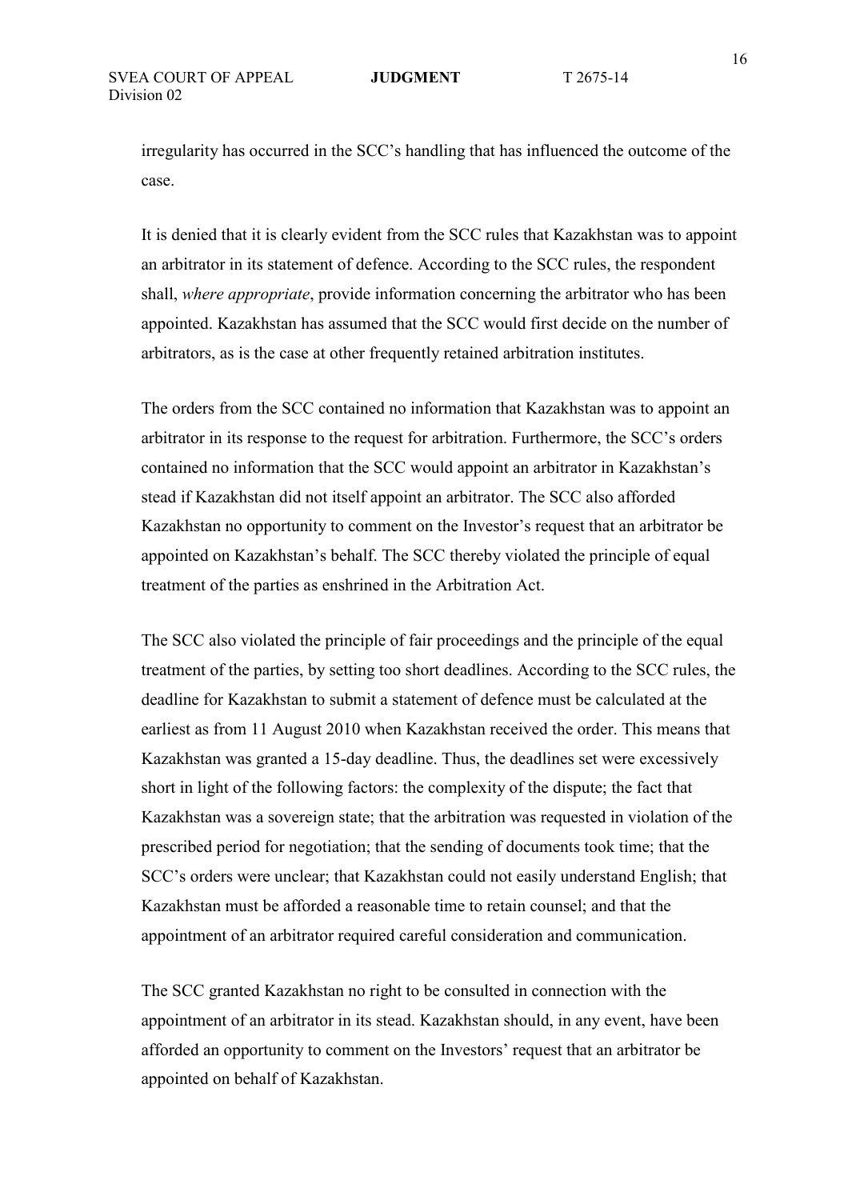irregularity has occurred in the SCC's handling that has influenced the outcome of the case.

It is denied that it is clearly evident from the SCC rules that Kazakhstan was to appoint an arbitrator in its statement of defence. According to the SCC rules, the respondent shall, *where appropriate*, provide information concerning the arbitrator who has been appointed. Kazakhstan has assumed that the SCC would first decide on the number of arbitrators, as is the case at other frequently retained arbitration institutes.

The orders from the SCC contained no information that Kazakhstan was to appoint an arbitrator in its response to the request for arbitration. Furthermore, the SCC's orders contained no information that the SCC would appoint an arbitrator in Kazakhstan's stead if Kazakhstan did not itself appoint an arbitrator. The SCC also afforded Kazakhstan no opportunity to comment on the Investor's request that an arbitrator be appointed on Kazakhstan's behalf. The SCC thereby violated the principle of equal treatment of the parties as enshrined in the Arbitration Act.

The SCC also violated the principle of fair proceedings and the principle of the equal treatment of the parties, by setting too short deadlines. According to the SCC rules, the deadline for Kazakhstan to submit a statement of defence must be calculated at the earliest as from 11 August 2010 when Kazakhstan received the order. This means that Kazakhstan was granted a 15-day deadline. Thus, the deadlines set were excessively short in light of the following factors: the complexity of the dispute; the fact that Kazakhstan was a sovereign state; that the arbitration was requested in violation of the prescribed period for negotiation; that the sending of documents took time; that the SCC's orders were unclear; that Kazakhstan could not easily understand English; that Kazakhstan must be afforded a reasonable time to retain counsel; and that the appointment of an arbitrator required careful consideration and communication.

The SCC granted Kazakhstan no right to be consulted in connection with the appointment of an arbitrator in its stead. Kazakhstan should, in any event, have been afforded an opportunity to comment on the Investors' request that an arbitrator be appointed on behalf of Kazakhstan.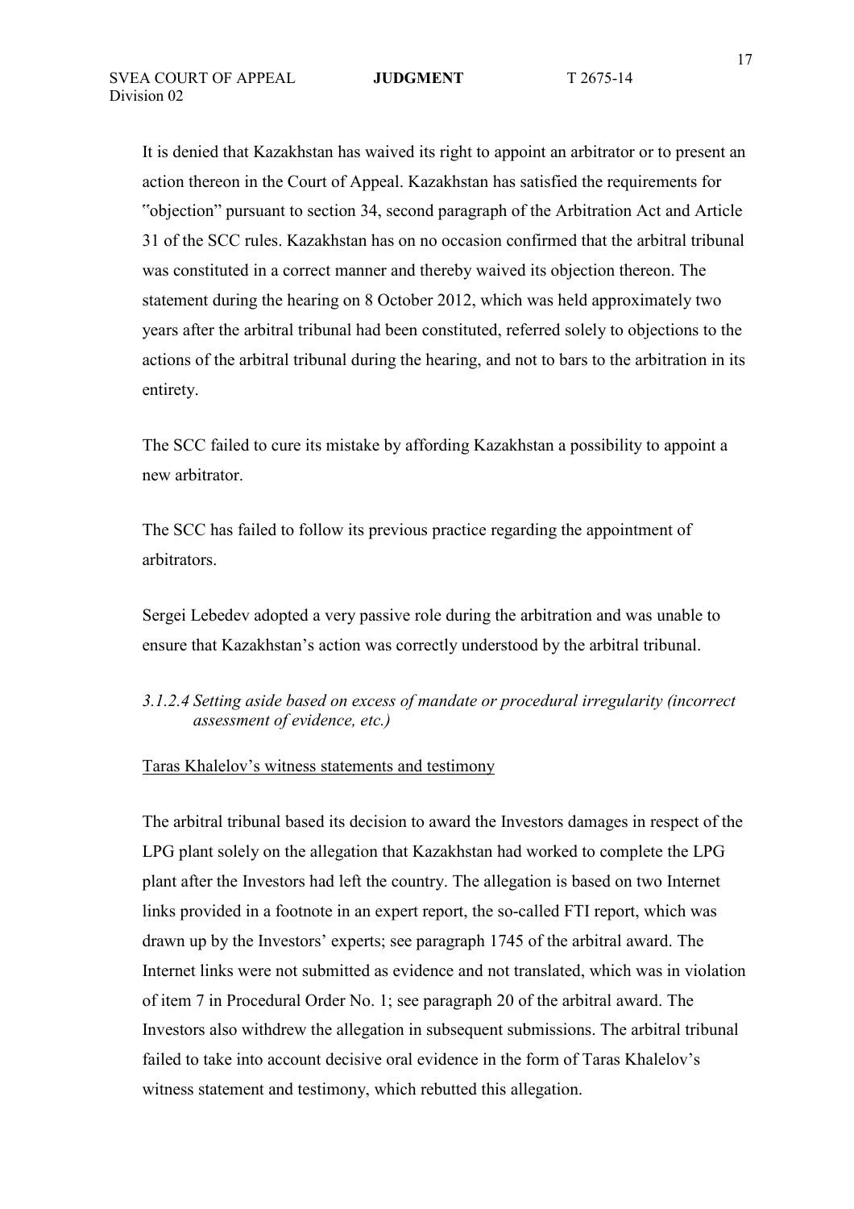It is denied that Kazakhstan has waived its right to appoint an arbitrator or to present an action thereon in the Court of Appeal. Kazakhstan has satisfied the requirements for "objection" pursuant to section 34, second paragraph of the Arbitration Act and Article 31 of the SCC rules. Kazakhstan has on no occasion confirmed that the arbitral tribunal was constituted in a correct manner and thereby waived its objection thereon. The statement during the hearing on 8 October 2012, which was held approximately two years after the arbitral tribunal had been constituted, referred solely to objections to the actions of the arbitral tribunal during the hearing, and not to bars to the arbitration in its entirety.

The SCC failed to cure its mistake by affording Kazakhstan a possibility to appoint a new arbitrator.

The SCC has failed to follow its previous practice regarding the appointment of arbitrators.

Sergei Lebedev adopted a very passive role during the arbitration and was unable to ensure that Kazakhstan's action was correctly understood by the arbitral tribunal.

*3.1.2.4 Setting aside based on excess of mandate or procedural irregularity (incorrect assessment of evidence, etc.)*

Taras Khalelov's witness statements and testimony

The arbitral tribunal based its decision to award the Investors damages in respect of the LPG plant solely on the allegation that Kazakhstan had worked to complete the LPG plant after the Investors had left the country. The allegation is based on two Internet links provided in a footnote in an expert report, the so-called FTI report, which was drawn up by the Investors' experts; see paragraph 1745 of the arbitral award. The Internet links were not submitted as evidence and not translated, which was in violation of item 7 in Procedural Order No. 1; see paragraph 20 of the arbitral award. The Investors also withdrew the allegation in subsequent submissions. The arbitral tribunal failed to take into account decisive oral evidence in the form of Taras Khalelov's witness statement and testimony, which rebutted this allegation.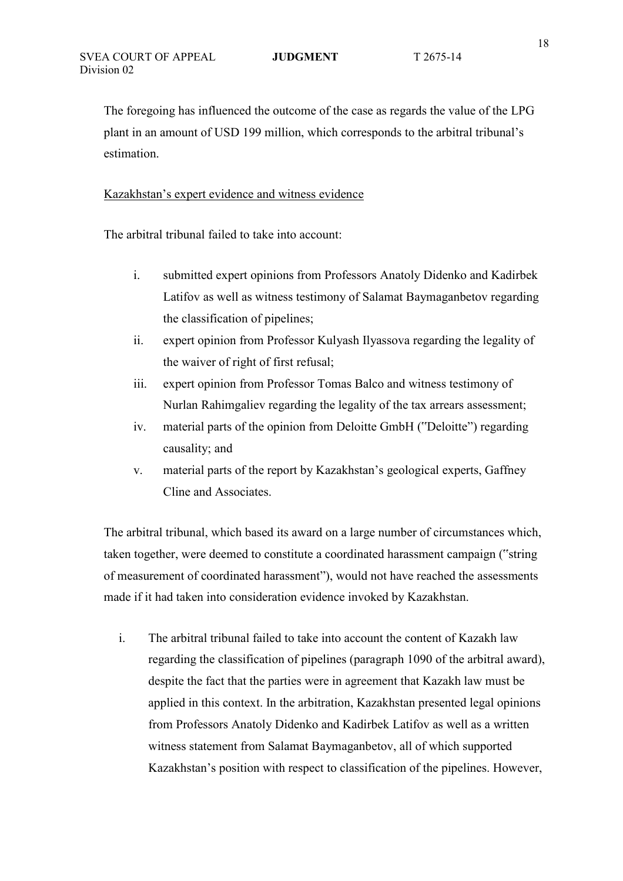The foregoing has influenced the outcome of the case as regards the value of the LPG plant in an amount of USD 199 million, which corresponds to the arbitral tribunal's estimation.

Kazakhstan's expert evidence and witness evidence

The arbitral tribunal failed to take into account:

i. submitted expert opinions from Professors Anatoly Didenko and Kadirbek Latifov as well as witness testimony of Salamat Baymaganbetov regarding the classification of pipelines;
ii. expert opinion from Professor Kulyash Ilyassova regarding the legality of the waiver of right of first refusal;
iii. expert opinion from Professor Tomas Balco and witness testimony of Nurlan Rahimgaliev regarding the legality of the tax arrears assessment;
iv. material parts of the opinion from Deloitte GmbH ("Deloitte") regarding causality; and
v. material parts of the report by Kazakhstan's geological experts, Gaffney Cline and Associates.

The arbitral tribunal, which based its award on a large number of circumstances which, taken together, were deemed to constitute a coordinated harassment campaign ("string of measurement of coordinated harassment"), would not have reached the assessments made if it had taken into consideration evidence invoked by Kazakhstan.

i. The arbitral tribunal failed to take into account the content of Kazakh law regarding the classification of pipelines (paragraph 1090 of the arbitral award), despite the fact that the parties were in agreement that Kazakh law must be applied in this context. In the arbitration, Kazakhstan presented legal opinions from Professors Anatoly Didenko and Kadirbek Latifov as well as a written witness statement from Salamat Baymaganbetov, all of which supported Kazakhstan's position with respect to classification of the pipelines. However,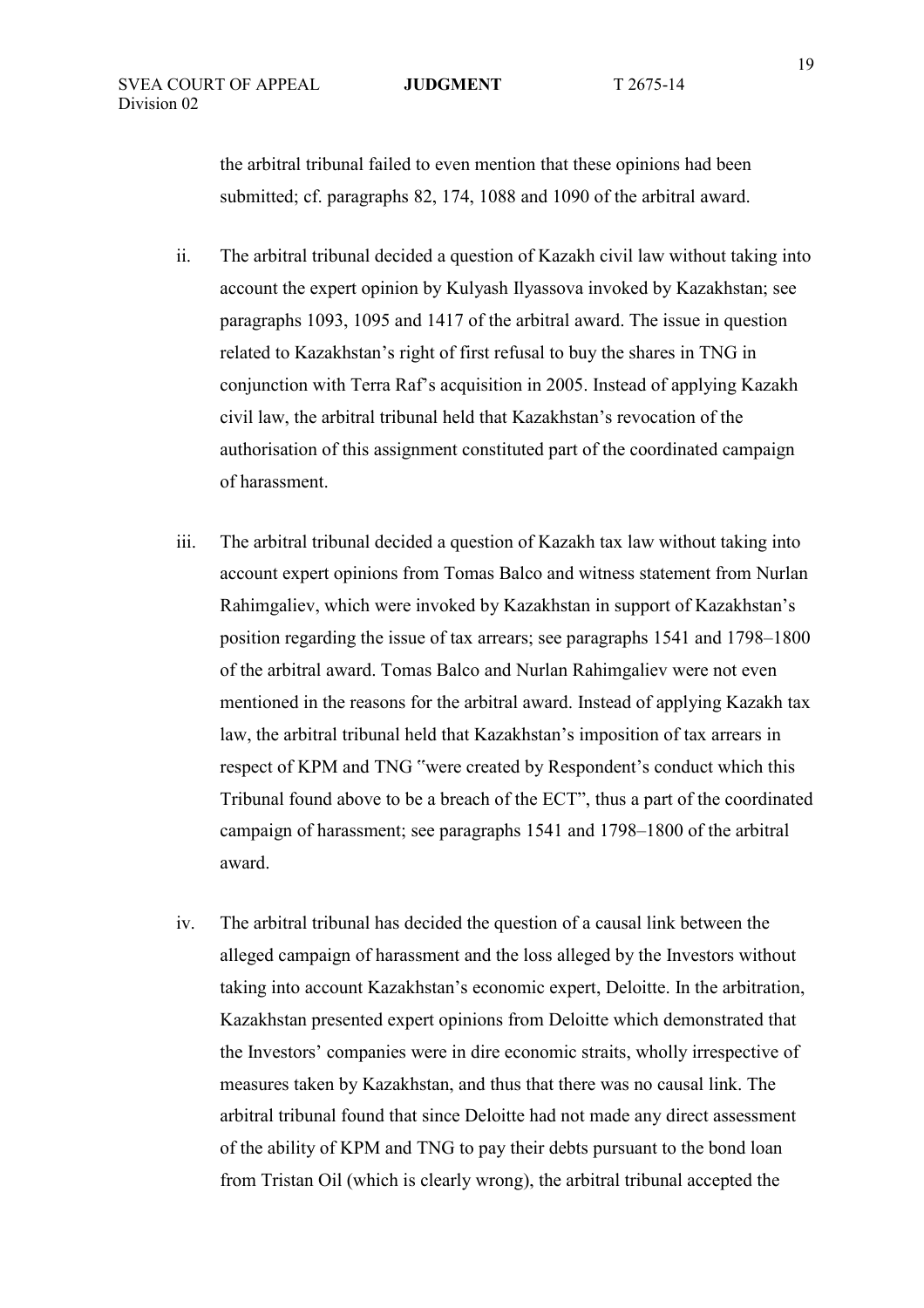the arbitral tribunal failed to even mention that these opinions had been submitted; cf. paragraphs 82, 174, 1088 and 1090 of the arbitral award.

ii. The arbitral tribunal decided a question of Kazakh civil law without taking into account the expert opinion by Kulyash Ilyassova invoked by Kazakhstan; see paragraphs 1093, 1095 and 1417 of the arbitral award. The issue in question related to Kazakhstan's right of first refusal to buy the shares in TNG in conjunction with Terra Raf's acquisition in 2005. Instead of applying Kazakh civil law, the arbitral tribunal held that Kazakhstan's revocation of the authorisation of this assignment constituted part of the coordinated campaign of harassment.

iii. The arbitral tribunal decided a question of Kazakh tax law without taking into account expert opinions from Tomas Balco and witness statement from Nurlan Rahimgaliev, which were invoked by Kazakhstan in support of Kazakhstan's position regarding the issue of tax arrears; see paragraphs 1541 and 1798–1800 of the arbitral award. Tomas Balco and Nurlan Rahimgaliev were not even mentioned in the reasons for the arbitral award. Instead of applying Kazakh tax law, the arbitral tribunal held that Kazakhstan's imposition of tax arrears in respect of KPM and TNG "were created by Respondent's conduct which this Tribunal found above to be a breach of the ECT", thus a part of the coordinated campaign of harassment; see paragraphs 1541 and 1798–1800 of the arbitral award.

iv. The arbitral tribunal has decided the question of a causal link between the alleged campaign of harassment and the loss alleged by the Investors without taking into account Kazakhstan's economic expert, Deloitte. In the arbitration, Kazakhstan presented expert opinions from Deloitte which demonstrated that the Investors' companies were in dire economic straits, wholly irrespective of measures taken by Kazakhstan, and thus that there was no causal link. The arbitral tribunal found that since Deloitte had not made any direct assessment of the ability of KPM and TNG to pay their debts pursuant to the bond loan from Tristan Oil (which is clearly wrong), the arbitral tribunal accepted the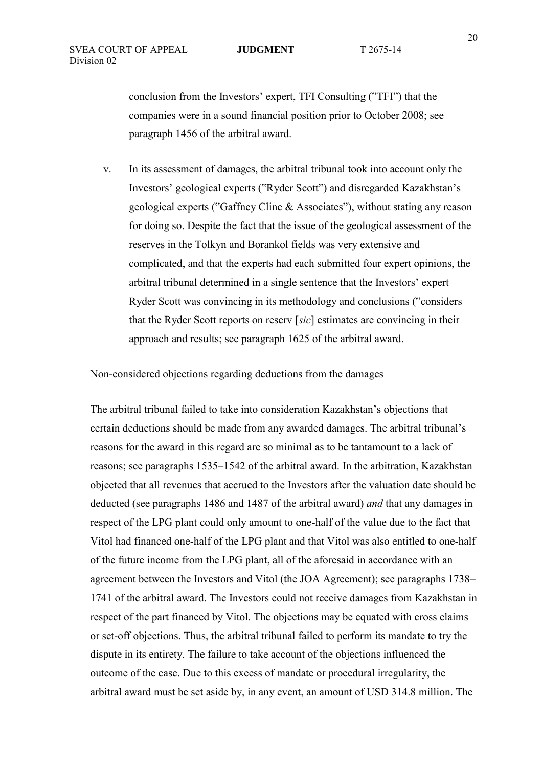conclusion from the Investors' expert, TFI Consulting ("TFI") that the companies were in a sound financial position prior to October 2008; see paragraph 1456 of the arbitral award.

v. In its assessment of damages, the arbitral tribunal took into account only the Investors' geological experts ("Ryder Scott") and disregarded Kazakhstan's geological experts ("Gaffney Cline & Associates"), without stating any reason for doing so. Despite the fact that the issue of the geological assessment of the reserves in the Tolkyn and Borankol fields was very extensive and complicated, and that the experts had each submitted four expert opinions, the arbitral tribunal determined in a single sentence that the Investors' expert Ryder Scott was convincing in its methodology and conclusions ("considers that the Ryder Scott reports on reserv [*sic*] estimates are convincing in their approach and results; see paragraph 1625 of the arbitral award.

<u>Non-considered objections regarding deductions from the damages</u>

The arbitral tribunal failed to take into consideration Kazakhstan's objections that certain deductions should be made from any awarded damages. The arbitral tribunal's reasons for the award in this regard are so minimal as to be tantamount to a lack of reasons; see paragraphs 1535–1542 of the arbitral award. In the arbitration, Kazakhstan objected that all revenues that accrued to the Investors after the valuation date should be deducted (see paragraphs 1486 and 1487 of the arbitral award) *and* that any damages in respect of the LPG plant could only amount to one-half of the value due to the fact that Vitol had financed one-half of the LPG plant and that Vitol was also entitled to one-half of the future income from the LPG plant, all of the aforesaid in accordance with an agreement between the Investors and Vitol (the JOA Agreement); see paragraphs 1738–1741 of the arbitral award. The Investors could not receive damages from Kazakhstan in respect of the part financed by Vitol. The objections may be equated with cross claims or set-off objections. Thus, the arbitral tribunal failed to perform its mandate to try the dispute in its entirety. The failure to take account of the objections influenced the outcome of the case. Due to this excess of mandate or procedural irregularity, the arbitral award must be set aside by, in any event, an amount of USD 314.8 million. The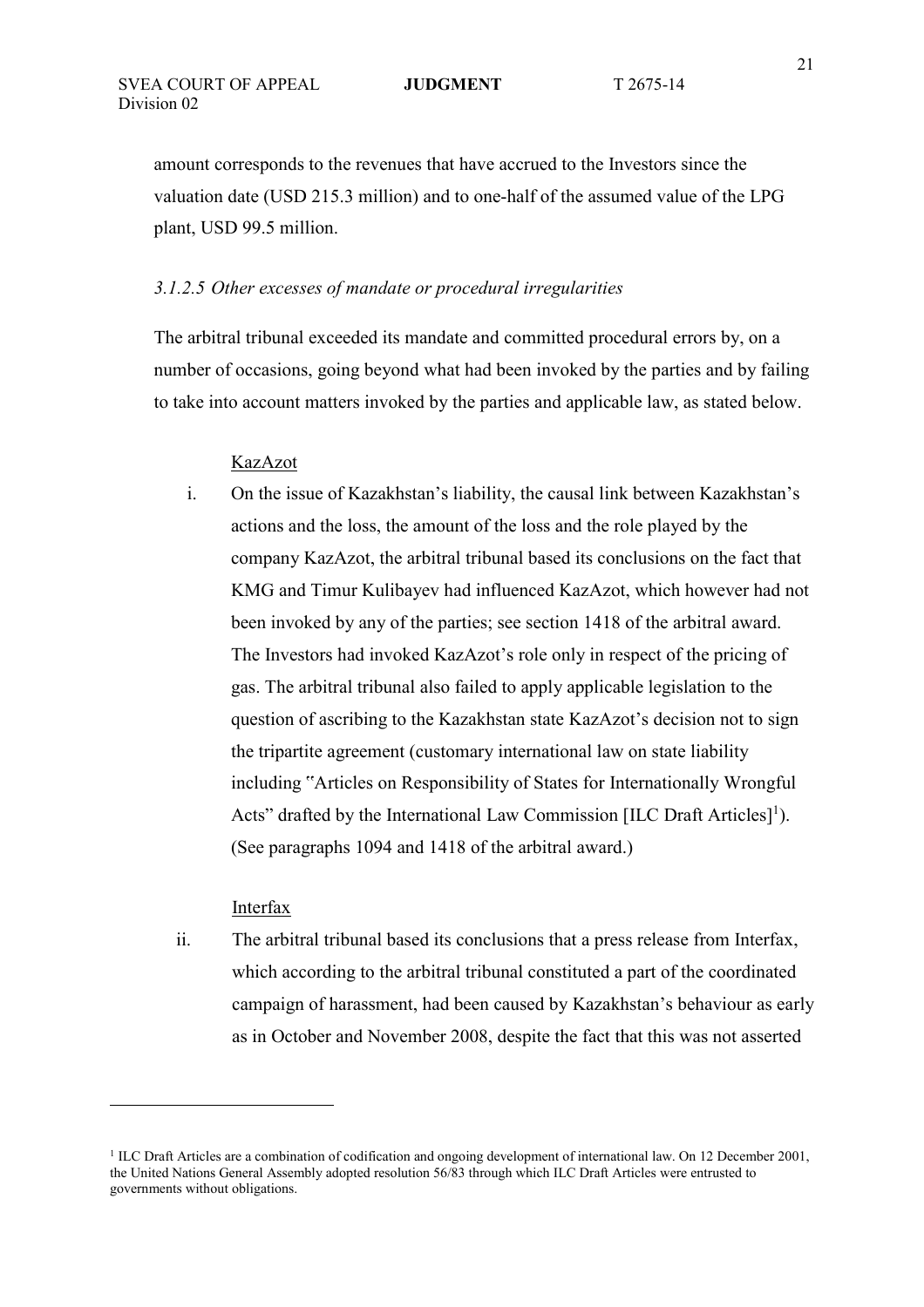amount corresponds to the revenues that have accrued to the Investors since the valuation date (USD 215.3 million) and to one-half of the assumed value of the LPG plant, USD 99.5 million.

*3.1.2.5 Other excesses of mandate or procedural irregularities*

The arbitral tribunal exceeded its mandate and committed procedural errors by, on a number of occasions, going beyond what had been invoked by the parties and by failing to take into account matters invoked by the parties and applicable law, as stated below.

KazAzot

i. On the issue of Kazakhstan's liability, the causal link between Kazakhstan's actions and the loss, the amount of the loss and the role played by the company KazAzot, the arbitral tribunal based its conclusions on the fact that KMG and Timur Kulibayev had influenced KazAzot, which however had not been invoked by any of the parties; see section 1418 of the arbitral award. The Investors had invoked KazAzot's role only in respect of the pricing of gas. The arbitral tribunal also failed to apply applicable legislation to the question of ascribing to the Kazakhstan state KazAzot's decision not to sign the tripartite agreement (customary international law on state liability including "Articles on Responsibility of States for Internationally Wrongful Acts" drafted by the International Law Commission [ILC Draft Articles][1]). (See paragraphs 1094 and 1418 of the arbitral award.)

Interfax

ii. The arbitral tribunal based its conclusions that a press release from Interfax, which according to the arbitral tribunal constituted a part of the coordinated campaign of harassment, had been caused by Kazakhstan's behaviour as early as in October and November 2008, despite the fact that this was not asserted

[1] ILC Draft Articles are a combination of codification and ongoing development of international law. On 12 December 2001, the United Nations General Assembly adopted resolution 56/83 through which ILC Draft Articles were entrusted to governments without obligations.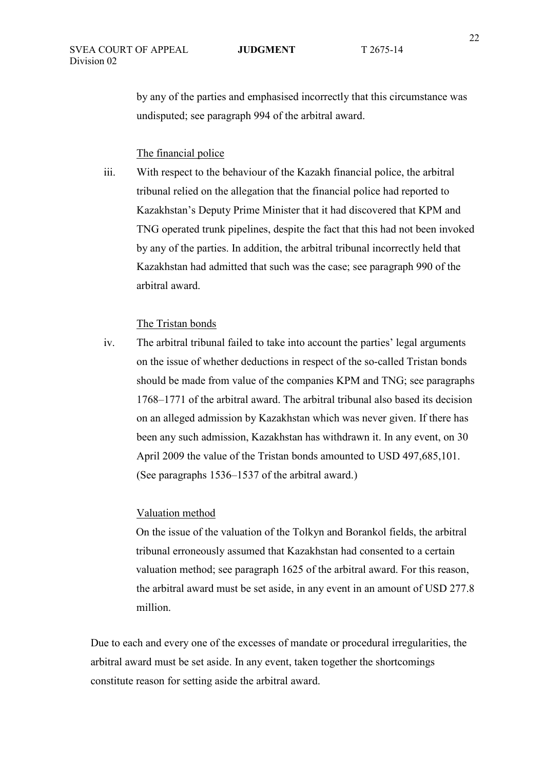by any of the parties and emphasised incorrectly that this circumstance was undisputed; see paragraph 994 of the arbitral award.

The financial police

iii. With respect to the behaviour of the Kazakh financial police, the arbitral tribunal relied on the allegation that the financial police had reported to Kazakhstan's Deputy Prime Minister that it had discovered that KPM and TNG operated trunk pipelines, despite the fact that this had not been invoked by any of the parties. In addition, the arbitral tribunal incorrectly held that Kazakhstan had admitted that such was the case; see paragraph 990 of the arbitral award.

The Tristan bonds

iv. The arbitral tribunal failed to take into account the parties' legal arguments on the issue of whether deductions in respect of the so-called Tristan bonds should be made from value of the companies KPM and TNG; see paragraphs 1768–1771 of the arbitral award. The arbitral tribunal also based its decision on an alleged admission by Kazakhstan which was never given. If there has been any such admission, Kazakhstan has withdrawn it. In any event, on 30 April 2009 the value of the Tristan bonds amounted to USD 497,685,101. (See paragraphs 1536–1537 of the arbitral award.)

Valuation method

On the issue of the valuation of the Tolkyn and Borankol fields, the arbitral tribunal erroneously assumed that Kazakhstan had consented to a certain valuation method; see paragraph 1625 of the arbitral award. For this reason, the arbitral award must be set aside, in any event in an amount of USD 277.8 million.

Due to each and every one of the excesses of mandate or procedural irregularities, the arbitral award must be set aside. In any event, taken together the shortcomings constitute reason for setting aside the arbitral award.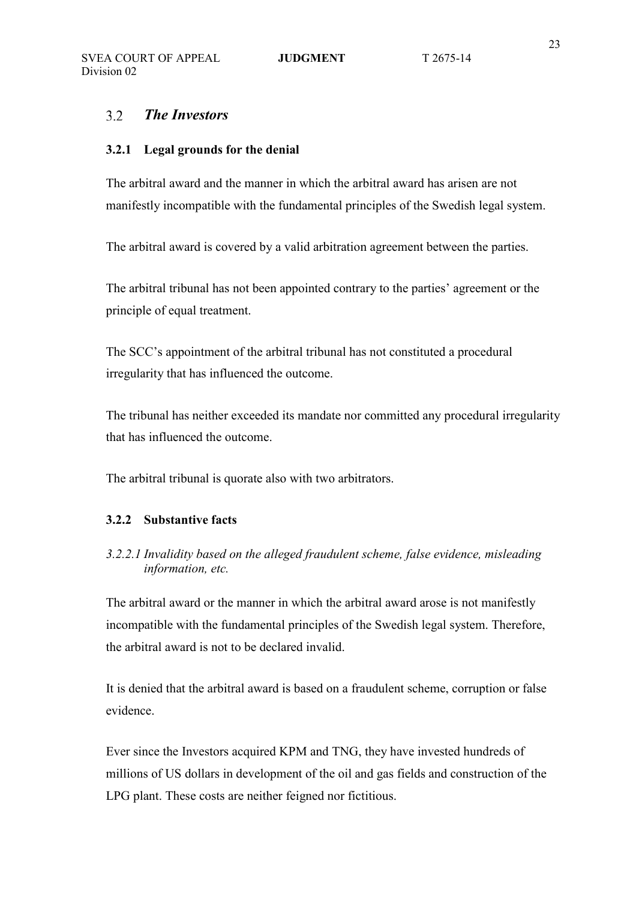## 3.2 *The Investors*

### 3.2.1 Legal grounds for the denial

The arbitral award and the manner in which the arbitral award has arisen are not manifestly incompatible with the fundamental principles of the Swedish legal system.

The arbitral award is covered by a valid arbitration agreement between the parties.

The arbitral tribunal has not been appointed contrary to the parties' agreement or the principle of equal treatment.

The SCC's appointment of the arbitral tribunal has not constituted a procedural irregularity that has influenced the outcome.

The tribunal has neither exceeded its mandate nor committed any procedural irregularity that has influenced the outcome.

The arbitral tribunal is quorate also with two arbitrators.

### 3.2.2 Substantive facts

#### *3.2.2.1 Invalidity based on the alleged fraudulent scheme, false evidence, misleading information, etc.*

The arbitral award or the manner in which the arbitral award arose is not manifestly incompatible with the fundamental principles of the Swedish legal system. Therefore, the arbitral award is not to be declared invalid.

It is denied that the arbitral award is based on a fraudulent scheme, corruption or false evidence.

Ever since the Investors acquired KPM and TNG, they have invested hundreds of millions of US dollars in development of the oil and gas fields and construction of the LPG plant. These costs are neither feigned nor fictitious.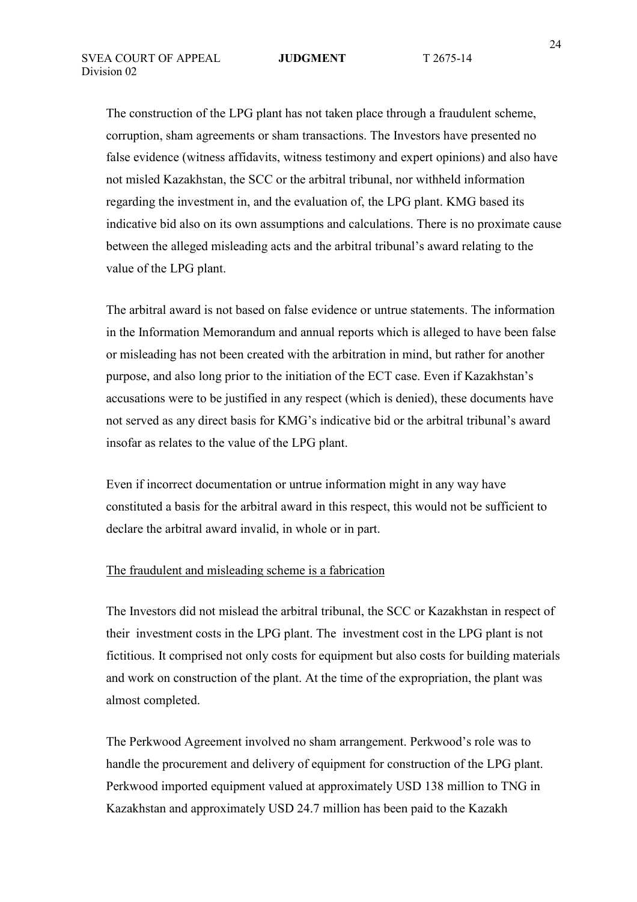The construction of the LPG plant has not taken place through a fraudulent scheme, corruption, sham agreements or sham transactions. The Investors have presented no false evidence (witness affidavits, witness testimony and expert opinions) and also have not misled Kazakhstan, the SCC or the arbitral tribunal, nor withheld information regarding the investment in, and the evaluation of, the LPG plant. KMG based its indicative bid also on its own assumptions and calculations. There is no proximate cause between the alleged misleading acts and the arbitral tribunal's award relating to the value of the LPG plant.

The arbitral award is not based on false evidence or untrue statements. The information in the Information Memorandum and annual reports which is alleged to have been false or misleading has not been created with the arbitration in mind, but rather for another purpose, and also long prior to the initiation of the ECT case. Even if Kazakhstan's accusations were to be justified in any respect (which is denied), these documents have not served as any direct basis for KMG's indicative bid or the arbitral tribunal's award insofar as relates to the value of the LPG plant.

Even if incorrect documentation or untrue information might in any way have constituted a basis for the arbitral award in this respect, this would not be sufficient to declare the arbitral award invalid, in whole or in part.

<u>The fraudulent and misleading scheme is a fabrication</u>

The Investors did not mislead the arbitral tribunal, the SCC or Kazakhstan in respect of their investment costs in the LPG plant. The investment cost in the LPG plant is not fictitious. It comprised not only costs for equipment but also costs for building materials and work on construction of the plant. At the time of the expropriation, the plant was almost completed.

The Perkwood Agreement involved no sham arrangement. Perkwood's role was to handle the procurement and delivery of equipment for construction of the LPG plant. Perkwood imported equipment valued at approximately USD 138 million to TNG in Kazakhstan and approximately USD 24.7 million has been paid to the Kazakh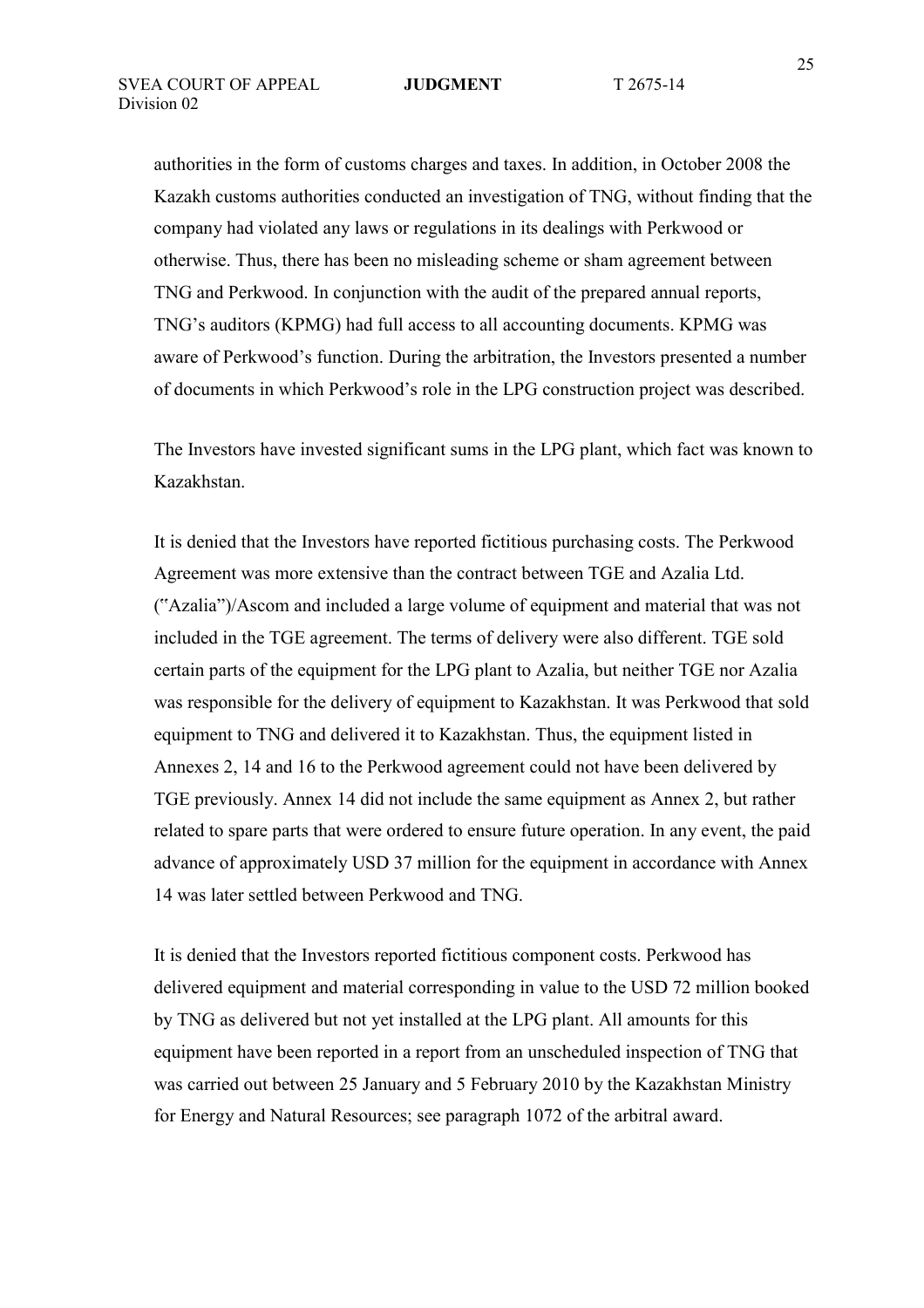authorities in the form of customs charges and taxes. In addition, in October 2008 the Kazakh customs authorities conducted an investigation of TNG, without finding that the company had violated any laws or regulations in its dealings with Perkwood or otherwise. Thus, there has been no misleading scheme or sham agreement between TNG and Perkwood. In conjunction with the audit of the prepared annual reports, TNG's auditors (KPMG) had full access to all accounting documents. KPMG was aware of Perkwood's function. During the arbitration, the Investors presented a number of documents in which Perkwood's role in the LPG construction project was described.

The Investors have invested significant sums in the LPG plant, which fact was known to Kazakhstan.

It is denied that the Investors have reported fictitious purchasing costs. The Perkwood Agreement was more extensive than the contract between TGE and Azalia Ltd. ("Azalia")/Ascom and included a large volume of equipment and material that was not included in the TGE agreement. The terms of delivery were also different. TGE sold certain parts of the equipment for the LPG plant to Azalia, but neither TGE nor Azalia was responsible for the delivery of equipment to Kazakhstan. It was Perkwood that sold equipment to TNG and delivered it to Kazakhstan. Thus, the equipment listed in Annexes 2, 14 and 16 to the Perkwood agreement could not have been delivered by TGE previously. Annex 14 did not include the same equipment as Annex 2, but rather related to spare parts that were ordered to ensure future operation. In any event, the paid advance of approximately USD 37 million for the equipment in accordance with Annex 14 was later settled between Perkwood and TNG.

It is denied that the Investors reported fictitious component costs. Perkwood has delivered equipment and material corresponding in value to the USD 72 million booked by TNG as delivered but not yet installed at the LPG plant. All amounts for this equipment have been reported in a report from an unscheduled inspection of TNG that was carried out between 25 January and 5 February 2010 by the Kazakhstan Ministry for Energy and Natural Resources; see paragraph 1072 of the arbitral award.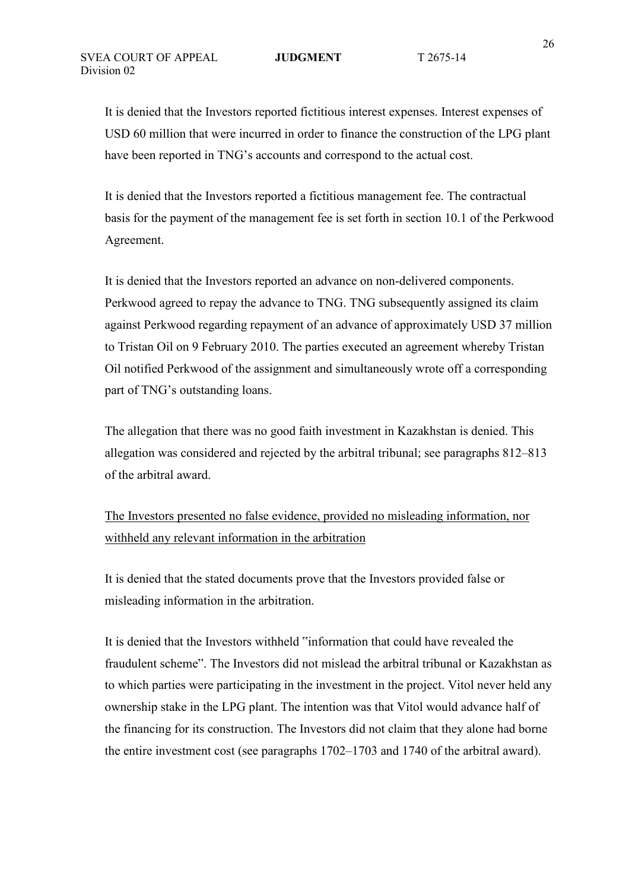It is denied that the Investors reported fictitious interest expenses. Interest expenses of USD 60 million that were incurred in order to finance the construction of the LPG plant have been reported in TNG's accounts and correspond to the actual cost.

It is denied that the Investors reported a fictitious management fee. The contractual basis for the payment of the management fee is set forth in section 10.1 of the Perkwood Agreement.

It is denied that the Investors reported an advance on non-delivered components. Perkwood agreed to repay the advance to TNG. TNG subsequently assigned its claim against Perkwood regarding repayment of an advance of approximately USD 37 million to Tristan Oil on 9 February 2010. The parties executed an agreement whereby Tristan Oil notified Perkwood of the assignment and simultaneously wrote off a corresponding part of TNG's outstanding loans.

The allegation that there was no good faith investment in Kazakhstan is denied. This allegation was considered and rejected by the arbitral tribunal; see paragraphs 812–813 of the arbitral award.

<u>The Investors presented no false evidence, provided no misleading information, nor withheld any relevant information in the arbitration</u>

It is denied that the stated documents prove that the Investors provided false or misleading information in the arbitration.

It is denied that the Investors withheld "information that could have revealed the fraudulent scheme". The Investors did not mislead the arbitral tribunal or Kazakhstan as to which parties were participating in the investment in the project. Vitol never held any ownership stake in the LPG plant. The intention was that Vitol would advance half of the financing for its construction. The Investors did not claim that they alone had borne the entire investment cost (see paragraphs 1702–1703 and 1740 of the arbitral award).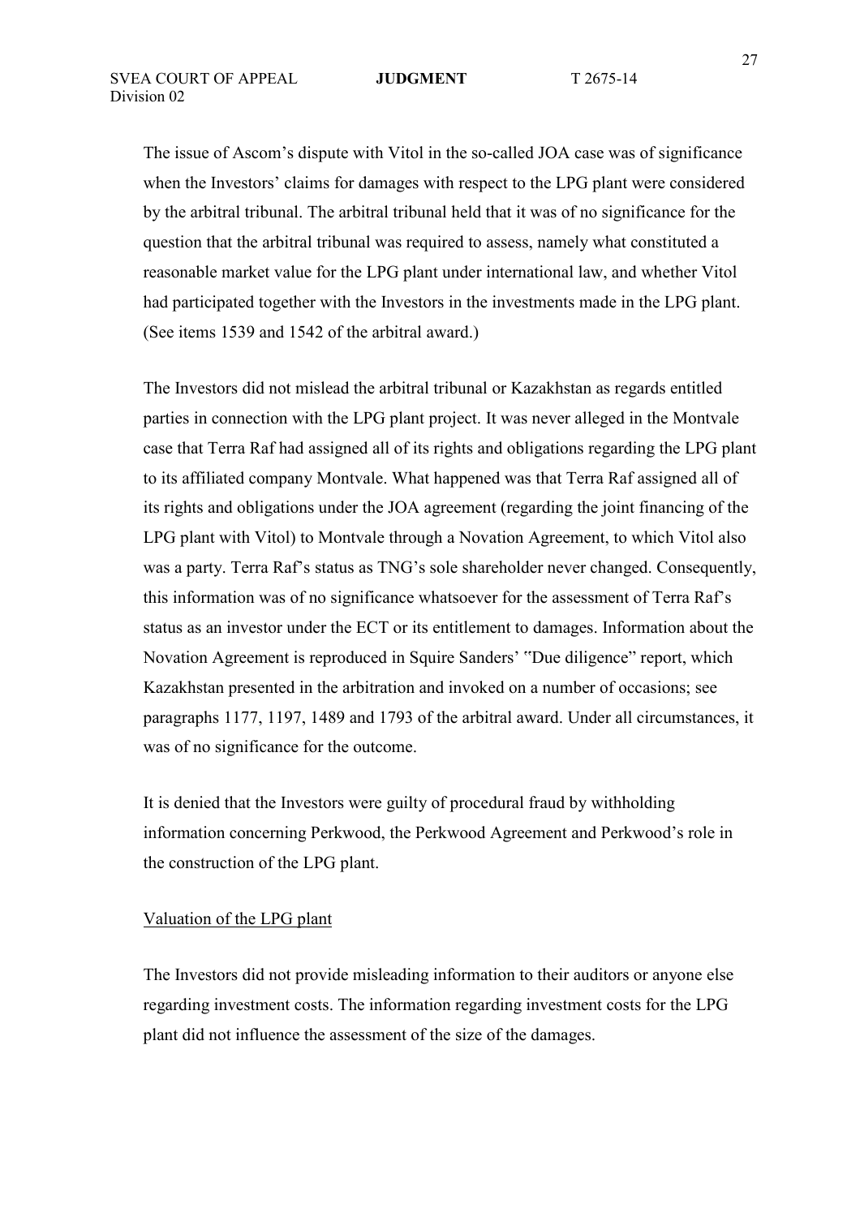The issue of Ascom's dispute with Vitol in the so-called JOA case was of significance when the Investors' claims for damages with respect to the LPG plant were considered by the arbitral tribunal. The arbitral tribunal held that it was of no significance for the question that the arbitral tribunal was required to assess, namely what constituted a reasonable market value for the LPG plant under international law, and whether Vitol had participated together with the Investors in the investments made in the LPG plant. (See items 1539 and 1542 of the arbitral award.)

The Investors did not mislead the arbitral tribunal or Kazakhstan as regards entitled parties in connection with the LPG plant project. It was never alleged in the Montvale case that Terra Raf had assigned all of its rights and obligations regarding the LPG plant to its affiliated company Montvale. What happened was that Terra Raf assigned all of its rights and obligations under the JOA agreement (regarding the joint financing of the LPG plant with Vitol) to Montvale through a Novation Agreement, to which Vitol also was a party. Terra Raf's status as TNG's sole shareholder never changed. Consequently, this information was of no significance whatsoever for the assessment of Terra Raf's status as an investor under the ECT or its entitlement to damages. Information about the Novation Agreement is reproduced in Squire Sanders' "Due diligence" report, which Kazakhstan presented in the arbitration and invoked on a number of occasions; see paragraphs 1177, 1197, 1489 and 1793 of the arbitral award. Under all circumstances, it was of no significance for the outcome.

It is denied that the Investors were guilty of procedural fraud by withholding information concerning Perkwood, the Perkwood Agreement and Perkwood's role in the construction of the LPG plant.

Valuation of the LPG plant

The Investors did not provide misleading information to their auditors or anyone else regarding investment costs. The information regarding investment costs for the LPG plant did not influence the assessment of the size of the damages.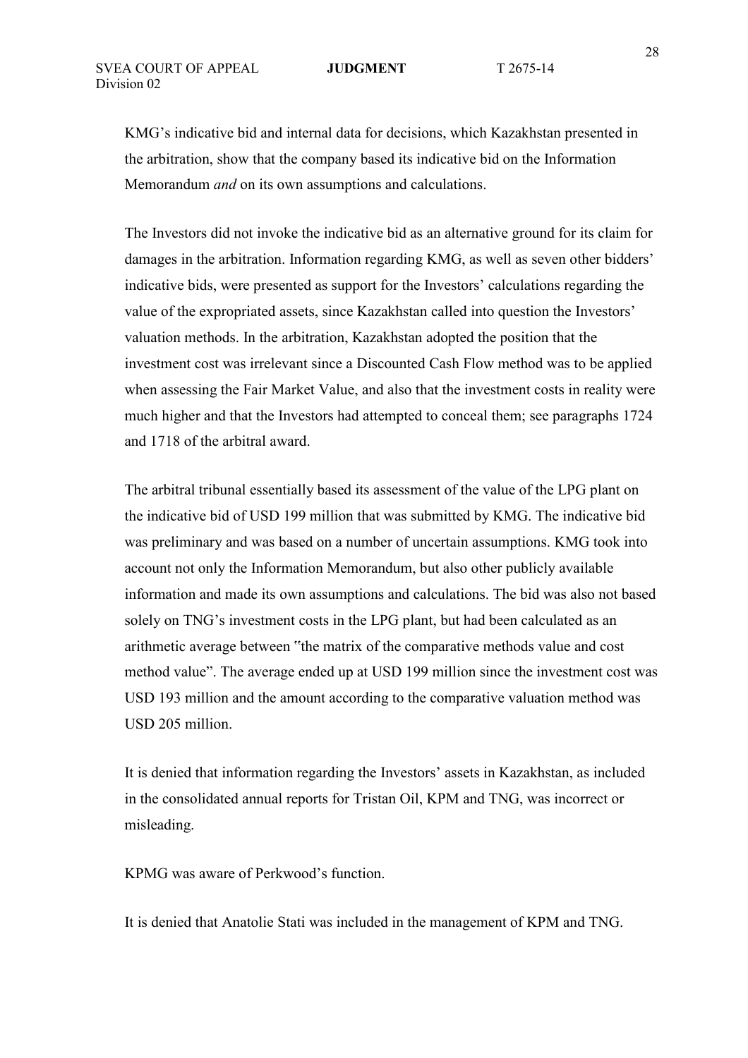KMG's indicative bid and internal data for decisions, which Kazakhstan presented in the arbitration, show that the company based its indicative bid on the Information Memorandum *and* on its own assumptions and calculations.

The Investors did not invoke the indicative bid as an alternative ground for its claim for damages in the arbitration. Information regarding KMG, as well as seven other bidders' indicative bids, were presented as support for the Investors' calculations regarding the value of the expropriated assets, since Kazakhstan called into question the Investors' valuation methods. In the arbitration, Kazakhstan adopted the position that the investment cost was irrelevant since a Discounted Cash Flow method was to be applied when assessing the Fair Market Value, and also that the investment costs in reality were much higher and that the Investors had attempted to conceal them; see paragraphs 1724 and 1718 of the arbitral award.

The arbitral tribunal essentially based its assessment of the value of the LPG plant on the indicative bid of USD 199 million that was submitted by KMG. The indicative bid was preliminary and was based on a number of uncertain assumptions. KMG took into account not only the Information Memorandum, but also other publicly available information and made its own assumptions and calculations. The bid was also not based solely on TNG's investment costs in the LPG plant, but had been calculated as an arithmetic average between "the matrix of the comparative methods value and cost method value". The average ended up at USD 199 million since the investment cost was USD 193 million and the amount according to the comparative valuation method was USD 205 million.

It is denied that information regarding the Investors' assets in Kazakhstan, as included in the consolidated annual reports for Tristan Oil, KPM and TNG, was incorrect or misleading.

KPMG was aware of Perkwood's function.

It is denied that Anatolie Stati was included in the management of KPM and TNG.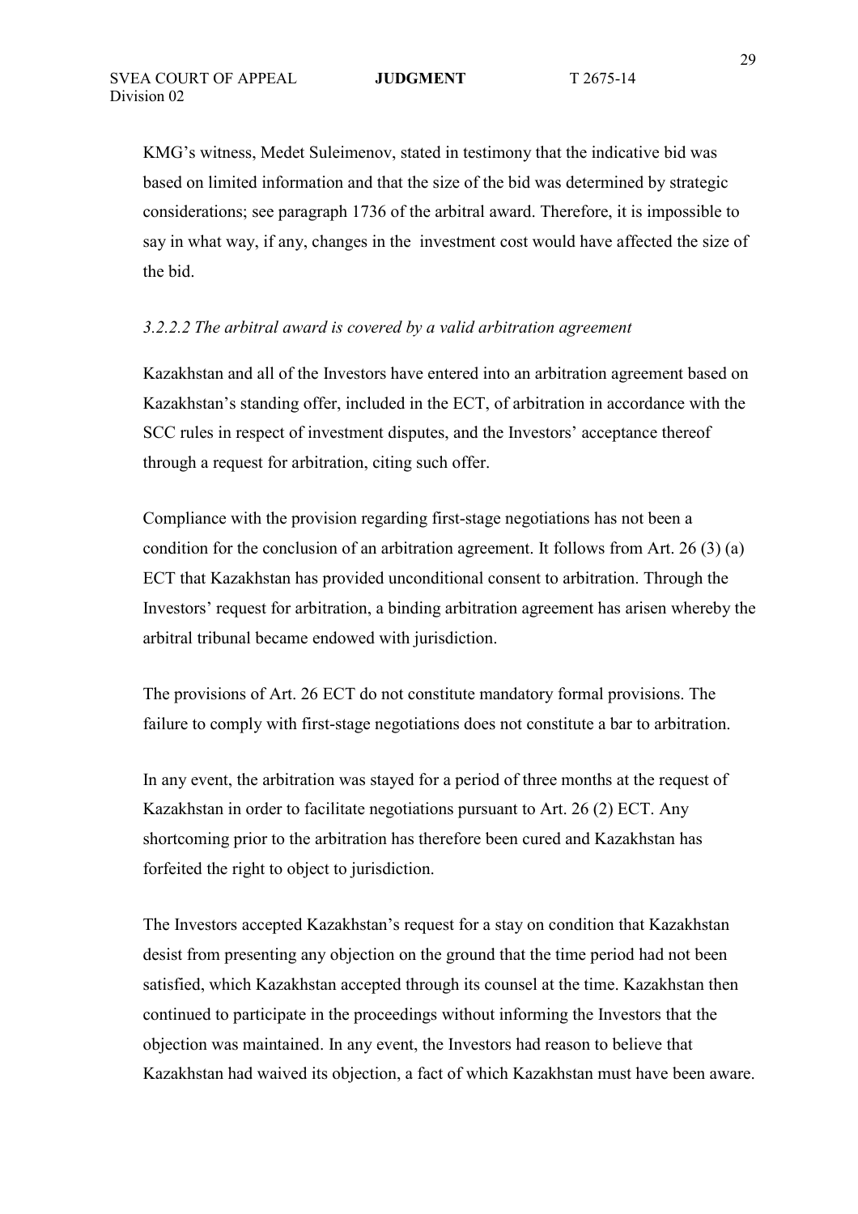KMG's witness, Medet Suleimenov, stated in testimony that the indicative bid was based on limited information and that the size of the bid was determined by strategic considerations; see paragraph 1736 of the arbitral award. Therefore, it is impossible to say in what way, if any, changes in the investment cost would have affected the size of the bid.

*3.2.2.2 The arbitral award is covered by a valid arbitration agreement*

Kazakhstan and all of the Investors have entered into an arbitration agreement based on Kazakhstan's standing offer, included in the ECT, of arbitration in accordance with the SCC rules in respect of investment disputes, and the Investors' acceptance thereof through a request for arbitration, citing such offer.

Compliance with the provision regarding first-stage negotiations has not been a condition for the conclusion of an arbitration agreement. It follows from Art. 26 (3) (a) ECT that Kazakhstan has provided unconditional consent to arbitration. Through the Investors' request for arbitration, a binding arbitration agreement has arisen whereby the arbitral tribunal became endowed with jurisdiction.

The provisions of Art. 26 ECT do not constitute mandatory formal provisions. The failure to comply with first-stage negotiations does not constitute a bar to arbitration.

In any event, the arbitration was stayed for a period of three months at the request of Kazakhstan in order to facilitate negotiations pursuant to Art. 26 (2) ECT. Any shortcoming prior to the arbitration has therefore been cured and Kazakhstan has forfeited the right to object to jurisdiction.

The Investors accepted Kazakhstan's request for a stay on condition that Kazakhstan desist from presenting any objection on the ground that the time period had not been satisfied, which Kazakhstan accepted through its counsel at the time. Kazakhstan then continued to participate in the proceedings without informing the Investors that the objection was maintained. In any event, the Investors had reason to believe that Kazakhstan had waived its objection, a fact of which Kazakhstan must have been aware.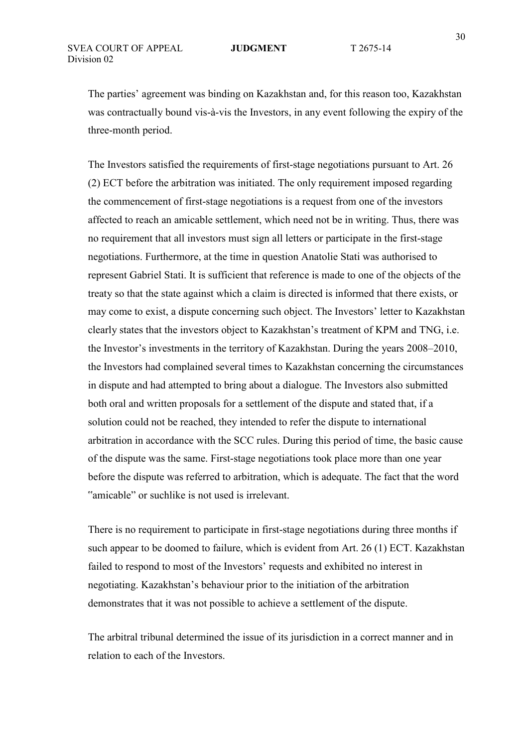The parties' agreement was binding on Kazakhstan and, for this reason too, Kazakhstan was contractually bound vis-à-vis the Investors, in any event following the expiry of the three-month period.

The Investors satisfied the requirements of first-stage negotiations pursuant to Art. 26 (2) ECT before the arbitration was initiated. The only requirement imposed regarding the commencement of first-stage negotiations is a request from one of the investors affected to reach an amicable settlement, which need not be in writing. Thus, there was no requirement that all investors must sign all letters or participate in the first-stage negotiations. Furthermore, at the time in question Anatolie Stati was authorised to represent Gabriel Stati. It is sufficient that reference is made to one of the objects of the treaty so that the state against which a claim is directed is informed that there exists, or may come to exist, a dispute concerning such object. The Investors' letter to Kazakhstan clearly states that the investors object to Kazakhstan's treatment of KPM and TNG, i.e. the Investor's investments in the territory of Kazakhstan. During the years 2008–2010, the Investors had complained several times to Kazakhstan concerning the circumstances in dispute and had attempted to bring about a dialogue. The Investors also submitted both oral and written proposals for a settlement of the dispute and stated that, if a solution could not be reached, they intended to refer the dispute to international arbitration in accordance with the SCC rules. During this period of time, the basic cause of the dispute was the same. First-stage negotiations took place more than one year before the dispute was referred to arbitration, which is adequate. The fact that the word "amicable" or suchlike is not used is irrelevant.

There is no requirement to participate in first-stage negotiations during three months if such appear to be doomed to failure, which is evident from Art. 26 (1) ECT. Kazakhstan failed to respond to most of the Investors' requests and exhibited no interest in negotiating. Kazakhstan's behaviour prior to the initiation of the arbitration demonstrates that it was not possible to achieve a settlement of the dispute.

The arbitral tribunal determined the issue of its jurisdiction in a correct manner and in relation to each of the Investors.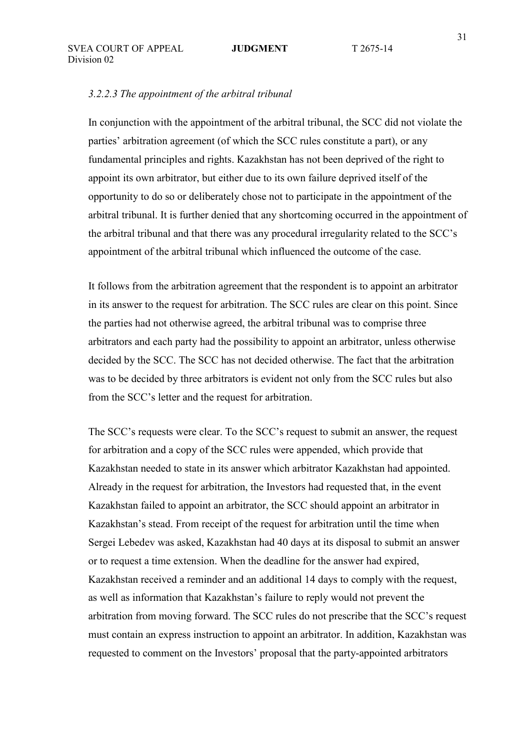*3.2.2.3 The appointment of the arbitral tribunal*

In conjunction with the appointment of the arbitral tribunal, the SCC did not violate the parties' arbitration agreement (of which the SCC rules constitute a part), or any fundamental principles and rights. Kazakhstan has not been deprived of the right to appoint its own arbitrator, but either due to its own failure deprived itself of the opportunity to do so or deliberately chose not to participate in the appointment of the arbitral tribunal. It is further denied that any shortcoming occurred in the appointment of the arbitral tribunal and that there was any procedural irregularity related to the SCC's appointment of the arbitral tribunal which influenced the outcome of the case.

It follows from the arbitration agreement that the respondent is to appoint an arbitrator in its answer to the request for arbitration. The SCC rules are clear on this point. Since the parties had not otherwise agreed, the arbitral tribunal was to comprise three arbitrators and each party had the possibility to appoint an arbitrator, unless otherwise decided by the SCC. The SCC has not decided otherwise. The fact that the arbitration was to be decided by three arbitrators is evident not only from the SCC rules but also from the SCC's letter and the request for arbitration.

The SCC's requests were clear. To the SCC's request to submit an answer, the request for arbitration and a copy of the SCC rules were appended, which provide that Kazakhstan needed to state in its answer which arbitrator Kazakhstan had appointed. Already in the request for arbitration, the Investors had requested that, in the event Kazakhstan failed to appoint an arbitrator, the SCC should appoint an arbitrator in Kazakhstan's stead. From receipt of the request for arbitration until the time when Sergei Lebedev was asked, Kazakhstan had 40 days at its disposal to submit an answer or to request a time extension. When the deadline for the answer had expired, Kazakhstan received a reminder and an additional 14 days to comply with the request, as well as information that Kazakhstan's failure to reply would not prevent the arbitration from moving forward. The SCC rules do not prescribe that the SCC's request must contain an express instruction to appoint an arbitrator. In addition, Kazakhstan was requested to comment on the Investors' proposal that the party-appointed arbitrators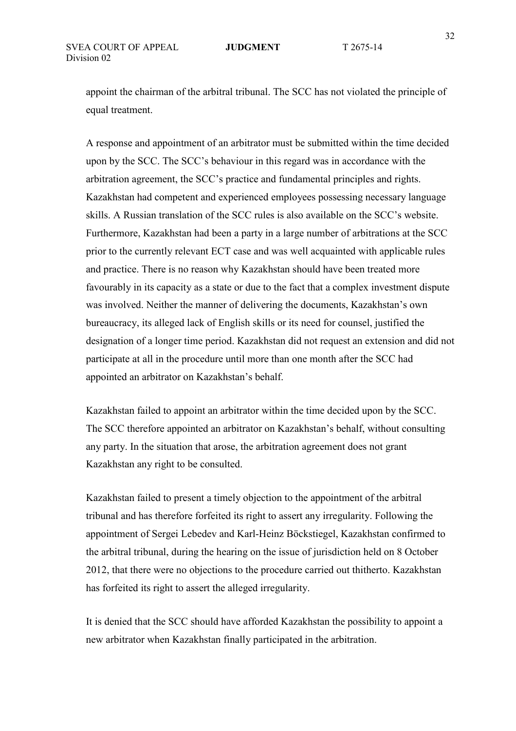appoint the chairman of the arbitral tribunal. The SCC has not violated the principle of equal treatment.

A response and appointment of an arbitrator must be submitted within the time decided upon by the SCC. The SCC's behaviour in this regard was in accordance with the arbitration agreement, the SCC's practice and fundamental principles and rights. Kazakhstan had competent and experienced employees possessing necessary language skills. A Russian translation of the SCC rules is also available on the SCC's website. Furthermore, Kazakhstan had been a party in a large number of arbitrations at the SCC prior to the currently relevant ECT case and was well acquainted with applicable rules and practice. There is no reason why Kazakhstan should have been treated more favourably in its capacity as a state or due to the fact that a complex investment dispute was involved. Neither the manner of delivering the documents, Kazakhstan's own bureaucracy, its alleged lack of English skills or its need for counsel, justified the designation of a longer time period. Kazakhstan did not request an extension and did not participate at all in the procedure until more than one month after the SCC had appointed an arbitrator on Kazakhstan's behalf.

Kazakhstan failed to appoint an arbitrator within the time decided upon by the SCC. The SCC therefore appointed an arbitrator on Kazakhstan's behalf, without consulting any party. In the situation that arose, the arbitration agreement does not grant Kazakhstan any right to be consulted.

Kazakhstan failed to present a timely objection to the appointment of the arbitral tribunal and has therefore forfeited its right to assert any irregularity. Following the appointment of Sergei Lebedev and Karl-Heinz Böckstiegel, Kazakhstan confirmed to the arbitral tribunal, during the hearing on the issue of jurisdiction held on 8 October 2012, that there were no objections to the procedure carried out thitherto. Kazakhstan has forfeited its right to assert the alleged irregularity.

It is denied that the SCC should have afforded Kazakhstan the possibility to appoint a new arbitrator when Kazakhstan finally participated in the arbitration.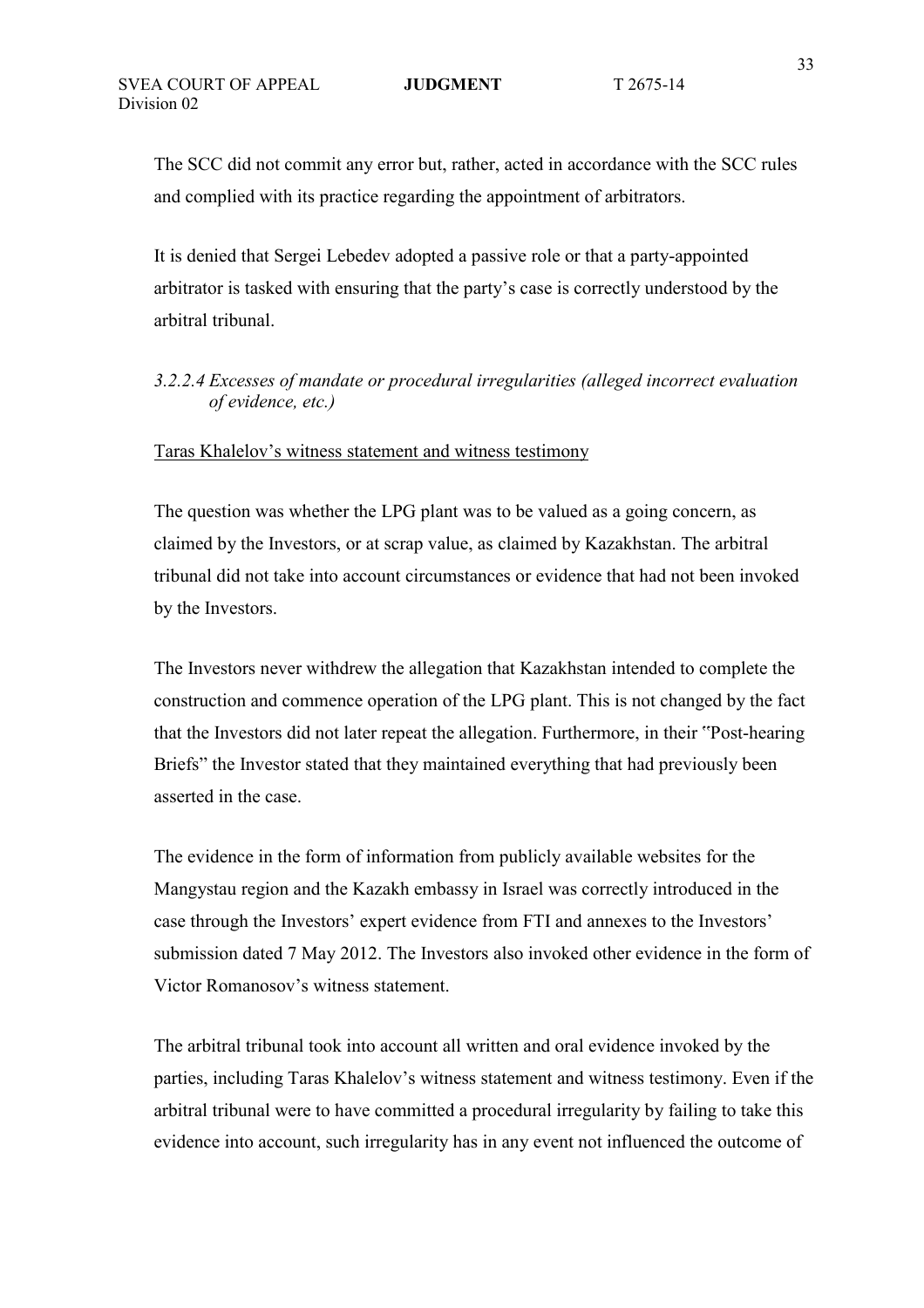The SCC did not commit any error but, rather, acted in accordance with the SCC rules and complied with its practice regarding the appointment of arbitrators.

It is denied that Sergei Lebedev adopted a passive role or that a party-appointed arbitrator is tasked with ensuring that the party's case is correctly understood by the arbitral tribunal.

#### *3.2.2.4 Excesses of mandate or procedural irregularities (alleged incorrect evaluation of evidence, etc.)*

<u>Taras Khalelov's witness statement and witness testimony</u>

The question was whether the LPG plant was to be valued as a going concern, as claimed by the Investors, or at scrap value, as claimed by Kazakhstan. The arbitral tribunal did not take into account circumstances or evidence that had not been invoked by the Investors.

The Investors never withdrew the allegation that Kazakhstan intended to complete the construction and commence operation of the LPG plant. This is not changed by the fact that the Investors did not later repeat the allegation. Furthermore, in their "Post-hearing Briefs" the Investor stated that they maintained everything that had previously been asserted in the case.

The evidence in the form of information from publicly available websites for the Mangystau region and the Kazakh embassy in Israel was correctly introduced in the case through the Investors' expert evidence from FTI and annexes to the Investors' submission dated 7 May 2012. The Investors also invoked other evidence in the form of Victor Romanosov's witness statement.

The arbitral tribunal took into account all written and oral evidence invoked by the parties, including Taras Khalelov's witness statement and witness testimony. Even if the arbitral tribunal were to have committed a procedural irregularity by failing to take this evidence into account, such irregularity has in any event not influenced the outcome of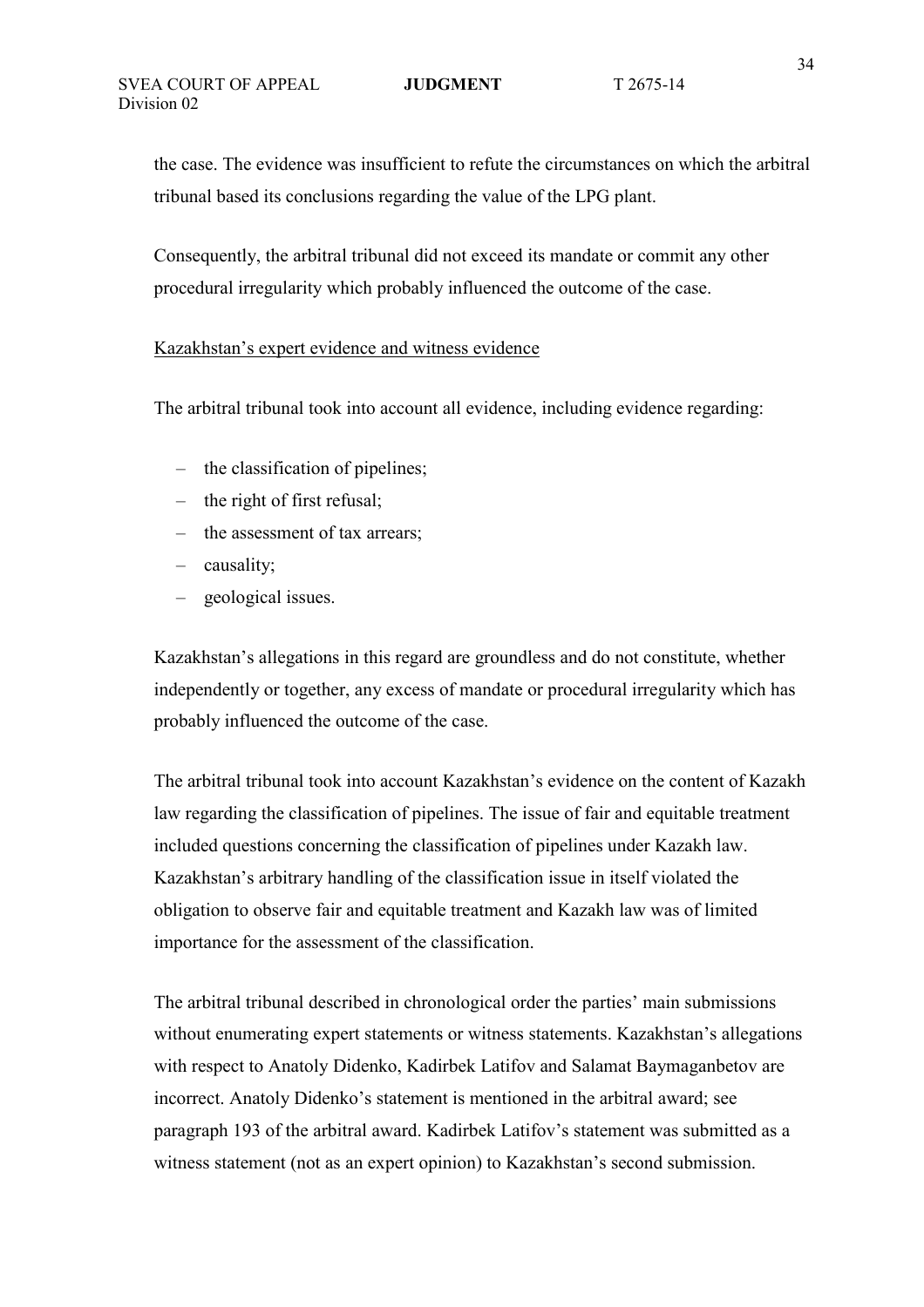the case. The evidence was insufficient to refute the circumstances on which the arbitral tribunal based its conclusions regarding the value of the LPG plant.

Consequently, the arbitral tribunal did not exceed its mandate or commit any other procedural irregularity which probably influenced the outcome of the case.

Kazakhstan's expert evidence and witness evidence

The arbitral tribunal took into account all evidence, including evidence regarding:

- the classification of pipelines;
- the right of first refusal;
- the assessment of tax arrears;
- causality;
- geological issues.

Kazakhstan's allegations in this regard are groundless and do not constitute, whether independently or together, any excess of mandate or procedural irregularity which has probably influenced the outcome of the case.

The arbitral tribunal took into account Kazakhstan's evidence on the content of Kazakh law regarding the classification of pipelines. The issue of fair and equitable treatment included questions concerning the classification of pipelines under Kazakh law. Kazakhstan's arbitrary handling of the classification issue in itself violated the obligation to observe fair and equitable treatment and Kazakh law was of limited importance for the assessment of the classification.

The arbitral tribunal described in chronological order the parties' main submissions without enumerating expert statements or witness statements. Kazakhstan's allegations with respect to Anatoly Didenko, Kadirbek Latifov and Salamat Baymaganbetov are incorrect. Anatoly Didenko's statement is mentioned in the arbitral award; see paragraph 193 of the arbitral award. Kadirbek Latifov's statement was submitted as a witness statement (not as an expert opinion) to Kazakhstan's second submission.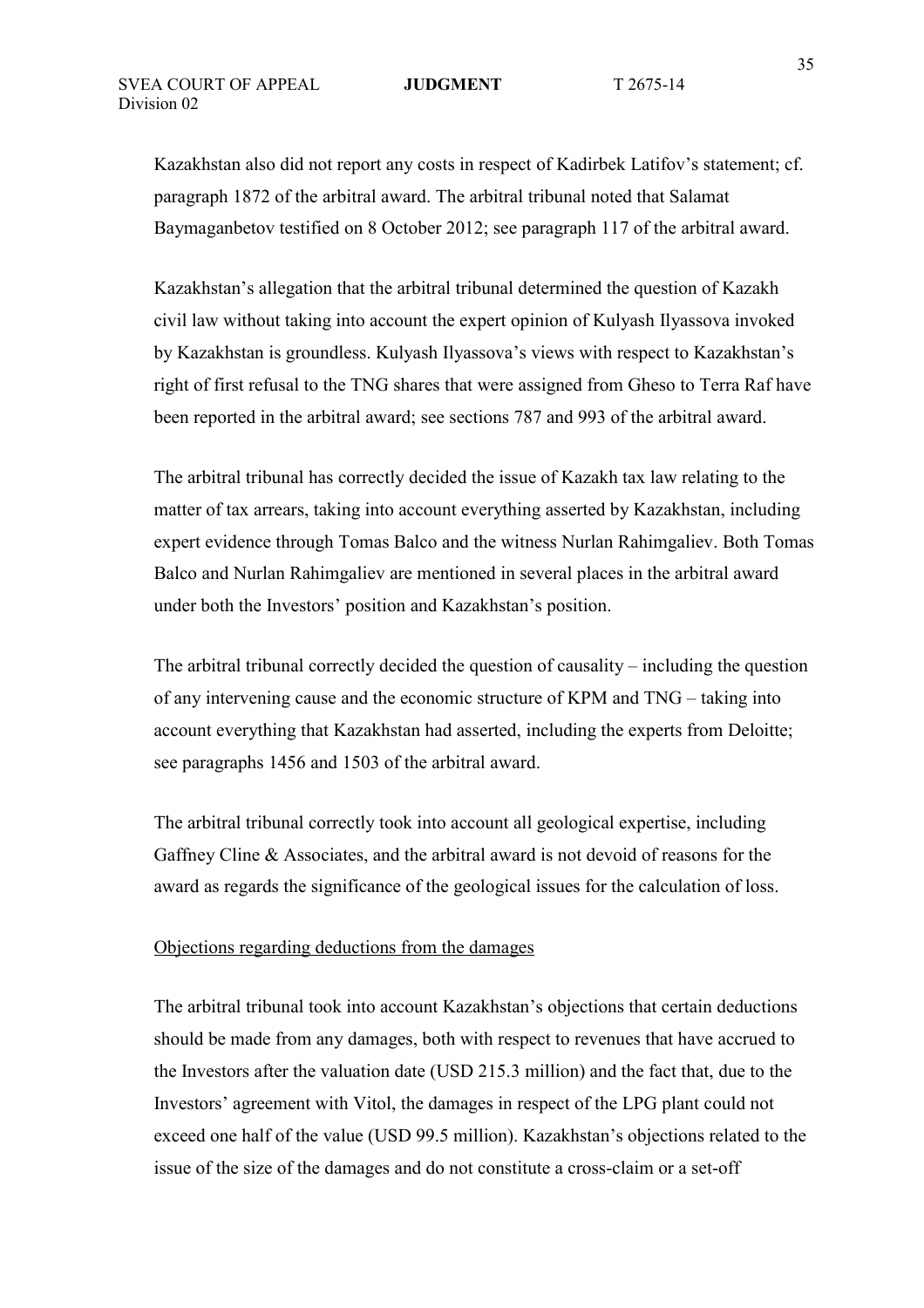Kazakhstan also did not report any costs in respect of Kadirbek Latifov's statement; cf. paragraph 1872 of the arbitral award. The arbitral tribunal noted that Salamat Baymaganbetov testified on 8 October 2012; see paragraph 117 of the arbitral award.

Kazakhstan's allegation that the arbitral tribunal determined the question of Kazakh civil law without taking into account the expert opinion of Kulyash Ilyassova invoked by Kazakhstan is groundless. Kulyash Ilyassova's views with respect to Kazakhstan's right of first refusal to the TNG shares that were assigned from Gheso to Terra Raf have been reported in the arbitral award; see sections 787 and 993 of the arbitral award.

The arbitral tribunal has correctly decided the issue of Kazakh tax law relating to the matter of tax arrears, taking into account everything asserted by Kazakhstan, including expert evidence through Tomas Balco and the witness Nurlan Rahimgaliev. Both Tomas Balco and Nurlan Rahimgaliev are mentioned in several places in the arbitral award under both the Investors' position and Kazakhstan's position.

The arbitral tribunal correctly decided the question of causality – including the question of any intervening cause and the economic structure of KPM and TNG – taking into account everything that Kazakhstan had asserted, including the experts from Deloitte; see paragraphs 1456 and 1503 of the arbitral award.

The arbitral tribunal correctly took into account all geological expertise, including Gaffney Cline & Associates, and the arbitral award is not devoid of reasons for the award as regards the significance of the geological issues for the calculation of loss.

Objections regarding deductions from the damages

The arbitral tribunal took into account Kazakhstan's objections that certain deductions should be made from any damages, both with respect to revenues that have accrued to the Investors after the valuation date (USD 215.3 million) and the fact that, due to the Investors' agreement with Vitol, the damages in respect of the LPG plant could not exceed one half of the value (USD 99.5 million). Kazakhstan's objections related to the issue of the size of the damages and do not constitute a cross-claim or a set-off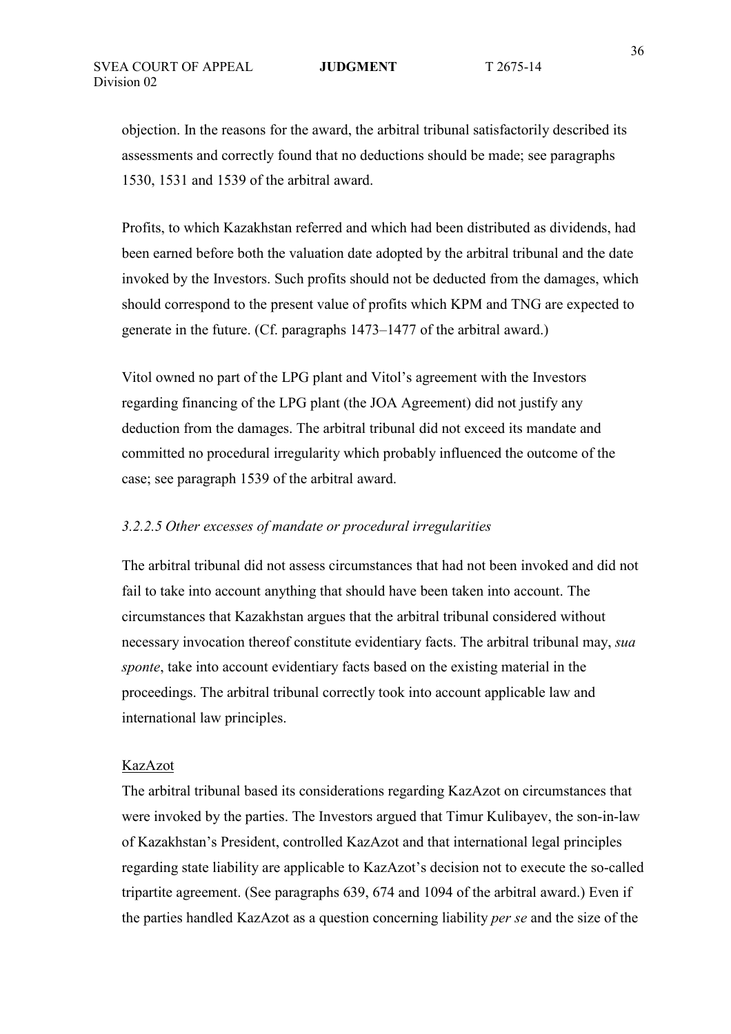objection. In the reasons for the award, the arbitral tribunal satisfactorily described its assessments and correctly found that no deductions should be made; see paragraphs 1530, 1531 and 1539 of the arbitral award.

Profits, to which Kazakhstan referred and which had been distributed as dividends, had been earned before both the valuation date adopted by the arbitral tribunal and the date invoked by the Investors. Such profits should not be deducted from the damages, which should correspond to the present value of profits which KPM and TNG are expected to generate in the future. (Cf. paragraphs 1473–1477 of the arbitral award.)

Vitol owned no part of the LPG plant and Vitol's agreement with the Investors regarding financing of the LPG plant (the JOA Agreement) did not justify any deduction from the damages. The arbitral tribunal did not exceed its mandate and committed no procedural irregularity which probably influenced the outcome of the case; see paragraph 1539 of the arbitral award.

### *3.2.2.5 Other excesses of mandate or procedural irregularities*

The arbitral tribunal did not assess circumstances that had not been invoked and did not fail to take into account anything that should have been taken into account. The circumstances that Kazakhstan argues that the arbitral tribunal considered without necessary invocation thereof constitute evidentiary facts. The arbitral tribunal may, *sua sponte*, take into account evidentiary facts based on the existing material in the proceedings. The arbitral tribunal correctly took into account applicable law and international law principles.

<u>KazAzot</u>

The arbitral tribunal based its considerations regarding KazAzot on circumstances that were invoked by the parties. The Investors argued that Timur Kulibayev, the son-in-law of Kazakhstan's President, controlled KazAzot and that international legal principles regarding state liability are applicable to KazAzot's decision not to execute the so-called tripartite agreement. (See paragraphs 639, 674 and 1094 of the arbitral award.) Even if the parties handled KazAzot as a question concerning liability *per se* and the size of the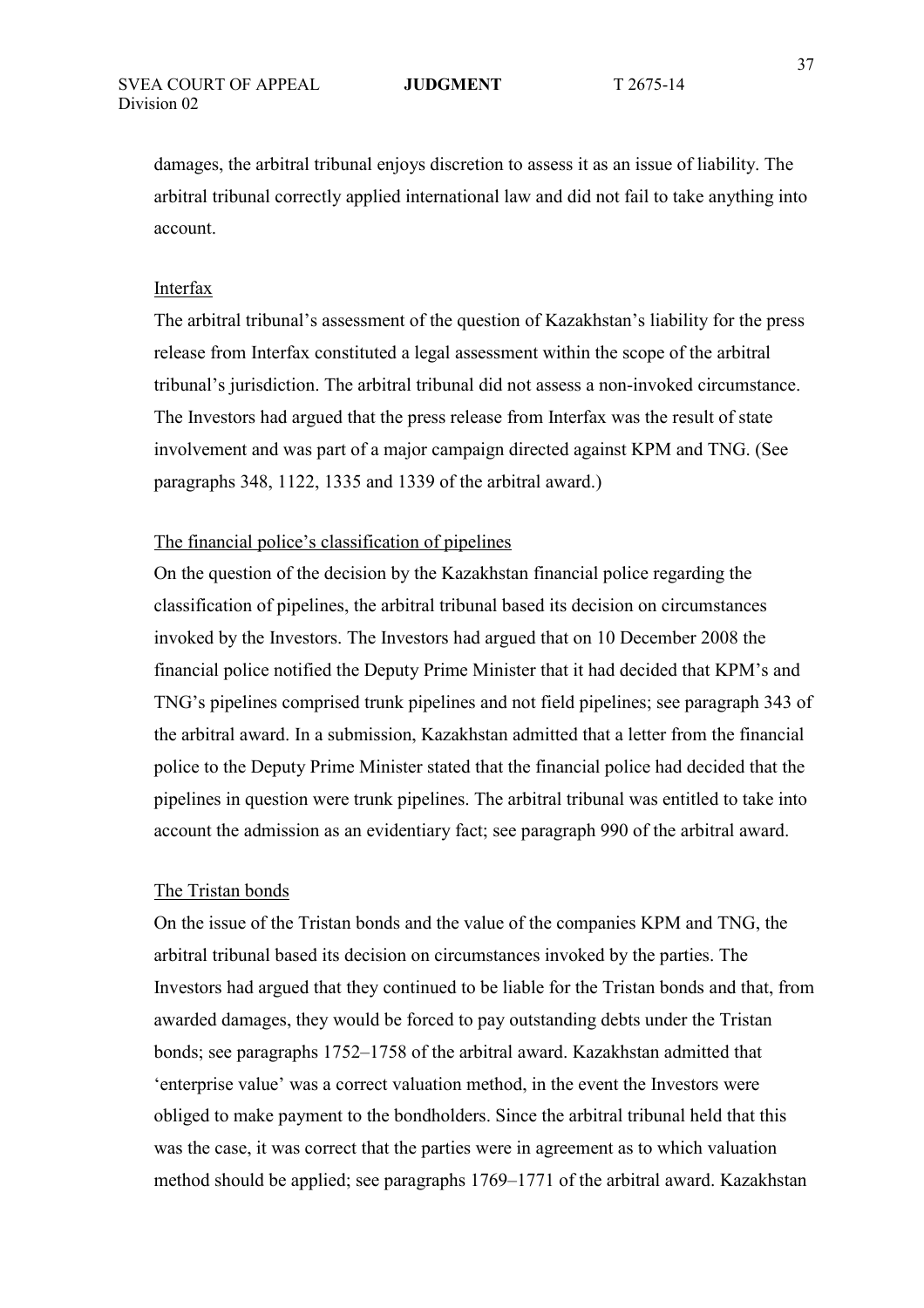damages, the arbitral tribunal enjoys discretion to assess it as an issue of liability. The arbitral tribunal correctly applied international law and did not fail to take anything into account.

<u>Interfax</u>

The arbitral tribunal's assessment of the question of Kazakhstan's liability for the press release from Interfax constituted a legal assessment within the scope of the arbitral tribunal's jurisdiction. The arbitral tribunal did not assess a non-invoked circumstance. The Investors had argued that the press release from Interfax was the result of state involvement and was part of a major campaign directed against KPM and TNG. (See paragraphs 348, 1122, 1335 and 1339 of the arbitral award.)

<u>The financial police's classification of pipelines</u>

On the question of the decision by the Kazakhstan financial police regarding the classification of pipelines, the arbitral tribunal based its decision on circumstances invoked by the Investors. The Investors had argued that on 10 December 2008 the financial police notified the Deputy Prime Minister that it had decided that KPM's and TNG's pipelines comprised trunk pipelines and not field pipelines; see paragraph 343 of the arbitral award. In a submission, Kazakhstan admitted that a letter from the financial police to the Deputy Prime Minister stated that the financial police had decided that the pipelines in question were trunk pipelines. The arbitral tribunal was entitled to take into account the admission as an evidentiary fact; see paragraph 990 of the arbitral award.

<u>The Tristan bonds</u>

On the issue of the Tristan bonds and the value of the companies KPM and TNG, the arbitral tribunal based its decision on circumstances invoked by the parties. The Investors had argued that they continued to be liable for the Tristan bonds and that, from awarded damages, they would be forced to pay outstanding debts under the Tristan bonds; see paragraphs 1752–1758 of the arbitral award. Kazakhstan admitted that 'enterprise value' was a correct valuation method, in the event the Investors were obliged to make payment to the bondholders. Since the arbitral tribunal held that this was the case, it was correct that the parties were in agreement as to which valuation method should be applied; see paragraphs 1769–1771 of the arbitral award. Kazakhstan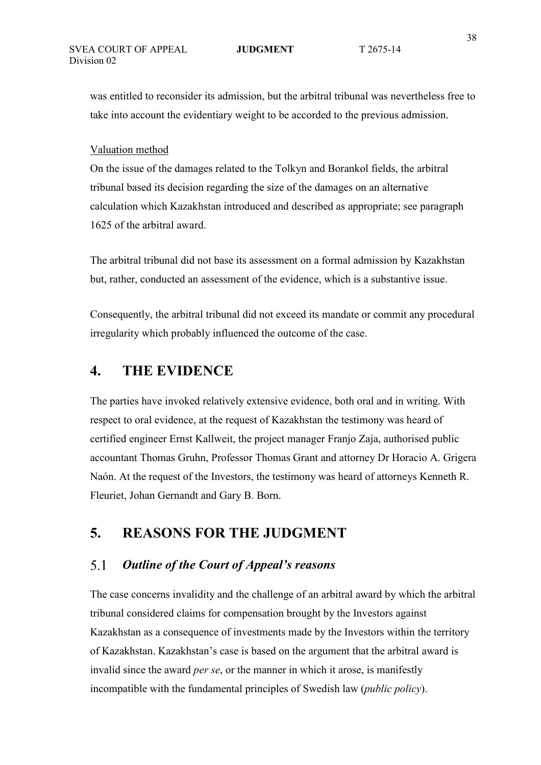was entitled to reconsider its admission, but the arbitral tribunal was nevertheless free to take into account the evidentiary weight to be accorded to the previous admission.

Valuation method

On the issue of the damages related to the Tolkyn and Borankol fields, the arbitral tribunal based its decision regarding the size of the damages on an alternative calculation which Kazakhstan introduced and described as appropriate; see paragraph 1625 of the arbitral award.

The arbitral tribunal did not base its assessment on a formal admission by Kazakhstan but, rather, conducted an assessment of the evidence, which is a substantive issue.

Consequently, the arbitral tribunal did not exceed its mandate or commit any procedural irregularity which probably influenced the outcome of the case.

# 4. THE EVIDENCE

The parties have invoked relatively extensive evidence, both oral and in writing. With respect to oral evidence, at the request of Kazakhstan the testimony was heard of certified engineer Ernst Kallweit, the project manager Franjo Zaja, authorised public accountant Thomas Gruhn, Professor Thomas Grant and attorney Dr Horacio A. Grigera Naón. At the request of the Investors, the testimony was heard of attorneys Kenneth R. Fleuriet, Johan Gernandt and Gary B. Born.

# 5. REASONS FOR THE JUDGMENT

## 5.1 *Outline of the Court of Appeal's reasons*

The case concerns invalidity and the challenge of an arbitral award by which the arbitral tribunal considered claims for compensation brought by the Investors against Kazakhstan as a consequence of investments made by the Investors within the territory of Kazakhstan. Kazakhstan's case is based on the argument that the arbitral award is invalid since the award *per se*, or the manner in which it arose, is manifestly incompatible with the fundamental principles of Swedish law (*public policy*).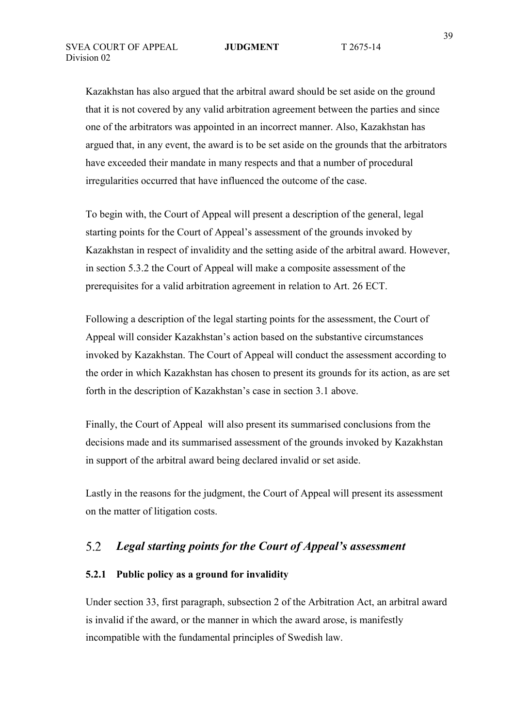Kazakhstan has also argued that the arbitral award should be set aside on the ground that it is not covered by any valid arbitration agreement between the parties and since one of the arbitrators was appointed in an incorrect manner. Also, Kazakhstan has argued that, in any event, the award is to be set aside on the grounds that the arbitrators have exceeded their mandate in many respects and that a number of procedural irregularities occurred that have influenced the outcome of the case.

To begin with, the Court of Appeal will present a description of the general, legal starting points for the Court of Appeal's assessment of the grounds invoked by Kazakhstan in respect of invalidity and the setting aside of the arbitral award. However, in section 5.3.2 the Court of Appeal will make a composite assessment of the prerequisites for a valid arbitration agreement in relation to Art. 26 ECT.

Following a description of the legal starting points for the assessment, the Court of Appeal will consider Kazakhstan's action based on the substantive circumstances invoked by Kazakhstan. The Court of Appeal will conduct the assessment according to the order in which Kazakhstan has chosen to present its grounds for its action, as are set forth in the description of Kazakhstan's case in section 3.1 above.

Finally, the Court of Appeal will also present its summarised conclusions from the decisions made and its summarised assessment of the grounds invoked by Kazakhstan in support of the arbitral award being declared invalid or set aside.

Lastly in the reasons for the judgment, the Court of Appeal will present its assessment on the matter of litigation costs.

## 5.2 *Legal starting points for the Court of Appeal's assessment*

### 5.2.1 Public policy as a ground for invalidity

Under section 33, first paragraph, subsection 2 of the Arbitration Act, an arbitral award is invalid if the award, or the manner in which the award arose, is manifestly incompatible with the fundamental principles of Swedish law.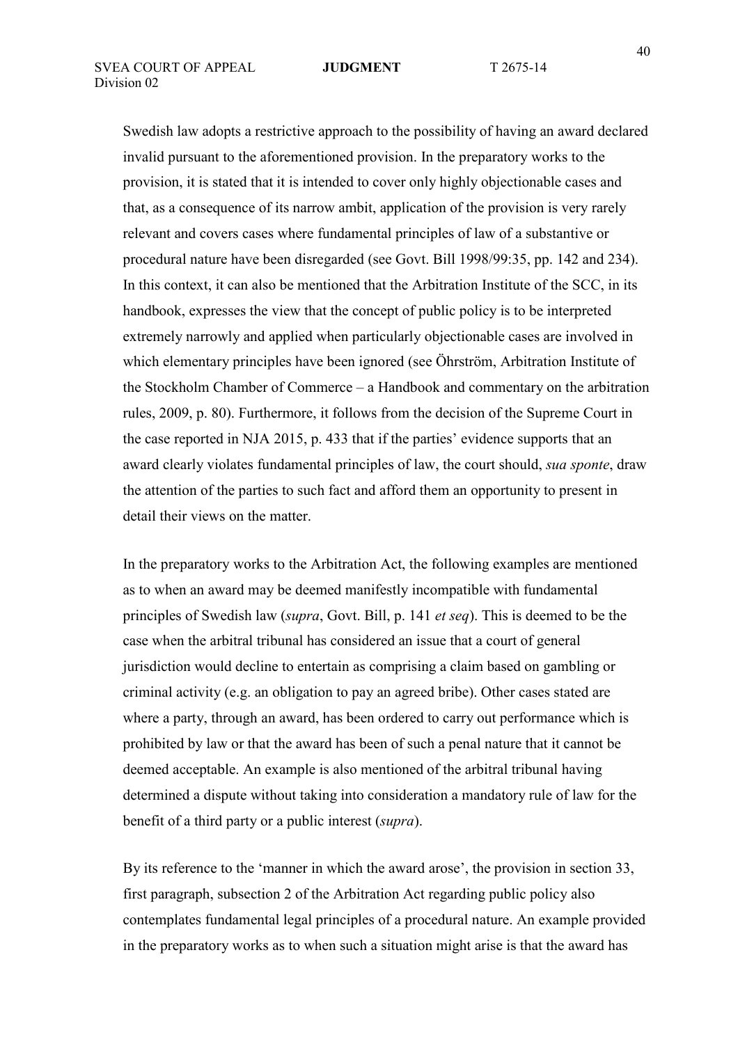Swedish law adopts a restrictive approach to the possibility of having an award declared invalid pursuant to the aforementioned provision. In the preparatory works to the provision, it is stated that it is intended to cover only highly objectionable cases and that, as a consequence of its narrow ambit, application of the provision is very rarely relevant and covers cases where fundamental principles of law of a substantive or procedural nature have been disregarded (see Govt. Bill 1998/99:35, pp. 142 and 234). In this context, it can also be mentioned that the Arbitration Institute of the SCC, in its handbook, expresses the view that the concept of public policy is to be interpreted extremely narrowly and applied when particularly objectionable cases are involved in which elementary principles have been ignored (see Öhrström, Arbitration Institute of the Stockholm Chamber of Commerce – a Handbook and commentary on the arbitration rules, 2009, p. 80). Furthermore, it follows from the decision of the Supreme Court in the case reported in NJA 2015, p. 433 that if the parties' evidence supports that an award clearly violates fundamental principles of law, the court should, *sua sponte*, draw the attention of the parties to such fact and afford them an opportunity to present in detail their views on the matter.

In the preparatory works to the Arbitration Act, the following examples are mentioned as to when an award may be deemed manifestly incompatible with fundamental principles of Swedish law (*supra*, Govt. Bill, p. 141 *et seq*). This is deemed to be the case when the arbitral tribunal has considered an issue that a court of general jurisdiction would decline to entertain as comprising a claim based on gambling or criminal activity (e.g. an obligation to pay an agreed bribe). Other cases stated are where a party, through an award, has been ordered to carry out performance which is prohibited by law or that the award has been of such a penal nature that it cannot be deemed acceptable. An example is also mentioned of the arbitral tribunal having determined a dispute without taking into consideration a mandatory rule of law for the benefit of a third party or a public interest (*supra*).

By its reference to the 'manner in which the award arose', the provision in section 33, first paragraph, subsection 2 of the Arbitration Act regarding public policy also contemplates fundamental legal principles of a procedural nature. An example provided in the preparatory works as to when such a situation might arise is that the award has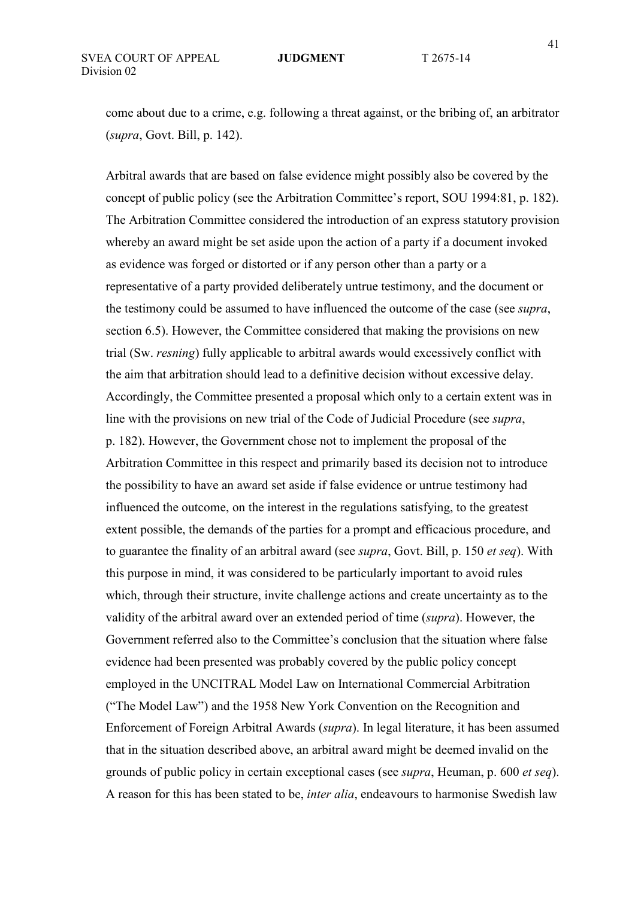come about due to a crime, e.g. following a threat against, or the bribing of, an arbitrator (*supra*, Govt. Bill, p. 142).

Arbitral awards that are based on false evidence might possibly also be covered by the concept of public policy (see the Arbitration Committee's report, SOU 1994:81, p. 182). The Arbitration Committee considered the introduction of an express statutory provision whereby an award might be set aside upon the action of a party if a document invoked as evidence was forged or distorted or if any person other than a party or a representative of a party provided deliberately untrue testimony, and the document or the testimony could be assumed to have influenced the outcome of the case (see *supra*, section 6.5). However, the Committee considered that making the provisions on new trial (Sw. *resning*) fully applicable to arbitral awards would excessively conflict with the aim that arbitration should lead to a definitive decision without excessive delay. Accordingly, the Committee presented a proposal which only to a certain extent was in line with the provisions on new trial of the Code of Judicial Procedure (see *supra*, p. 182). However, the Government chose not to implement the proposal of the Arbitration Committee in this respect and primarily based its decision not to introduce the possibility to have an award set aside if false evidence or untrue testimony had influenced the outcome, on the interest in the regulations satisfying, to the greatest extent possible, the demands of the parties for a prompt and efficacious procedure, and to guarantee the finality of an arbitral award (see *supra*, Govt. Bill, p. 150 *et seq*). With this purpose in mind, it was considered to be particularly important to avoid rules which, through their structure, invite challenge actions and create uncertainty as to the validity of the arbitral award over an extended period of time (*supra*). However, the Government referred also to the Committee's conclusion that the situation where false evidence had been presented was probably covered by the public policy concept employed in the UNCITRAL Model Law on International Commercial Arbitration ("The Model Law") and the 1958 New York Convention on the Recognition and Enforcement of Foreign Arbitral Awards (*supra*). In legal literature, it has been assumed that in the situation described above, an arbitral award might be deemed invalid on the grounds of public policy in certain exceptional cases (see *supra*, Heuman, p. 600 *et seq*). A reason for this has been stated to be, *inter alia*, endeavours to harmonise Swedish law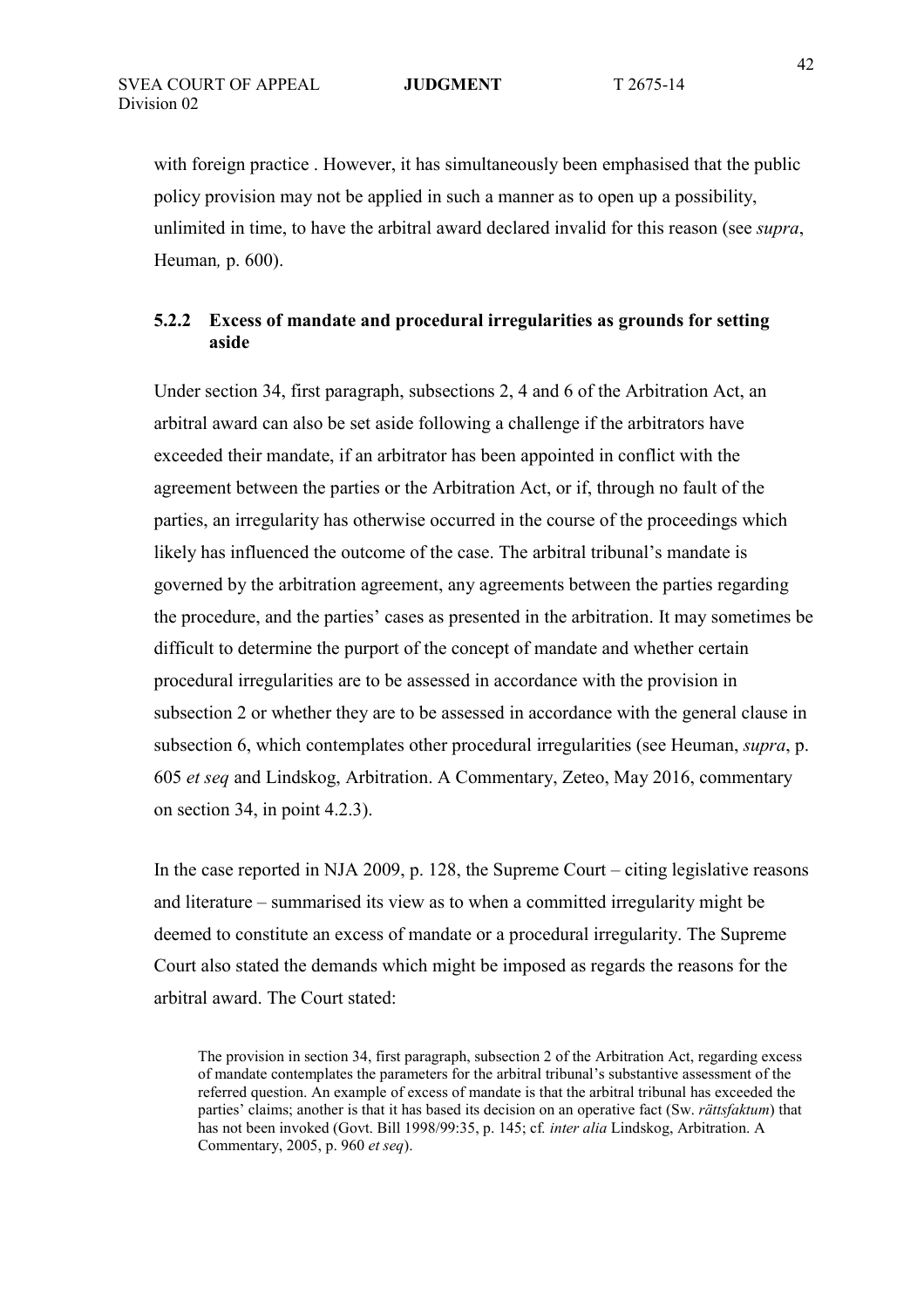with foreign practice . However, it has simultaneously been emphasised that the public policy provision may not be applied in such a manner as to open up a possibility, unlimited in time, to have the arbitral award declared invalid for this reason (see *supra*, Heuman*,* p. 600).

### 5.2.2 Excess of mandate and procedural irregularities as grounds for setting aside

Under section 34, first paragraph, subsections 2, 4 and 6 of the Arbitration Act, an arbitral award can also be set aside following a challenge if the arbitrators have exceeded their mandate, if an arbitrator has been appointed in conflict with the agreement between the parties or the Arbitration Act, or if, through no fault of the parties, an irregularity has otherwise occurred in the course of the proceedings which likely has influenced the outcome of the case. The arbitral tribunal's mandate is governed by the arbitration agreement, any agreements between the parties regarding the procedure, and the parties' cases as presented in the arbitration. It may sometimes be difficult to determine the purport of the concept of mandate and whether certain procedural irregularities are to be assessed in accordance with the provision in subsection 2 or whether they are to be assessed in accordance with the general clause in subsection 6, which contemplates other procedural irregularities (see Heuman, *supra*, p. 605 *et seq* and Lindskog, Arbitration. A Commentary, Zeteo, May 2016, commentary on section 34, in point 4.2.3).

In the case reported in NJA 2009, p. 128, the Supreme Court – citing legislative reasons and literature – summarised its view as to when a committed irregularity might be deemed to constitute an excess of mandate or a procedural irregularity. The Supreme Court also stated the demands which might be imposed as regards the reasons for the arbitral award. The Court stated:

> The provision in section 34, first paragraph, subsection 2 of the Arbitration Act, regarding excess of mandate contemplates the parameters for the arbitral tribunal's substantive assessment of the referred question. An example of excess of mandate is that the arbitral tribunal has exceeded the parties' claims; another is that it has based its decision on an operative fact (Sw. *rättsfaktum*) that has not been invoked (Govt. Bill 1998/99:35, p. 145; cf*. inter alia* Lindskog, Arbitration. A Commentary, 2005, p. 960 *et seq*).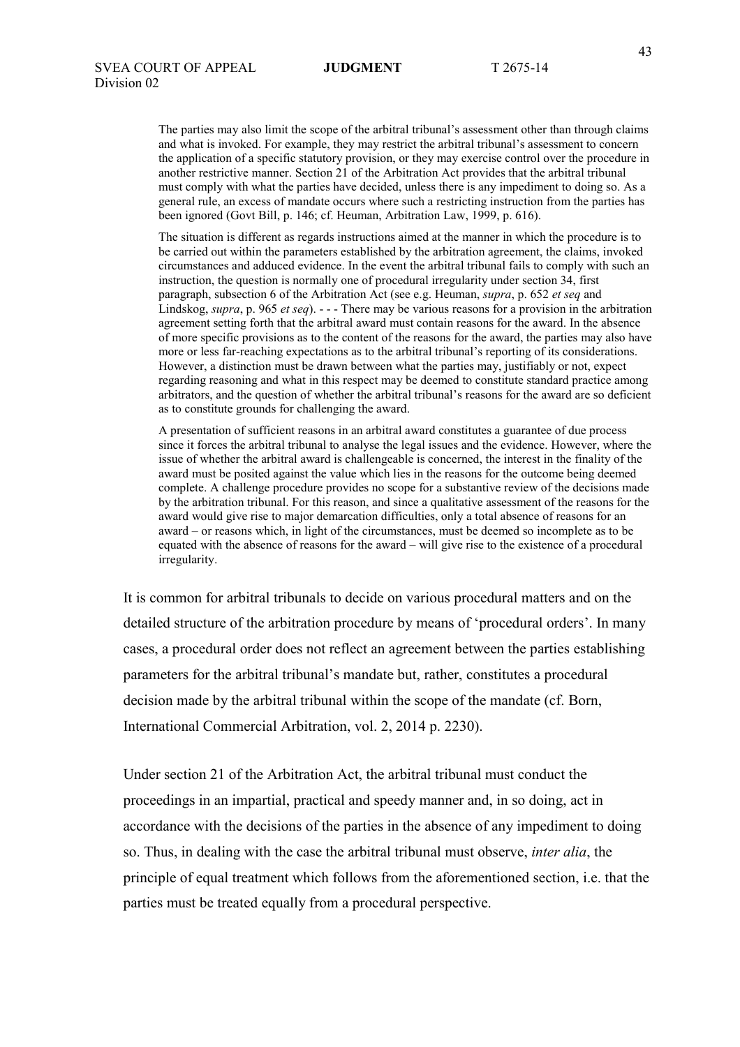> The parties may also limit the scope of the arbitral tribunal's assessment other than through claims and what is invoked. For example, they may restrict the arbitral tribunal's assessment to concern the application of a specific statutory provision, or they may exercise control over the procedure in another restrictive manner. Section 21 of the Arbitration Act provides that the arbitral tribunal must comply with what the parties have decided, unless there is any impediment to doing so. As a general rule, an excess of mandate occurs where such a restricting instruction from the parties has been ignored (Govt Bill, p. 146; cf. Heuman, Arbitration Law, 1999, p. 616).
>
> The situation is different as regards instructions aimed at the manner in which the procedure is to be carried out within the parameters established by the arbitration agreement, the claims, invoked circumstances and adduced evidence. In the event the arbitral tribunal fails to comply with such an instruction, the question is normally one of procedural irregularity under section 34, first paragraph, subsection 6 of the Arbitration Act (see e.g. Heuman, *supra*, p. 652 *et seq* and Lindskog, *supra*, p. 965 *et seq*). - - - There may be various reasons for a provision in the arbitration agreement setting forth that the arbitral award must contain reasons for the award. In the absence of more specific provisions as to the content of the reasons for the award, the parties may also have more or less far-reaching expectations as to the arbitral tribunal's reporting of its considerations. However, a distinction must be drawn between what the parties may, justifiably or not, expect regarding reasoning and what in this respect may be deemed to constitute standard practice among arbitrators, and the question of whether the arbitral tribunal's reasons for the award are so deficient as to constitute grounds for challenging the award.
>
> A presentation of sufficient reasons in an arbitral award constitutes a guarantee of due process since it forces the arbitral tribunal to analyse the legal issues and the evidence. However, where the issue of whether the arbitral award is challengeable is concerned, the interest in the finality of the award must be posited against the value which lies in the reasons for the outcome being deemed complete. A challenge procedure provides no scope for a substantive review of the decisions made by the arbitration tribunal. For this reason, and since a qualitative assessment of the reasons for the award would give rise to major demarcation difficulties, only a total absence of reasons for an award – or reasons which, in light of the circumstances, must be deemed so incomplete as to be equated with the absence of reasons for the award – will give rise to the existence of a procedural irregularity.

It is common for arbitral tribunals to decide on various procedural matters and on the detailed structure of the arbitration procedure by means of 'procedural orders'. In many cases, a procedural order does not reflect an agreement between the parties establishing parameters for the arbitral tribunal's mandate but, rather, constitutes a procedural decision made by the arbitral tribunal within the scope of the mandate (cf. Born, International Commercial Arbitration, vol. 2, 2014 p. 2230).

Under section 21 of the Arbitration Act, the arbitral tribunal must conduct the proceedings in an impartial, practical and speedy manner and, in so doing, act in accordance with the decisions of the parties in the absence of any impediment to doing so. Thus, in dealing with the case the arbitral tribunal must observe, *inter alia*, the principle of equal treatment which follows from the aforementioned section, i.e. that the parties must be treated equally from a procedural perspective.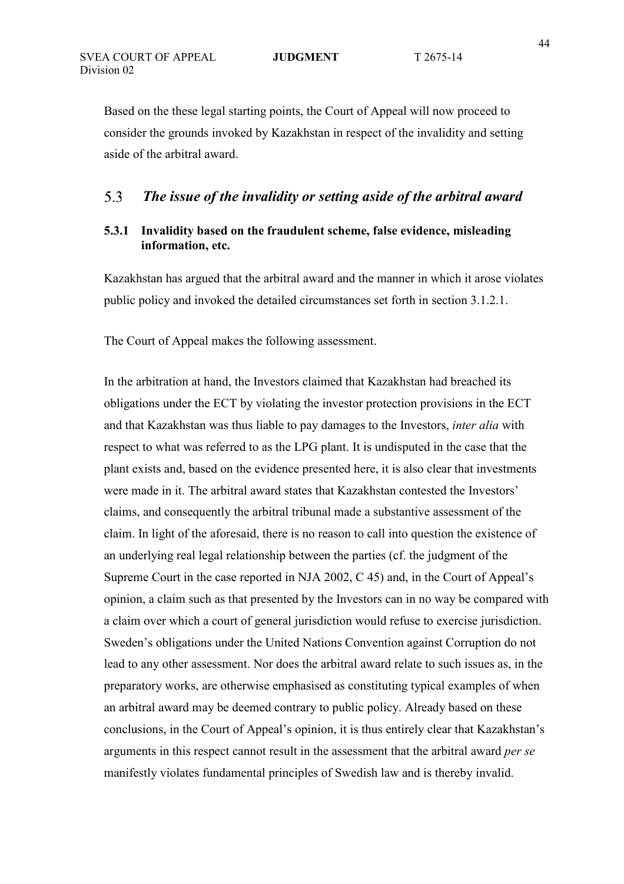Based on the these legal starting points, the Court of Appeal will now proceed to consider the grounds invoked by Kazakhstan in respect of the invalidity and setting aside of the arbitral award.

## 5.3 *The issue of the invalidity or setting aside of the arbitral award*

### 5.3.1 Invalidity based on the fraudulent scheme, false evidence, misleading information, etc.

Kazakhstan has argued that the arbitral award and the manner in which it arose violates public policy and invoked the detailed circumstances set forth in section 3.1.2.1.

The Court of Appeal makes the following assessment.

In the arbitration at hand, the Investors claimed that Kazakhstan had breached its obligations under the ECT by violating the investor protection provisions in the ECT and that Kazakhstan was thus liable to pay damages to the Investors, *inter alia* with respect to what was referred to as the LPG plant. It is undisputed in the case that the plant exists and, based on the evidence presented here, it is also clear that investments were made in it. The arbitral award states that Kazakhstan contested the Investors' claims, and consequently the arbitral tribunal made a substantive assessment of the claim. In light of the aforesaid, there is no reason to call into question the existence of an underlying real legal relationship between the parties (cf. the judgment of the Supreme Court in the case reported in NJA 2002, C 45) and, in the Court of Appeal's opinion, a claim such as that presented by the Investors can in no way be compared with a claim over which a court of general jurisdiction would refuse to exercise jurisdiction. Sweden's obligations under the United Nations Convention against Corruption do not lead to any other assessment. Nor does the arbitral award relate to such issues as, in the preparatory works, are otherwise emphasised as constituting typical examples of when an arbitral award may be deemed contrary to public policy. Already based on these conclusions, in the Court of Appeal's opinion, it is thus entirely clear that Kazakhstan's arguments in this respect cannot result in the assessment that the arbitral award *per se* manifestly violates fundamental principles of Swedish law and is thereby invalid.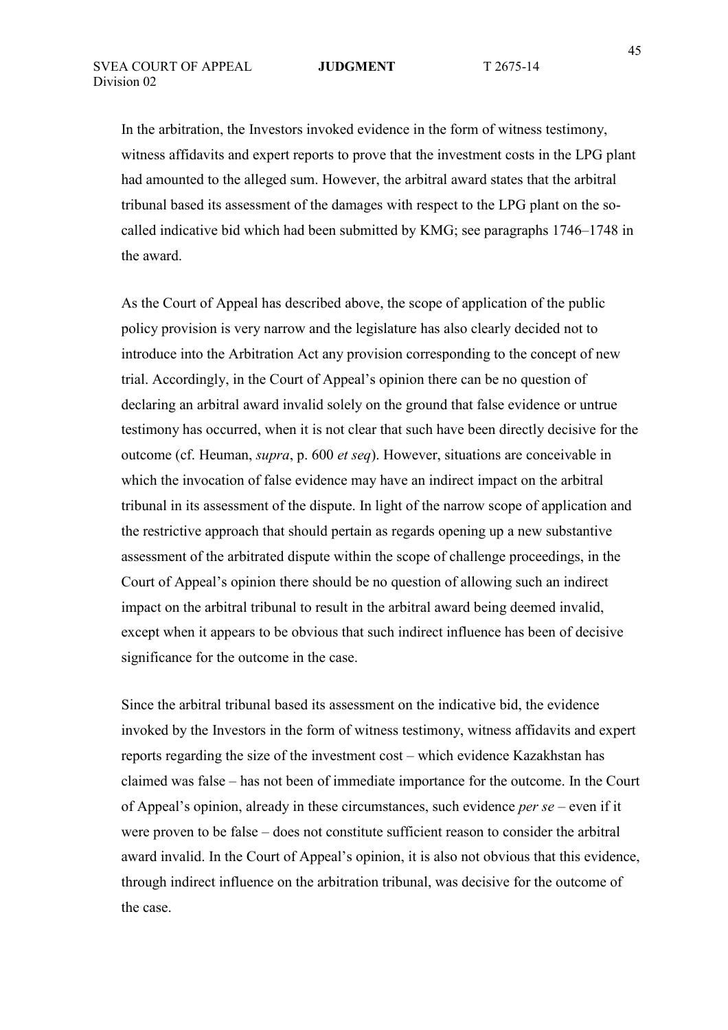In the arbitration, the Investors invoked evidence in the form of witness testimony, witness affidavits and expert reports to prove that the investment costs in the LPG plant had amounted to the alleged sum. However, the arbitral award states that the arbitral tribunal based its assessment of the damages with respect to the LPG plant on the so-called indicative bid which had been submitted by KMG; see paragraphs 1746–1748 in the award.

As the Court of Appeal has described above, the scope of application of the public policy provision is very narrow and the legislature has also clearly decided not to introduce into the Arbitration Act any provision corresponding to the concept of new trial. Accordingly, in the Court of Appeal's opinion there can be no question of declaring an arbitral award invalid solely on the ground that false evidence or untrue testimony has occurred, when it is not clear that such have been directly decisive for the outcome (cf. Heuman, *supra*, p. 600 *et seq*). However, situations are conceivable in which the invocation of false evidence may have an indirect impact on the arbitral tribunal in its assessment of the dispute. In light of the narrow scope of application and the restrictive approach that should pertain as regards opening up a new substantive assessment of the arbitrated dispute within the scope of challenge proceedings, in the Court of Appeal's opinion there should be no question of allowing such an indirect impact on the arbitral tribunal to result in the arbitral award being deemed invalid, except when it appears to be obvious that such indirect influence has been of decisive significance for the outcome in the case.

Since the arbitral tribunal based its assessment on the indicative bid, the evidence invoked by the Investors in the form of witness testimony, witness affidavits and expert reports regarding the size of the investment cost – which evidence Kazakhstan has claimed was false – has not been of immediate importance for the outcome. In the Court of Appeal's opinion, already in these circumstances, such evidence *per se* – even if it were proven to be false – does not constitute sufficient reason to consider the arbitral award invalid. In the Court of Appeal's opinion, it is also not obvious that this evidence, through indirect influence on the arbitration tribunal, was decisive for the outcome of the case.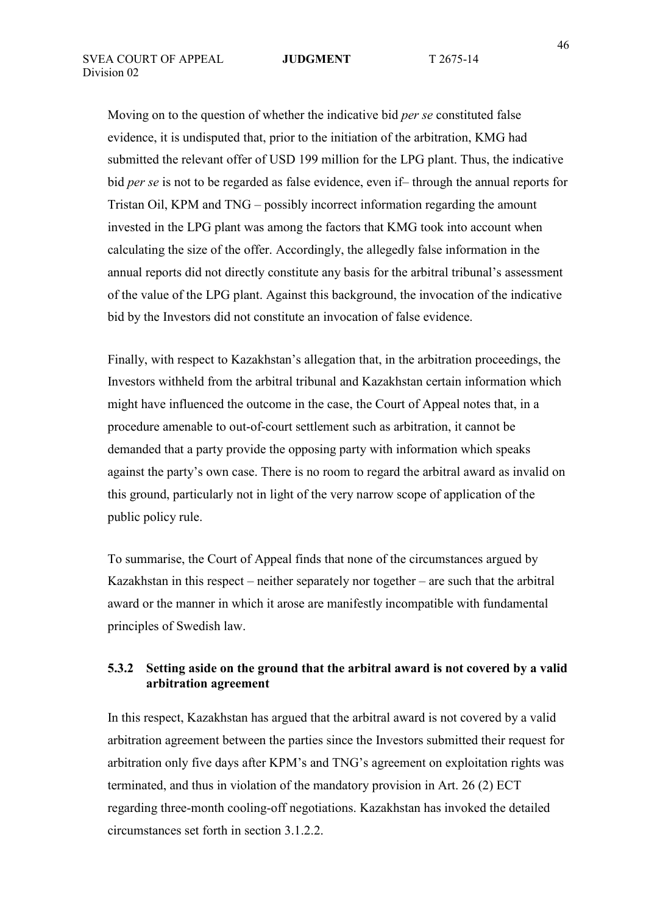Moving on to the question of whether the indicative bid *per se* constituted false evidence, it is undisputed that, prior to the initiation of the arbitration, KMG had submitted the relevant offer of USD 199 million for the LPG plant. Thus, the indicative bid *per se* is not to be regarded as false evidence, even if– through the annual reports for Tristan Oil, KPM and TNG – possibly incorrect information regarding the amount invested in the LPG plant was among the factors that KMG took into account when calculating the size of the offer. Accordingly, the allegedly false information in the annual reports did not directly constitute any basis for the arbitral tribunal's assessment of the value of the LPG plant. Against this background, the invocation of the indicative bid by the Investors did not constitute an invocation of false evidence.

Finally, with respect to Kazakhstan's allegation that, in the arbitration proceedings, the Investors withheld from the arbitral tribunal and Kazakhstan certain information which might have influenced the outcome in the case, the Court of Appeal notes that, in a procedure amenable to out-of-court settlement such as arbitration, it cannot be demanded that a party provide the opposing party with information which speaks against the party's own case. There is no room to regard the arbitral award as invalid on this ground, particularly not in light of the very narrow scope of application of the public policy rule.

To summarise, the Court of Appeal finds that none of the circumstances argued by Kazakhstan in this respect – neither separately nor together – are such that the arbitral award or the manner in which it arose are manifestly incompatible with fundamental principles of Swedish law.

### 5.3.2 Setting aside on the ground that the arbitral award is not covered by a valid arbitration agreement

In this respect, Kazakhstan has argued that the arbitral award is not covered by a valid arbitration agreement between the parties since the Investors submitted their request for arbitration only five days after KPM's and TNG's agreement on exploitation rights was terminated, and thus in violation of the mandatory provision in Art. 26 (2) ECT regarding three-month cooling-off negotiations. Kazakhstan has invoked the detailed circumstances set forth in section 3.1.2.2.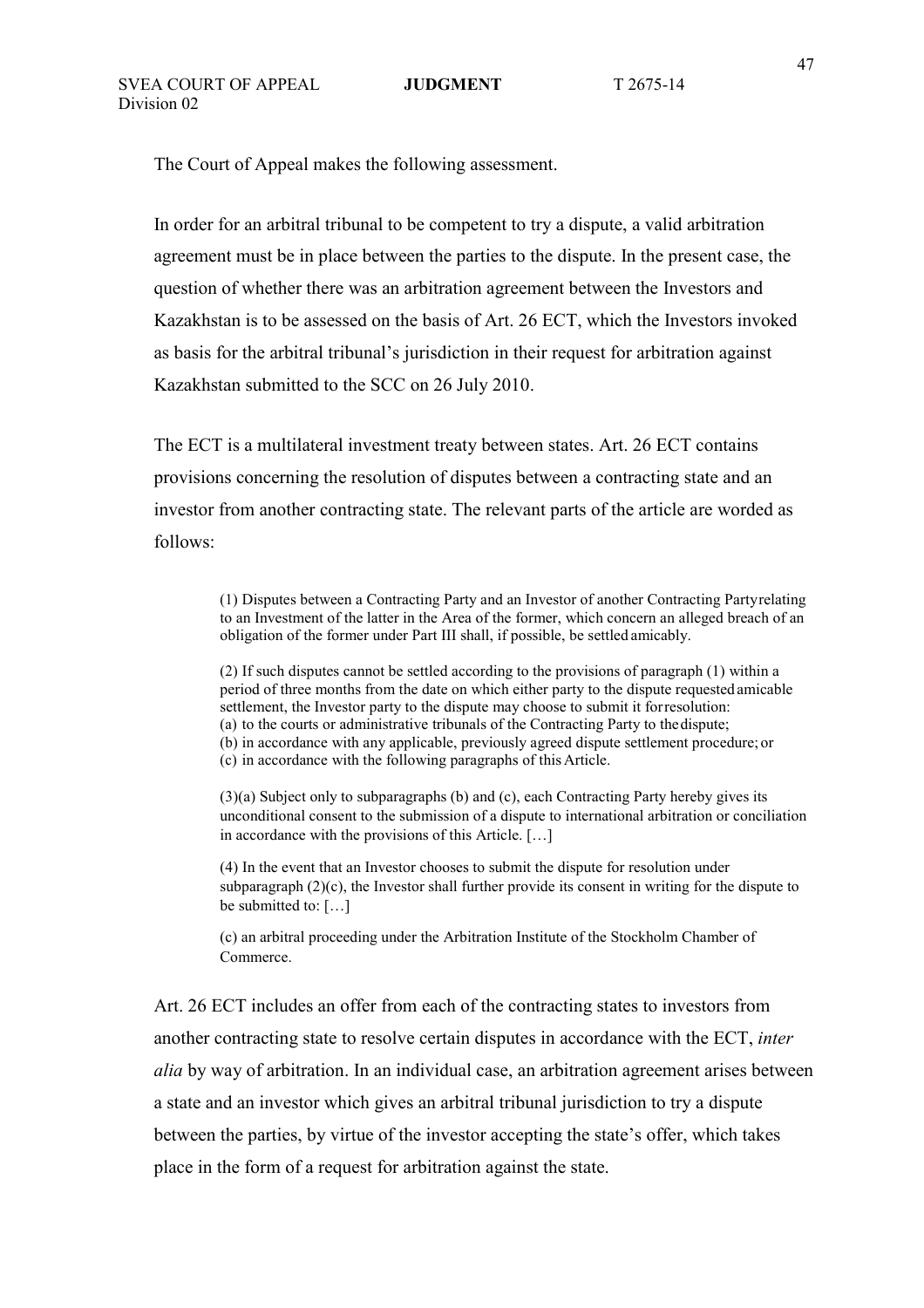The Court of Appeal makes the following assessment.

In order for an arbitral tribunal to be competent to try a dispute, a valid arbitration agreement must be in place between the parties to the dispute. In the present case, the question of whether there was an arbitration agreement between the Investors and Kazakhstan is to be assessed on the basis of Art. 26 ECT, which the Investors invoked as basis for the arbitral tribunal's jurisdiction in their request for arbitration against Kazakhstan submitted to the SCC on 26 July 2010.

The ECT is a multilateral investment treaty between states. Art. 26 ECT contains provisions concerning the resolution of disputes between a contracting state and an investor from another contracting state. The relevant parts of the article are worded as follows:

> (1) Disputes between a Contracting Party and an Investor of another Contracting Party relating to an Investment of the latter in the Area of the former, which concern an alleged breach of an obligation of the former under Part III shall, if possible, be settled amicably.
>
> (2) If such disputes cannot be settled according to the provisions of paragraph (1) within a period of three months from the date on which either party to the dispute requested amicable settlement, the Investor party to the dispute may choose to submit it for resolution:
> (a) to the courts or administrative tribunals of the Contracting Party to the dispute;
> (b) in accordance with any applicable, previously agreed dispute settlement procedure; or
> (c) in accordance with the following paragraphs of this Article.
>
> (3)(a) Subject only to subparagraphs (b) and (c), each Contracting Party hereby gives its unconditional consent to the submission of a dispute to international arbitration or conciliation in accordance with the provisions of this Article. […]
>
> (4) In the event that an Investor chooses to submit the dispute for resolution under subparagraph (2)(c), the Investor shall further provide its consent in writing for the dispute to be submitted to: […]
>
> (c) an arbitral proceeding under the Arbitration Institute of the Stockholm Chamber of Commerce.

Art. 26 ECT includes an offer from each of the contracting states to investors from another contracting state to resolve certain disputes in accordance with the ECT, *inter alia* by way of arbitration. In an individual case, an arbitration agreement arises between a state and an investor which gives an arbitral tribunal jurisdiction to try a dispute between the parties, by virtue of the investor accepting the state's offer, which takes place in the form of a request for arbitration against the state.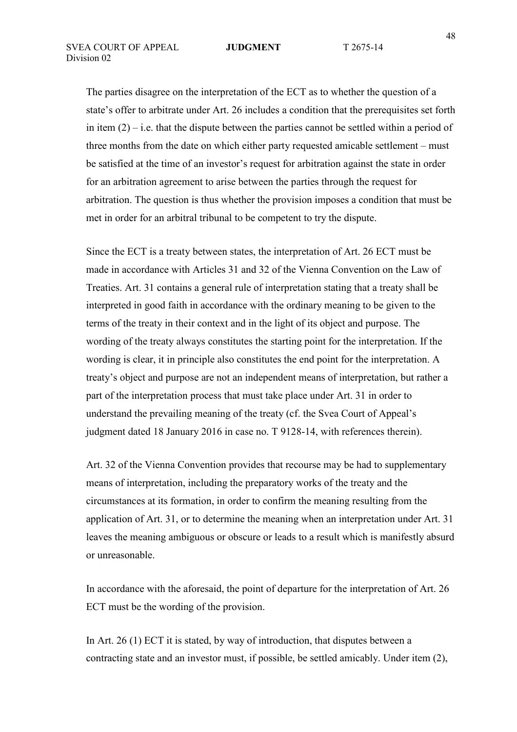The parties disagree on the interpretation of the ECT as to whether the question of a state's offer to arbitrate under Art. 26 includes a condition that the prerequisites set forth in item (2) – i.e. that the dispute between the parties cannot be settled within a period of three months from the date on which either party requested amicable settlement – must be satisfied at the time of an investor's request for arbitration against the state in order for an arbitration agreement to arise between the parties through the request for arbitration. The question is thus whether the provision imposes a condition that must be met in order for an arbitral tribunal to be competent to try the dispute.

Since the ECT is a treaty between states, the interpretation of Art. 26 ECT must be made in accordance with Articles 31 and 32 of the Vienna Convention on the Law of Treaties. Art. 31 contains a general rule of interpretation stating that a treaty shall be interpreted in good faith in accordance with the ordinary meaning to be given to the terms of the treaty in their context and in the light of its object and purpose. The wording of the treaty always constitutes the starting point for the interpretation. If the wording is clear, it in principle also constitutes the end point for the interpretation. A treaty's object and purpose are not an independent means of interpretation, but rather a part of the interpretation process that must take place under Art. 31 in order to understand the prevailing meaning of the treaty (cf. the Svea Court of Appeal's judgment dated 18 January 2016 in case no. T 9128-14, with references therein).

Art. 32 of the Vienna Convention provides that recourse may be had to supplementary means of interpretation, including the preparatory works of the treaty and the circumstances at its formation, in order to confirm the meaning resulting from the application of Art. 31, or to determine the meaning when an interpretation under Art. 31 leaves the meaning ambiguous or obscure or leads to a result which is manifestly absurd or unreasonable.

In accordance with the aforesaid, the point of departure for the interpretation of Art. 26 ECT must be the wording of the provision.

In Art. 26 (1) ECT it is stated, by way of introduction, that disputes between a contracting state and an investor must, if possible, be settled amicably. Under item (2),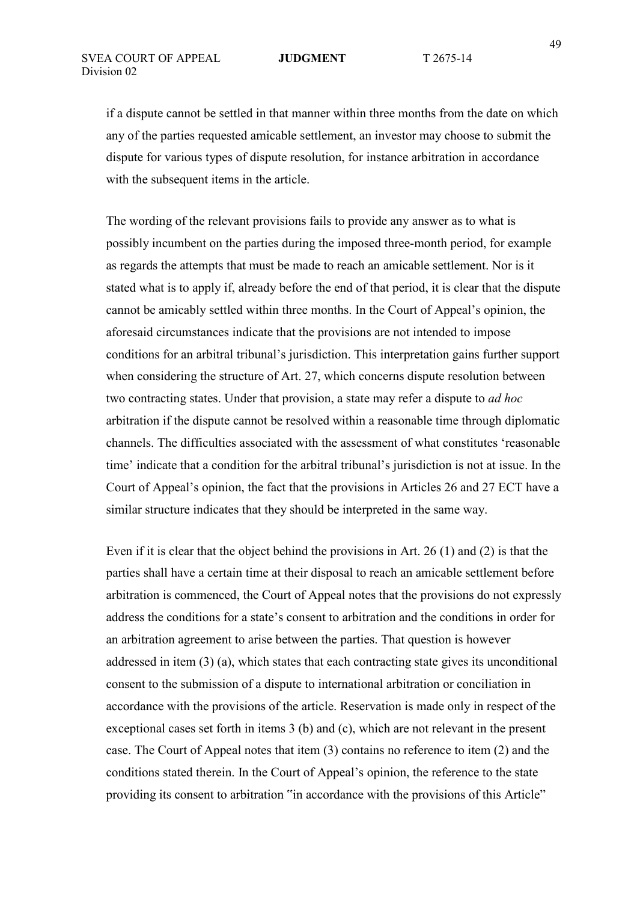if a dispute cannot be settled in that manner within three months from the date on which any of the parties requested amicable settlement, an investor may choose to submit the dispute for various types of dispute resolution, for instance arbitration in accordance with the subsequent items in the article.

The wording of the relevant provisions fails to provide any answer as to what is possibly incumbent on the parties during the imposed three-month period, for example as regards the attempts that must be made to reach an amicable settlement. Nor is it stated what is to apply if, already before the end of that period, it is clear that the dispute cannot be amicably settled within three months. In the Court of Appeal's opinion, the aforesaid circumstances indicate that the provisions are not intended to impose conditions for an arbitral tribunal's jurisdiction. This interpretation gains further support when considering the structure of Art. 27, which concerns dispute resolution between two contracting states. Under that provision, a state may refer a dispute to *ad hoc* arbitration if the dispute cannot be resolved within a reasonable time through diplomatic channels. The difficulties associated with the assessment of what constitutes 'reasonable time' indicate that a condition for the arbitral tribunal's jurisdiction is not at issue. In the Court of Appeal's opinion, the fact that the provisions in Articles 26 and 27 ECT have a similar structure indicates that they should be interpreted in the same way.

Even if it is clear that the object behind the provisions in Art. 26 (1) and (2) is that the parties shall have a certain time at their disposal to reach an amicable settlement before arbitration is commenced, the Court of Appeal notes that the provisions do not expressly address the conditions for a state's consent to arbitration and the conditions in order for an arbitration agreement to arise between the parties. That question is however addressed in item (3) (a), which states that each contracting state gives its unconditional consent to the submission of a dispute to international arbitration or conciliation in accordance with the provisions of the article. Reservation is made only in respect of the exceptional cases set forth in items 3 (b) and (c), which are not relevant in the present case. The Court of Appeal notes that item (3) contains no reference to item (2) and the conditions stated therein. In the Court of Appeal's opinion, the reference to the state providing its consent to arbitration "in accordance with the provisions of this Article"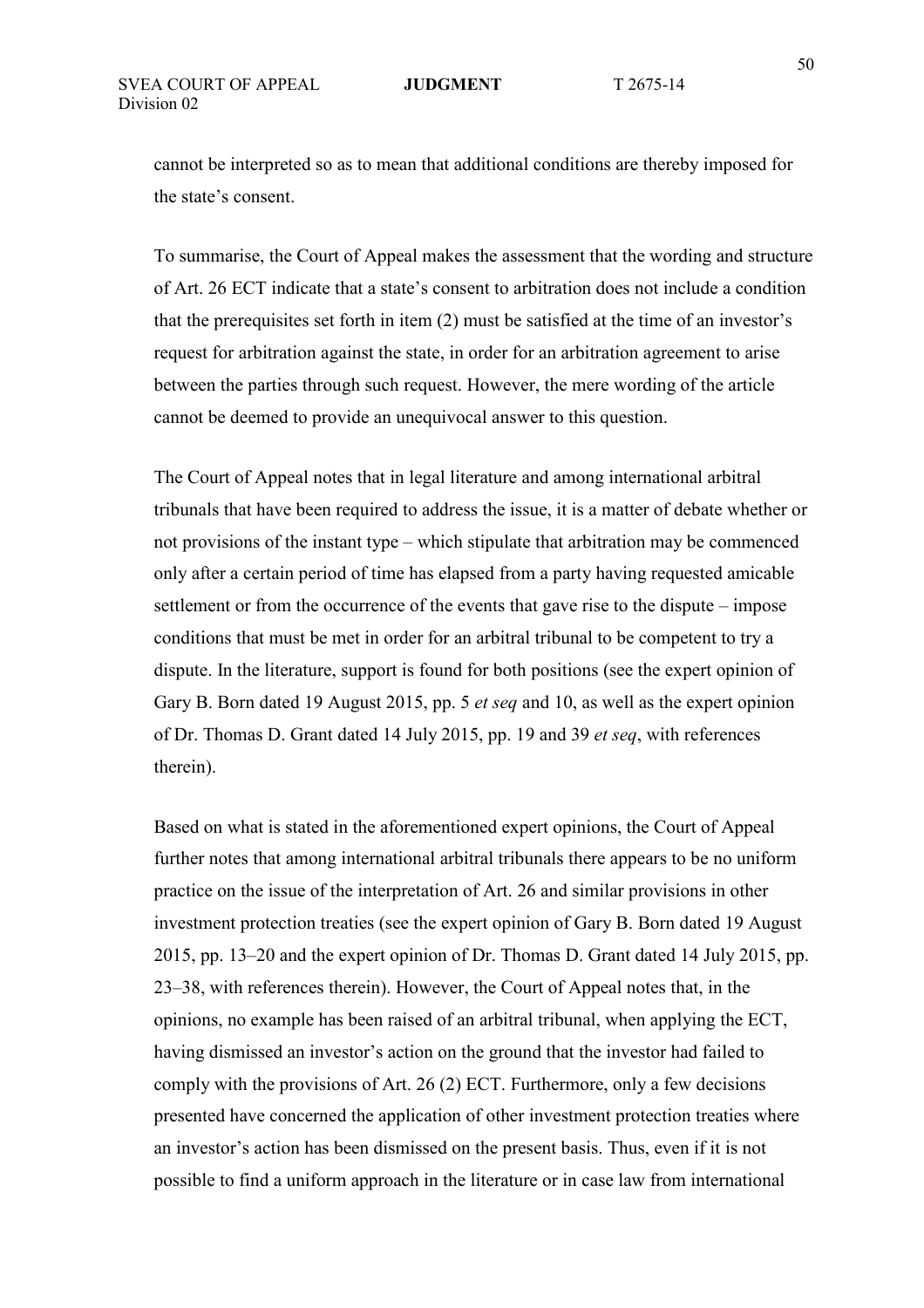cannot be interpreted so as to mean that additional conditions are thereby imposed for the state's consent.

To summarise, the Court of Appeal makes the assessment that the wording and structure of Art. 26 ECT indicate that a state's consent to arbitration does not include a condition that the prerequisites set forth in item (2) must be satisfied at the time of an investor's request for arbitration against the state, in order for an arbitration agreement to arise between the parties through such request. However, the mere wording of the article cannot be deemed to provide an unequivocal answer to this question.

The Court of Appeal notes that in legal literature and among international arbitral tribunals that have been required to address the issue, it is a matter of debate whether or not provisions of the instant type – which stipulate that arbitration may be commenced only after a certain period of time has elapsed from a party having requested amicable settlement or from the occurrence of the events that gave rise to the dispute – impose conditions that must be met in order for an arbitral tribunal to be competent to try a dispute. In the literature, support is found for both positions (see the expert opinion of Gary B. Born dated 19 August 2015, pp. 5 *et seq* and 10, as well as the expert opinion of Dr. Thomas D. Grant dated 14 July 2015, pp. 19 and 39 *et seq*, with references therein).

Based on what is stated in the aforementioned expert opinions, the Court of Appeal further notes that among international arbitral tribunals there appears to be no uniform practice on the issue of the interpretation of Art. 26 and similar provisions in other investment protection treaties (see the expert opinion of Gary B. Born dated 19 August 2015, pp. 13–20 and the expert opinion of Dr. Thomas D. Grant dated 14 July 2015, pp. 23–38, with references therein). However, the Court of Appeal notes that, in the opinions, no example has been raised of an arbitral tribunal, when applying the ECT, having dismissed an investor's action on the ground that the investor had failed to comply with the provisions of Art. 26 (2) ECT. Furthermore, only a few decisions presented have concerned the application of other investment protection treaties where an investor's action has been dismissed on the present basis. Thus, even if it is not possible to find a uniform approach in the literature or in case law from international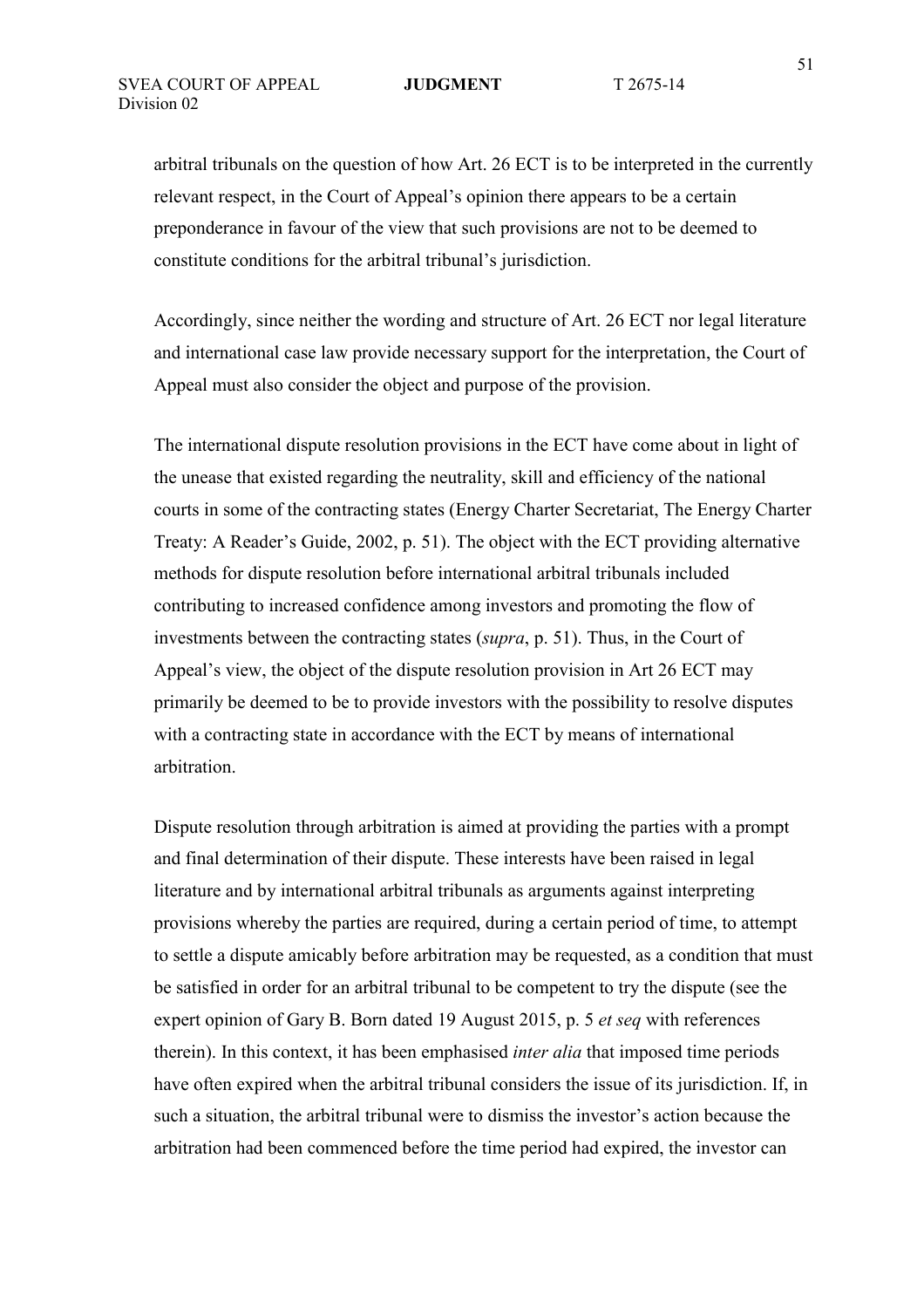arbitral tribunals on the question of how Art. 26 ECT is to be interpreted in the currently relevant respect, in the Court of Appeal's opinion there appears to be a certain preponderance in favour of the view that such provisions are not to be deemed to constitute conditions for the arbitral tribunal's jurisdiction.

Accordingly, since neither the wording and structure of Art. 26 ECT nor legal literature and international case law provide necessary support for the interpretation, the Court of Appeal must also consider the object and purpose of the provision.

The international dispute resolution provisions in the ECT have come about in light of the unease that existed regarding the neutrality, skill and efficiency of the national courts in some of the contracting states (Energy Charter Secretariat, The Energy Charter Treaty: A Reader's Guide, 2002, p. 51). The object with the ECT providing alternative methods for dispute resolution before international arbitral tribunals included contributing to increased confidence among investors and promoting the flow of investments between the contracting states (*supra*, p. 51). Thus, in the Court of Appeal's view, the object of the dispute resolution provision in Art 26 ECT may primarily be deemed to be to provide investors with the possibility to resolve disputes with a contracting state in accordance with the ECT by means of international arbitration.

Dispute resolution through arbitration is aimed at providing the parties with a prompt and final determination of their dispute. These interests have been raised in legal literature and by international arbitral tribunals as arguments against interpreting provisions whereby the parties are required, during a certain period of time, to attempt to settle a dispute amicably before arbitration may be requested, as a condition that must be satisfied in order for an arbitral tribunal to be competent to try the dispute (see the expert opinion of Gary B. Born dated 19 August 2015, p. 5 *et seq* with references therein). In this context, it has been emphasised *inter alia* that imposed time periods have often expired when the arbitral tribunal considers the issue of its jurisdiction. If, in such a situation, the arbitral tribunal were to dismiss the investor's action because the arbitration had been commenced before the time period had expired, the investor can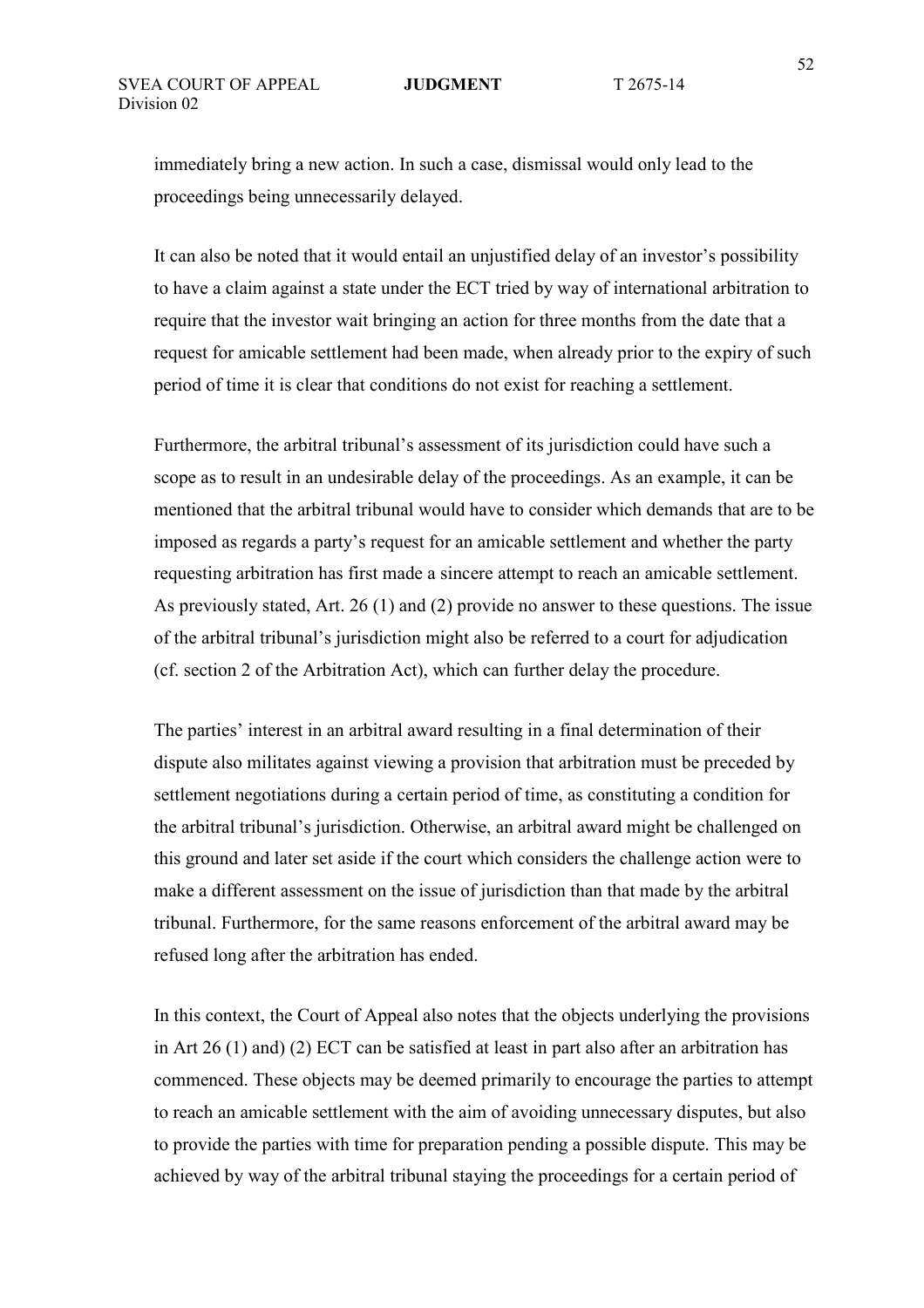immediately bring a new action. In such a case, dismissal would only lead to the proceedings being unnecessarily delayed.

It can also be noted that it would entail an unjustified delay of an investor's possibility to have a claim against a state under the ECT tried by way of international arbitration to require that the investor wait bringing an action for three months from the date that a request for amicable settlement had been made, when already prior to the expiry of such period of time it is clear that conditions do not exist for reaching a settlement.

Furthermore, the arbitral tribunal's assessment of its jurisdiction could have such a scope as to result in an undesirable delay of the proceedings. As an example, it can be mentioned that the arbitral tribunal would have to consider which demands that are to be imposed as regards a party's request for an amicable settlement and whether the party requesting arbitration has first made a sincere attempt to reach an amicable settlement. As previously stated, Art. 26 (1) and (2) provide no answer to these questions. The issue of the arbitral tribunal's jurisdiction might also be referred to a court for adjudication (cf. section 2 of the Arbitration Act), which can further delay the procedure.

The parties' interest in an arbitral award resulting in a final determination of their dispute also militates against viewing a provision that arbitration must be preceded by settlement negotiations during a certain period of time, as constituting a condition for the arbitral tribunal's jurisdiction. Otherwise, an arbitral award might be challenged on this ground and later set aside if the court which considers the challenge action were to make a different assessment on the issue of jurisdiction than that made by the arbitral tribunal. Furthermore, for the same reasons enforcement of the arbitral award may be refused long after the arbitration has ended.

In this context, the Court of Appeal also notes that the objects underlying the provisions in Art 26 (1) and) (2) ECT can be satisfied at least in part also after an arbitration has commenced. These objects may be deemed primarily to encourage the parties to attempt to reach an amicable settlement with the aim of avoiding unnecessary disputes, but also to provide the parties with time for preparation pending a possible dispute. This may be achieved by way of the arbitral tribunal staying the proceedings for a certain period of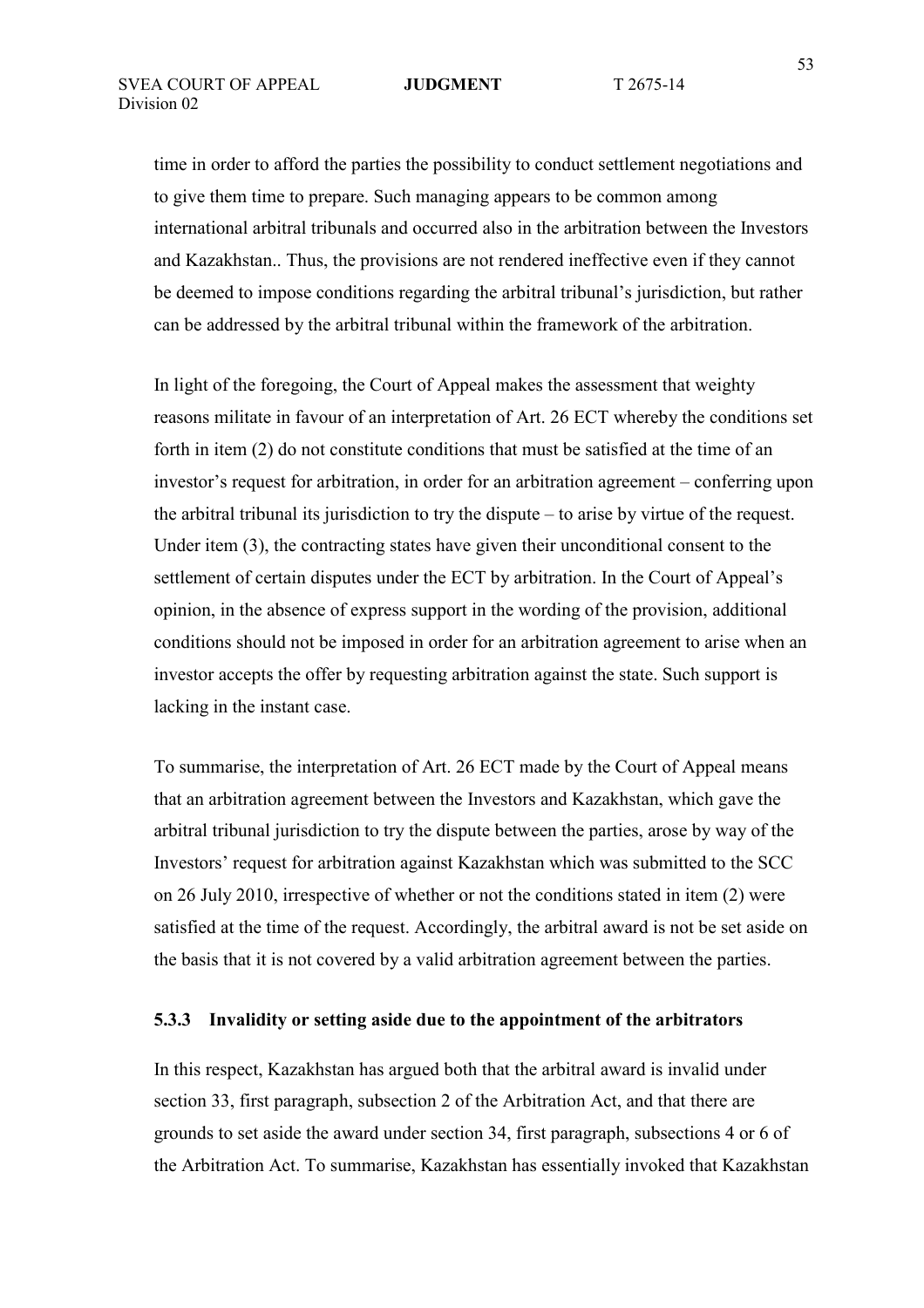time in order to afford the parties the possibility to conduct settlement negotiations and to give them time to prepare. Such managing appears to be common among international arbitral tribunals and occurred also in the arbitration between the Investors and Kazakhstan.. Thus, the provisions are not rendered ineffective even if they cannot be deemed to impose conditions regarding the arbitral tribunal's jurisdiction, but rather can be addressed by the arbitral tribunal within the framework of the arbitration.

In light of the foregoing, the Court of Appeal makes the assessment that weighty reasons militate in favour of an interpretation of Art. 26 ECT whereby the conditions set forth in item (2) do not constitute conditions that must be satisfied at the time of an investor's request for arbitration, in order for an arbitration agreement – conferring upon the arbitral tribunal its jurisdiction to try the dispute – to arise by virtue of the request. Under item (3), the contracting states have given their unconditional consent to the settlement of certain disputes under the ECT by arbitration. In the Court of Appeal's opinion, in the absence of express support in the wording of the provision, additional conditions should not be imposed in order for an arbitration agreement to arise when an investor accepts the offer by requesting arbitration against the state. Such support is lacking in the instant case.

To summarise, the interpretation of Art. 26 ECT made by the Court of Appeal means that an arbitration agreement between the Investors and Kazakhstan, which gave the arbitral tribunal jurisdiction to try the dispute between the parties, arose by way of the Investors' request for arbitration against Kazakhstan which was submitted to the SCC on 26 July 2010, irrespective of whether or not the conditions stated in item (2) were satisfied at the time of the request. Accordingly, the arbitral award is not be set aside on the basis that it is not covered by a valid arbitration agreement between the parties.

### 5.3.3 Invalidity or setting aside due to the appointment of the arbitrators

In this respect, Kazakhstan has argued both that the arbitral award is invalid under section 33, first paragraph, subsection 2 of the Arbitration Act, and that there are grounds to set aside the award under section 34, first paragraph, subsections 4 or 6 of the Arbitration Act. To summarise, Kazakhstan has essentially invoked that Kazakhstan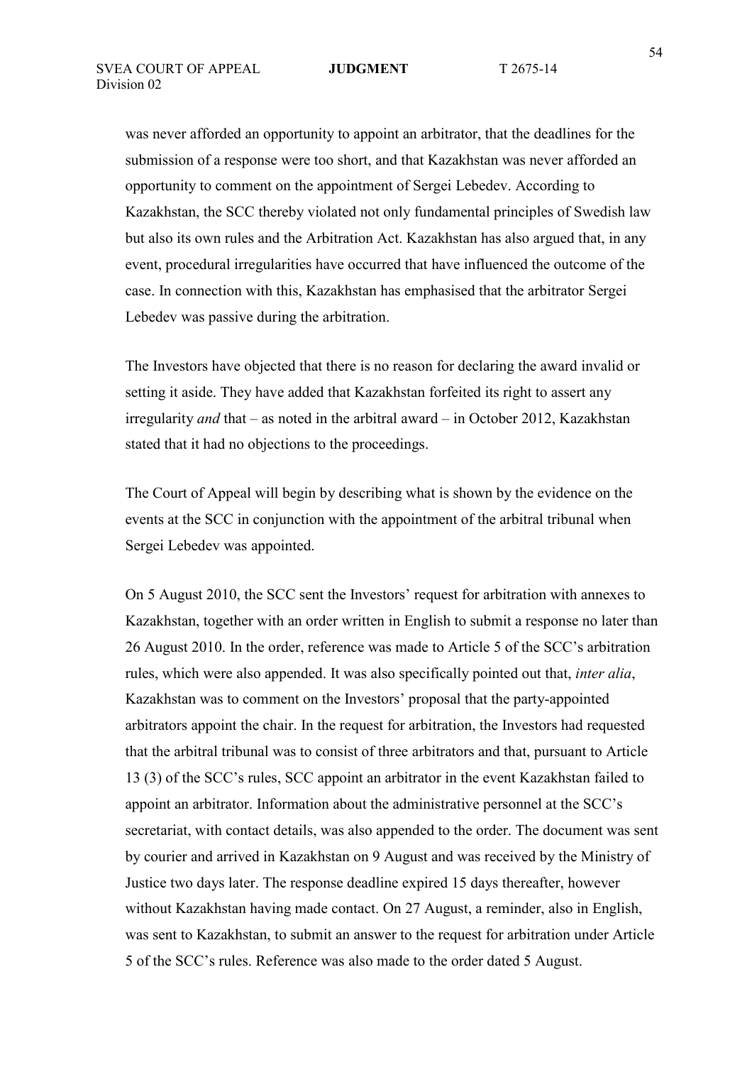was never afforded an opportunity to appoint an arbitrator, that the deadlines for the submission of a response were too short, and that Kazakhstan was never afforded an opportunity to comment on the appointment of Sergei Lebedev. According to Kazakhstan, the SCC thereby violated not only fundamental principles of Swedish law but also its own rules and the Arbitration Act. Kazakhstan has also argued that, in any event, procedural irregularities have occurred that have influenced the outcome of the case. In connection with this, Kazakhstan has emphasised that the arbitrator Sergei Lebedev was passive during the arbitration.

The Investors have objected that there is no reason for declaring the award invalid or setting it aside. They have added that Kazakhstan forfeited its right to assert any irregularity *and* that – as noted in the arbitral award – in October 2012, Kazakhstan stated that it had no objections to the proceedings.

The Court of Appeal will begin by describing what is shown by the evidence on the events at the SCC in conjunction with the appointment of the arbitral tribunal when Sergei Lebedev was appointed.

On 5 August 2010, the SCC sent the Investors' request for arbitration with annexes to Kazakhstan, together with an order written in English to submit a response no later than 26 August 2010. In the order, reference was made to Article 5 of the SCC's arbitration rules, which were also appended. It was also specifically pointed out that, *inter alia*, Kazakhstan was to comment on the Investors' proposal that the party-appointed arbitrators appoint the chair. In the request for arbitration, the Investors had requested that the arbitral tribunal was to consist of three arbitrators and that, pursuant to Article 13 (3) of the SCC's rules, SCC appoint an arbitrator in the event Kazakhstan failed to appoint an arbitrator. Information about the administrative personnel at the SCC's secretariat, with contact details, was also appended to the order. The document was sent by courier and arrived in Kazakhstan on 9 August and was received by the Ministry of Justice two days later. The response deadline expired 15 days thereafter, however without Kazakhstan having made contact. On 27 August, a reminder, also in English, was sent to Kazakhstan, to submit an answer to the request for arbitration under Article 5 of the SCC's rules. Reference was also made to the order dated 5 August.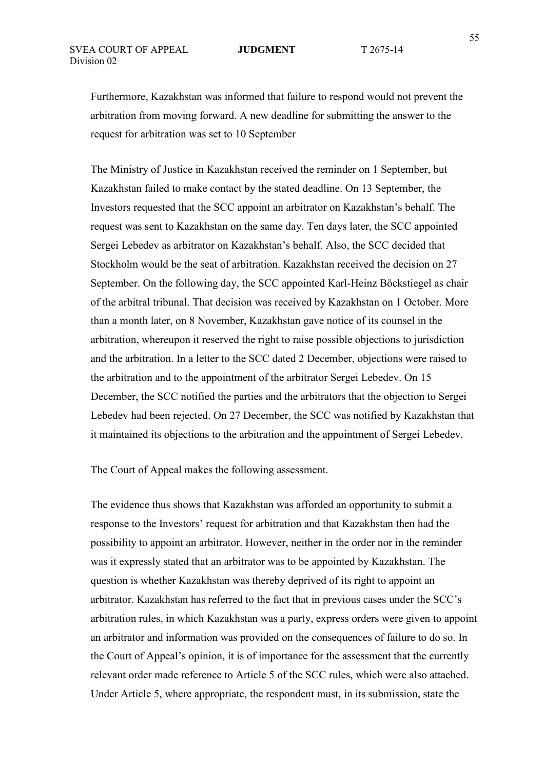Furthermore, Kazakhstan was informed that failure to respond would not prevent the arbitration from moving forward. A new deadline for submitting the answer to the request for arbitration was set to 10 September

The Ministry of Justice in Kazakhstan received the reminder on 1 September, but Kazakhstan failed to make contact by the stated deadline. On 13 September, the Investors requested that the SCC appoint an arbitrator on Kazakhstan's behalf. The request was sent to Kazakhstan on the same day. Ten days later, the SCC appointed Sergei Lebedev as arbitrator on Kazakhstan's behalf. Also, the SCC decided that Stockholm would be the seat of arbitration. Kazakhstan received the decision on 27 September. On the following day, the SCC appointed Karl-Heinz Böckstiegel as chair of the arbitral tribunal. That decision was received by Kazakhstan on 1 October. More than a month later, on 8 November, Kazakhstan gave notice of its counsel in the arbitration, whereupon it reserved the right to raise possible objections to jurisdiction and the arbitration. In a letter to the SCC dated 2 December, objections were raised to the arbitration and to the appointment of the arbitrator Sergei Lebedev. On 15 December, the SCC notified the parties and the arbitrators that the objection to Sergei Lebedev had been rejected. On 27 December, the SCC was notified by Kazakhstan that it maintained its objections to the arbitration and the appointment of Sergei Lebedev.

The Court of Appeal makes the following assessment.

The evidence thus shows that Kazakhstan was afforded an opportunity to submit a response to the Investors' request for arbitration and that Kazakhstan then had the possibility to appoint an arbitrator. However, neither in the order nor in the reminder was it expressly stated that an arbitrator was to be appointed by Kazakhstan. The question is whether Kazakhstan was thereby deprived of its right to appoint an arbitrator. Kazakhstan has referred to the fact that in previous cases under the SCC's arbitration rules, in which Kazakhstan was a party, express orders were given to appoint an arbitrator and information was provided on the consequences of failure to do so. In the Court of Appeal's opinion, it is of importance for the assessment that the currently relevant order made reference to Article 5 of the SCC rules, which were also attached. Under Article 5, where appropriate, the respondent must, in its submission, state the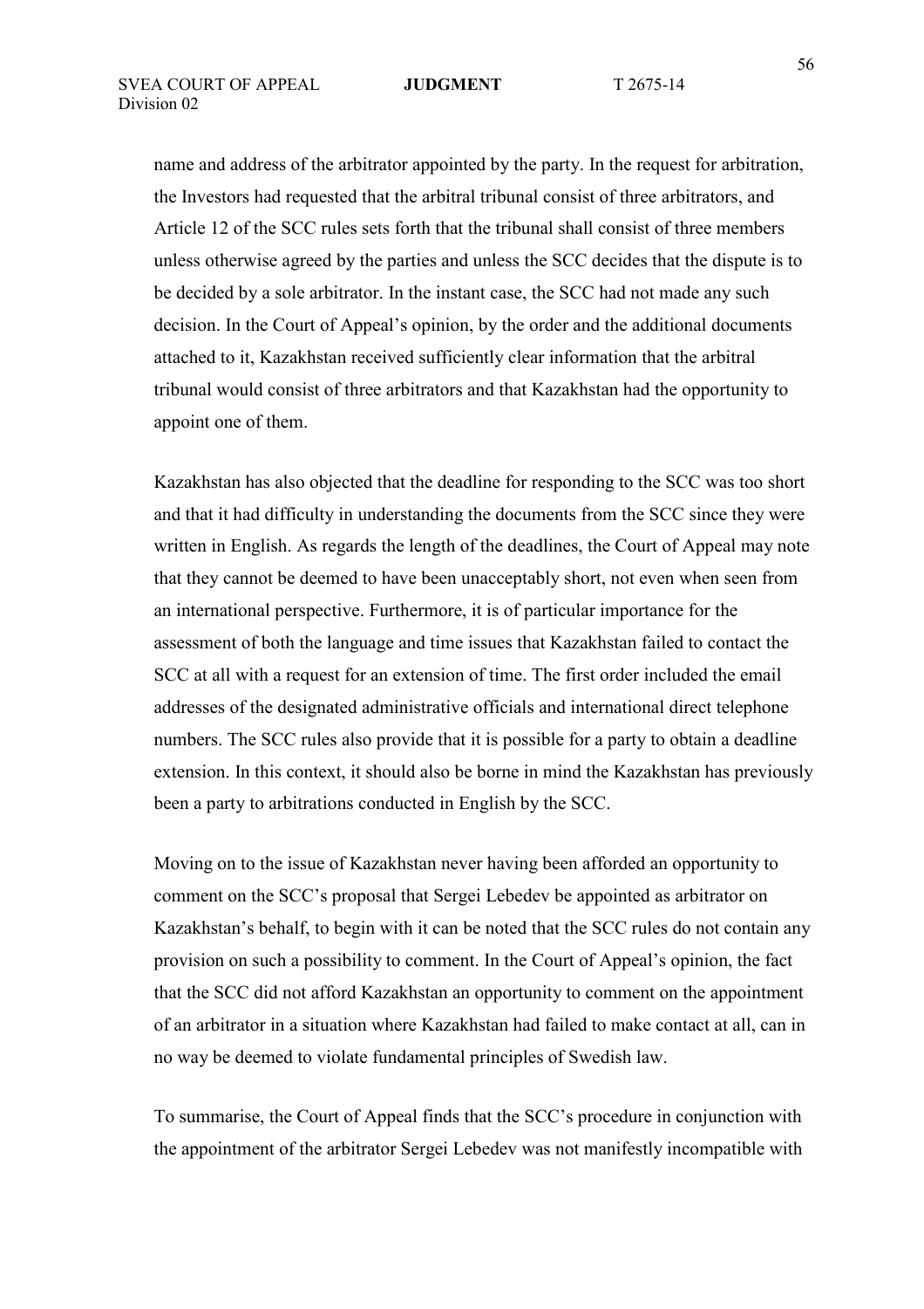name and address of the arbitrator appointed by the party. In the request for arbitration, the Investors had requested that the arbitral tribunal consist of three arbitrators, and Article 12 of the SCC rules sets forth that the tribunal shall consist of three members unless otherwise agreed by the parties and unless the SCC decides that the dispute is to be decided by a sole arbitrator. In the instant case, the SCC had not made any such decision. In the Court of Appeal's opinion, by the order and the additional documents attached to it, Kazakhstan received sufficiently clear information that the arbitral tribunal would consist of three arbitrators and that Kazakhstan had the opportunity to appoint one of them.

Kazakhstan has also objected that the deadline for responding to the SCC was too short and that it had difficulty in understanding the documents from the SCC since they were written in English. As regards the length of the deadlines, the Court of Appeal may note that they cannot be deemed to have been unacceptably short, not even when seen from an international perspective. Furthermore, it is of particular importance for the assessment of both the language and time issues that Kazakhstan failed to contact the SCC at all with a request for an extension of time. The first order included the email addresses of the designated administrative officials and international direct telephone numbers. The SCC rules also provide that it is possible for a party to obtain a deadline extension. In this context, it should also be borne in mind the Kazakhstan has previously been a party to arbitrations conducted in English by the SCC.

Moving on to the issue of Kazakhstan never having been afforded an opportunity to comment on the SCC's proposal that Sergei Lebedev be appointed as arbitrator on Kazakhstan's behalf, to begin with it can be noted that the SCC rules do not contain any provision on such a possibility to comment. In the Court of Appeal's opinion, the fact that the SCC did not afford Kazakhstan an opportunity to comment on the appointment of an arbitrator in a situation where Kazakhstan had failed to make contact at all, can in no way be deemed to violate fundamental principles of Swedish law.

To summarise, the Court of Appeal finds that the SCC's procedure in conjunction with the appointment of the arbitrator Sergei Lebedev was not manifestly incompatible with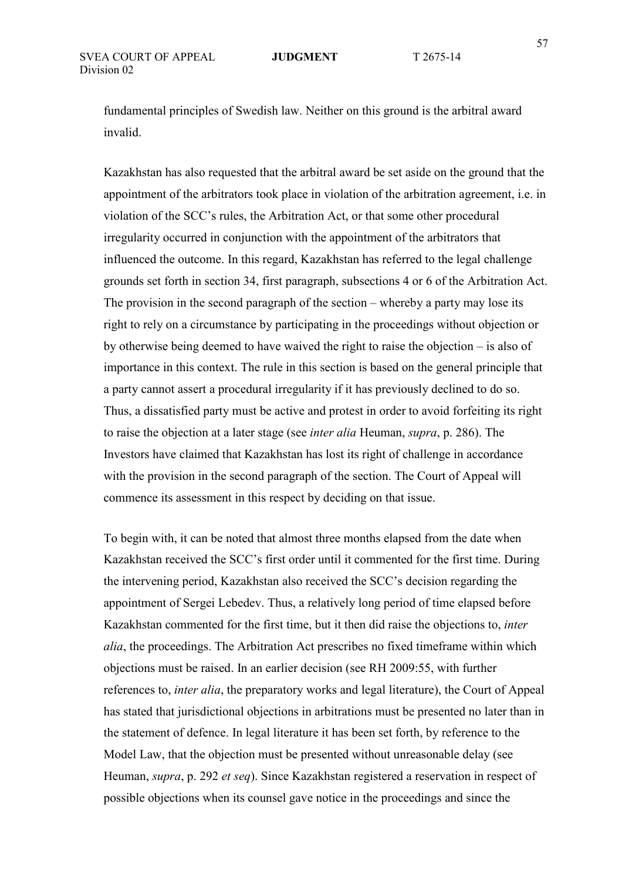fundamental principles of Swedish law. Neither on this ground is the arbitral award invalid.

Kazakhstan has also requested that the arbitral award be set aside on the ground that the appointment of the arbitrators took place in violation of the arbitration agreement, i.e. in violation of the SCC's rules, the Arbitration Act, or that some other procedural irregularity occurred in conjunction with the appointment of the arbitrators that influenced the outcome. In this regard, Kazakhstan has referred to the legal challenge grounds set forth in section 34, first paragraph, subsections 4 or 6 of the Arbitration Act. The provision in the second paragraph of the section – whereby a party may lose its right to rely on a circumstance by participating in the proceedings without objection or by otherwise being deemed to have waived the right to raise the objection – is also of importance in this context. The rule in this section is based on the general principle that a party cannot assert a procedural irregularity if it has previously declined to do so. Thus, a dissatisfied party must be active and protest in order to avoid forfeiting its right to raise the objection at a later stage (see *inter alia* Heuman, *supra*, p. 286). The Investors have claimed that Kazakhstan has lost its right of challenge in accordance with the provision in the second paragraph of the section. The Court of Appeal will commence its assessment in this respect by deciding on that issue.

To begin with, it can be noted that almost three months elapsed from the date when Kazakhstan received the SCC's first order until it commented for the first time. During the intervening period, Kazakhstan also received the SCC's decision regarding the appointment of Sergei Lebedev. Thus, a relatively long period of time elapsed before Kazakhstan commented for the first time, but it then did raise the objections to, *inter alia*, the proceedings. The Arbitration Act prescribes no fixed timeframe within which objections must be raised. In an earlier decision (see RH 2009:55, with further references to, *inter alia*, the preparatory works and legal literature), the Court of Appeal has stated that jurisdictional objections in arbitrations must be presented no later than in the statement of defence. In legal literature it has been set forth, by reference to the Model Law, that the objection must be presented without unreasonable delay (see Heuman, *supra*, p. 292 *et seq*). Since Kazakhstan registered a reservation in respect of possible objections when its counsel gave notice in the proceedings and since the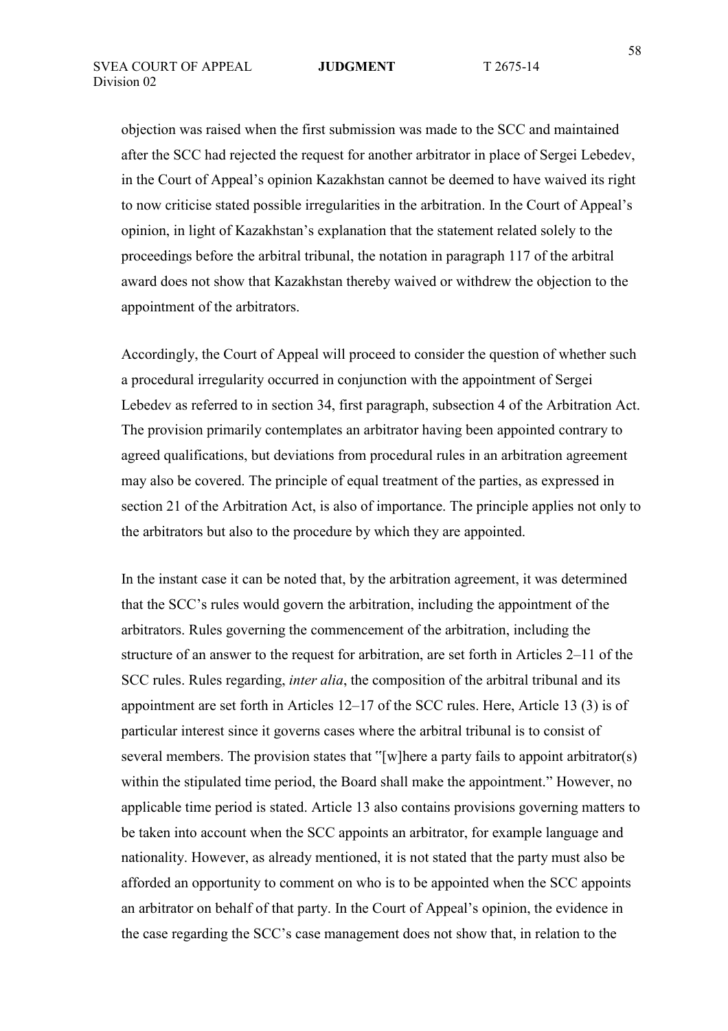objection was raised when the first submission was made to the SCC and maintained after the SCC had rejected the request for another arbitrator in place of Sergei Lebedev, in the Court of Appeal's opinion Kazakhstan cannot be deemed to have waived its right to now criticise stated possible irregularities in the arbitration. In the Court of Appeal's opinion, in light of Kazakhstan's explanation that the statement related solely to the proceedings before the arbitral tribunal, the notation in paragraph 117 of the arbitral award does not show that Kazakhstan thereby waived or withdrew the objection to the appointment of the arbitrators.

Accordingly, the Court of Appeal will proceed to consider the question of whether such a procedural irregularity occurred in conjunction with the appointment of Sergei Lebedev as referred to in section 34, first paragraph, subsection 4 of the Arbitration Act. The provision primarily contemplates an arbitrator having been appointed contrary to agreed qualifications, but deviations from procedural rules in an arbitration agreement may also be covered. The principle of equal treatment of the parties, as expressed in section 21 of the Arbitration Act, is also of importance. The principle applies not only to the arbitrators but also to the procedure by which they are appointed.

In the instant case it can be noted that, by the arbitration agreement, it was determined that the SCC's rules would govern the arbitration, including the appointment of the arbitrators. Rules governing the commencement of the arbitration, including the structure of an answer to the request for arbitration, are set forth in Articles 2–11 of the SCC rules. Rules regarding, *inter alia*, the composition of the arbitral tribunal and its appointment are set forth in Articles 12–17 of the SCC rules. Here, Article 13 (3) is of particular interest since it governs cases where the arbitral tribunal is to consist of several members. The provision states that "[w]here a party fails to appoint arbitrator(s) within the stipulated time period, the Board shall make the appointment." However, no applicable time period is stated. Article 13 also contains provisions governing matters to be taken into account when the SCC appoints an arbitrator, for example language and nationality. However, as already mentioned, it is not stated that the party must also be afforded an opportunity to comment on who is to be appointed when the SCC appoints an arbitrator on behalf of that party. In the Court of Appeal's opinion, the evidence in the case regarding the SCC's case management does not show that, in relation to the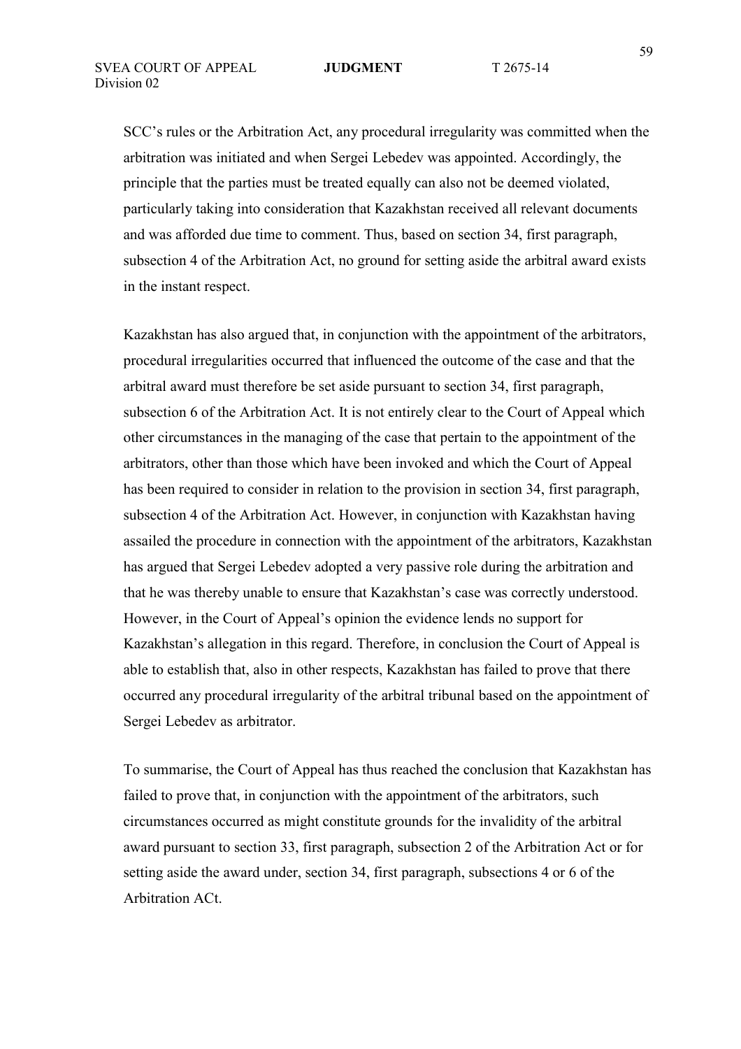SCC's rules or the Arbitration Act, any procedural irregularity was committed when the arbitration was initiated and when Sergei Lebedev was appointed. Accordingly, the principle that the parties must be treated equally can also not be deemed violated, particularly taking into consideration that Kazakhstan received all relevant documents and was afforded due time to comment. Thus, based on section 34, first paragraph, subsection 4 of the Arbitration Act, no ground for setting aside the arbitral award exists in the instant respect.

Kazakhstan has also argued that, in conjunction with the appointment of the arbitrators, procedural irregularities occurred that influenced the outcome of the case and that the arbitral award must therefore be set aside pursuant to section 34, first paragraph, subsection 6 of the Arbitration Act. It is not entirely clear to the Court of Appeal which other circumstances in the managing of the case that pertain to the appointment of the arbitrators, other than those which have been invoked and which the Court of Appeal has been required to consider in relation to the provision in section 34, first paragraph, subsection 4 of the Arbitration Act. However, in conjunction with Kazakhstan having assailed the procedure in connection with the appointment of the arbitrators, Kazakhstan has argued that Sergei Lebedev adopted a very passive role during the arbitration and that he was thereby unable to ensure that Kazakhstan's case was correctly understood. However, in the Court of Appeal's opinion the evidence lends no support for Kazakhstan's allegation in this regard. Therefore, in conclusion the Court of Appeal is able to establish that, also in other respects, Kazakhstan has failed to prove that there occurred any procedural irregularity of the arbitral tribunal based on the appointment of Sergei Lebedev as arbitrator.

To summarise, the Court of Appeal has thus reached the conclusion that Kazakhstan has failed to prove that, in conjunction with the appointment of the arbitrators, such circumstances occurred as might constitute grounds for the invalidity of the arbitral award pursuant to section 33, first paragraph, subsection 2 of the Arbitration Act or for setting aside the award under, section 34, first paragraph, subsections 4 or 6 of the Arbitration ACt.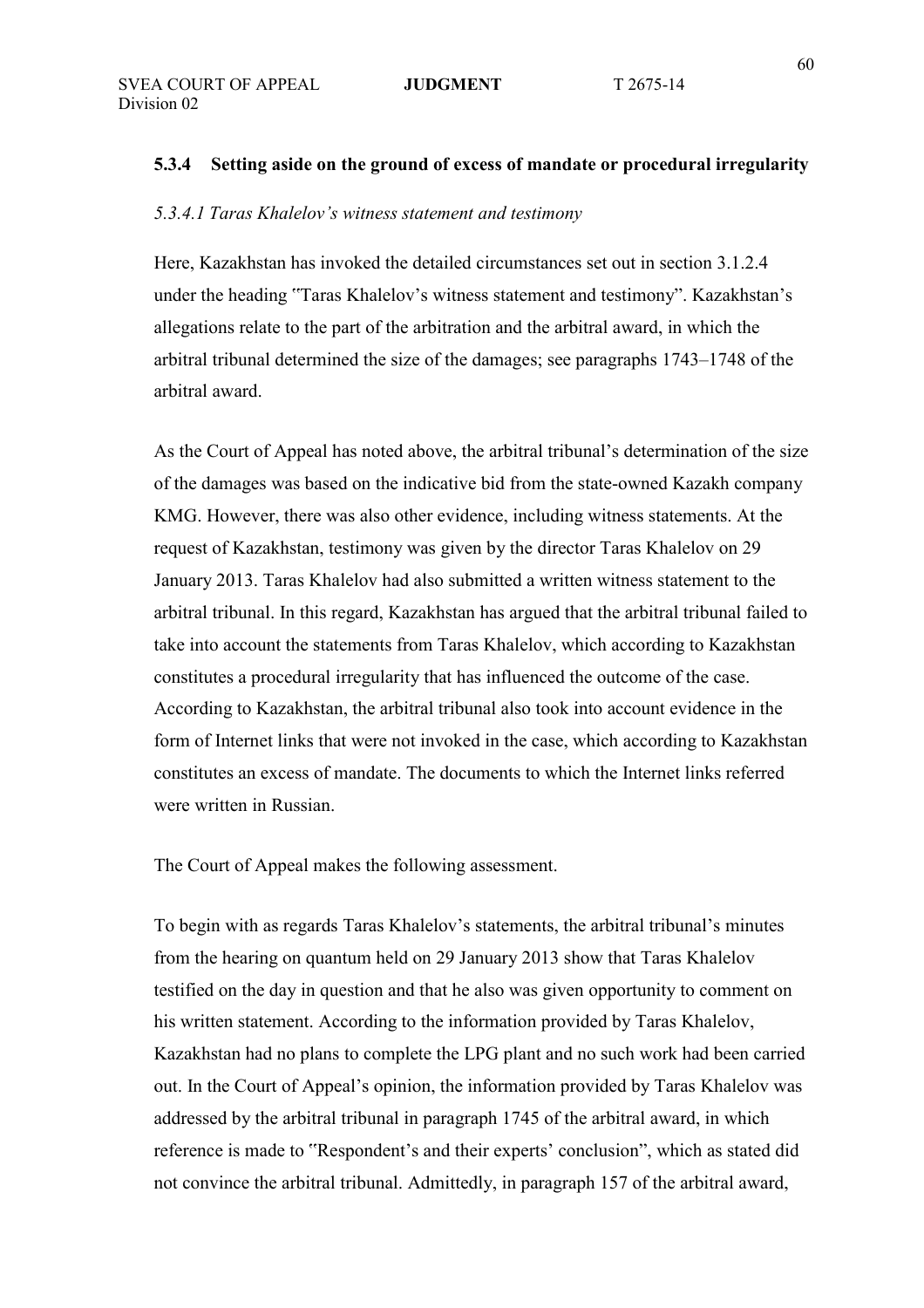### 5.3.4 Setting aside on the ground of excess of mandate or procedural irregularity

*5.3.4.1 Taras Khalelov's witness statement and testimony*

Here, Kazakhstan has invoked the detailed circumstances set out in section 3.1.2.4 under the heading "Taras Khalelov's witness statement and testimony". Kazakhstan's allegations relate to the part of the arbitration and the arbitral award, in which the arbitral tribunal determined the size of the damages; see paragraphs 1743–1748 of the arbitral award.

As the Court of Appeal has noted above, the arbitral tribunal's determination of the size of the damages was based on the indicative bid from the state-owned Kazakh company KMG. However, there was also other evidence, including witness statements. At the request of Kazakhstan, testimony was given by the director Taras Khalelov on 29 January 2013. Taras Khalelov had also submitted a written witness statement to the arbitral tribunal. In this regard, Kazakhstan has argued that the arbitral tribunal failed to take into account the statements from Taras Khalelov, which according to Kazakhstan constitutes a procedural irregularity that has influenced the outcome of the case. According to Kazakhstan, the arbitral tribunal also took into account evidence in the form of Internet links that were not invoked in the case, which according to Kazakhstan constitutes an excess of mandate. The documents to which the Internet links referred were written in Russian.

The Court of Appeal makes the following assessment.

To begin with as regards Taras Khalelov's statements, the arbitral tribunal's minutes from the hearing on quantum held on 29 January 2013 show that Taras Khalelov testified on the day in question and that he also was given opportunity to comment on his written statement. According to the information provided by Taras Khalelov, Kazakhstan had no plans to complete the LPG plant and no such work had been carried out. In the Court of Appeal's opinion, the information provided by Taras Khalelov was addressed by the arbitral tribunal in paragraph 1745 of the arbitral award, in which reference is made to "Respondent's and their experts' conclusion", which as stated did not convince the arbitral tribunal. Admittedly, in paragraph 157 of the arbitral award,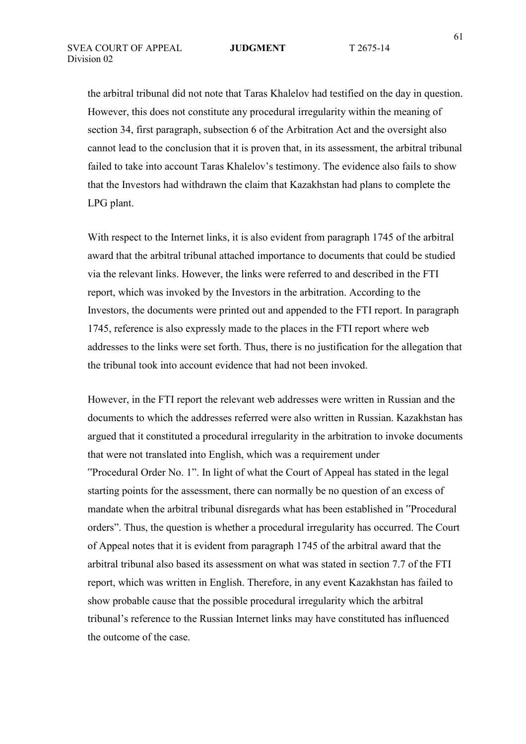the arbitral tribunal did not note that Taras Khalelov had testified on the day in question. However, this does not constitute any procedural irregularity within the meaning of section 34, first paragraph, subsection 6 of the Arbitration Act and the oversight also cannot lead to the conclusion that it is proven that, in its assessment, the arbitral tribunal failed to take into account Taras Khalelov's testimony. The evidence also fails to show that the Investors had withdrawn the claim that Kazakhstan had plans to complete the LPG plant.

With respect to the Internet links, it is also evident from paragraph 1745 of the arbitral award that the arbitral tribunal attached importance to documents that could be studied via the relevant links. However, the links were referred to and described in the FTI report, which was invoked by the Investors in the arbitration. According to the Investors, the documents were printed out and appended to the FTI report. In paragraph 1745, reference is also expressly made to the places in the FTI report where web addresses to the links were set forth. Thus, there is no justification for the allegation that the tribunal took into account evidence that had not been invoked.

However, in the FTI report the relevant web addresses were written in Russian and the documents to which the addresses referred were also written in Russian. Kazakhstan has argued that it constituted a procedural irregularity in the arbitration to invoke documents that were not translated into English, which was a requirement under "Procedural Order No. 1". In light of what the Court of Appeal has stated in the legal starting points for the assessment, there can normally be no question of an excess of mandate when the arbitral tribunal disregards what has been established in "Procedural orders". Thus, the question is whether a procedural irregularity has occurred. The Court of Appeal notes that it is evident from paragraph 1745 of the arbitral award that the arbitral tribunal also based its assessment on what was stated in section 7.7 of the FTI report, which was written in English. Therefore, in any event Kazakhstan has failed to show probable cause that the possible procedural irregularity which the arbitral tribunal's reference to the Russian Internet links may have constituted has influenced the outcome of the case.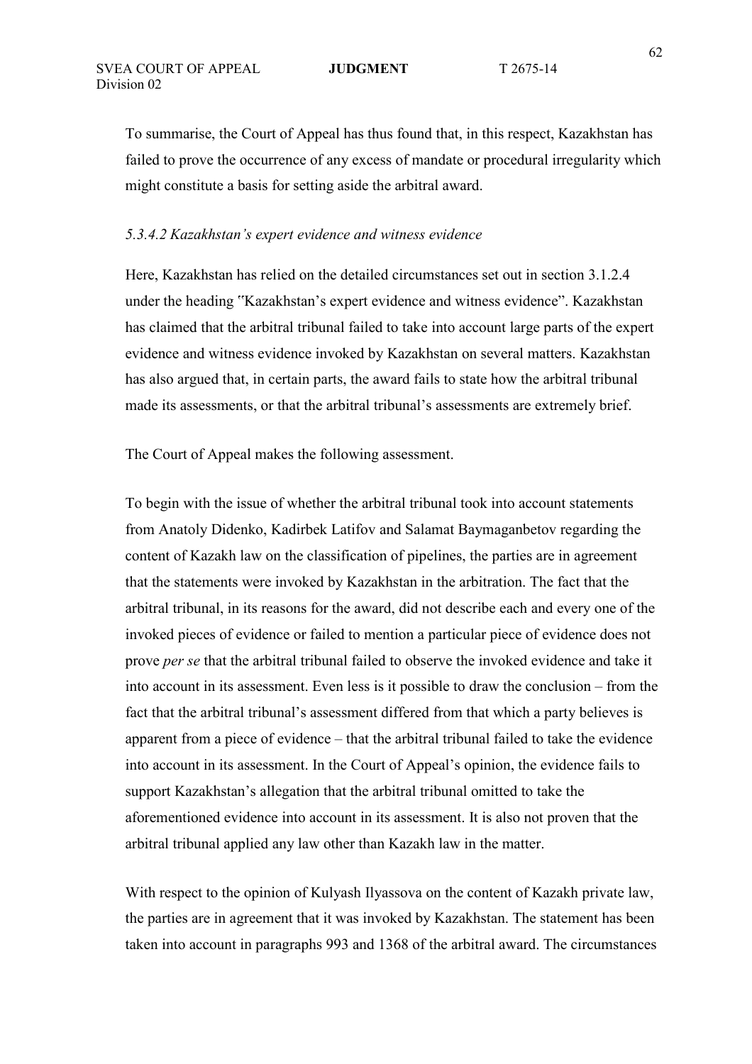To summarise, the Court of Appeal has thus found that, in this respect, Kazakhstan has failed to prove the occurrence of any excess of mandate or procedural irregularity which might constitute a basis for setting aside the arbitral award.

### *5.3.4.2 Kazakhstan's expert evidence and witness evidence*

Here, Kazakhstan has relied on the detailed circumstances set out in section 3.1.2.4 under the heading "Kazakhstan's expert evidence and witness evidence". Kazakhstan has claimed that the arbitral tribunal failed to take into account large parts of the expert evidence and witness evidence invoked by Kazakhstan on several matters. Kazakhstan has also argued that, in certain parts, the award fails to state how the arbitral tribunal made its assessments, or that the arbitral tribunal's assessments are extremely brief.

The Court of Appeal makes the following assessment.

To begin with the issue of whether the arbitral tribunal took into account statements from Anatoly Didenko, Kadirbek Latifov and Salamat Baymaganbetov regarding the content of Kazakh law on the classification of pipelines, the parties are in agreement that the statements were invoked by Kazakhstan in the arbitration. The fact that the arbitral tribunal, in its reasons for the award, did not describe each and every one of the invoked pieces of evidence or failed to mention a particular piece of evidence does not prove *per se* that the arbitral tribunal failed to observe the invoked evidence and take it into account in its assessment. Even less is it possible to draw the conclusion – from the fact that the arbitral tribunal's assessment differed from that which a party believes is apparent from a piece of evidence – that the arbitral tribunal failed to take the evidence into account in its assessment. In the Court of Appeal's opinion, the evidence fails to support Kazakhstan's allegation that the arbitral tribunal omitted to take the aforementioned evidence into account in its assessment. It is also not proven that the arbitral tribunal applied any law other than Kazakh law in the matter.

With respect to the opinion of Kulyash Ilyassova on the content of Kazakh private law, the parties are in agreement that it was invoked by Kazakhstan. The statement has been taken into account in paragraphs 993 and 1368 of the arbitral award. The circumstances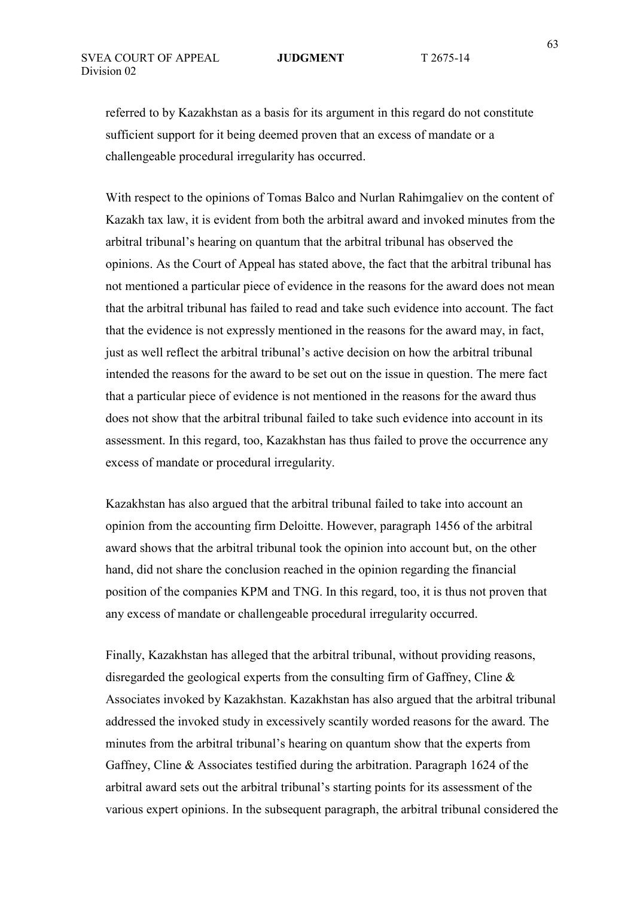referred to by Kazakhstan as a basis for its argument in this regard do not constitute sufficient support for it being deemed proven that an excess of mandate or a challengeable procedural irregularity has occurred.

With respect to the opinions of Tomas Balco and Nurlan Rahimgaliev on the content of Kazakh tax law, it is evident from both the arbitral award and invoked minutes from the arbitral tribunal's hearing on quantum that the arbitral tribunal has observed the opinions. As the Court of Appeal has stated above, the fact that the arbitral tribunal has not mentioned a particular piece of evidence in the reasons for the award does not mean that the arbitral tribunal has failed to read and take such evidence into account. The fact that the evidence is not expressly mentioned in the reasons for the award may, in fact, just as well reflect the arbitral tribunal's active decision on how the arbitral tribunal intended the reasons for the award to be set out on the issue in question. The mere fact that a particular piece of evidence is not mentioned in the reasons for the award thus does not show that the arbitral tribunal failed to take such evidence into account in its assessment. In this regard, too, Kazakhstan has thus failed to prove the occurrence any excess of mandate or procedural irregularity.

Kazakhstan has also argued that the arbitral tribunal failed to take into account an opinion from the accounting firm Deloitte. However, paragraph 1456 of the arbitral award shows that the arbitral tribunal took the opinion into account but, on the other hand, did not share the conclusion reached in the opinion regarding the financial position of the companies KPM and TNG. In this regard, too, it is thus not proven that any excess of mandate or challengeable procedural irregularity occurred.

Finally, Kazakhstan has alleged that the arbitral tribunal, without providing reasons, disregarded the geological experts from the consulting firm of Gaffney, Cline & Associates invoked by Kazakhstan. Kazakhstan has also argued that the arbitral tribunal addressed the invoked study in excessively scantily worded reasons for the award. The minutes from the arbitral tribunal's hearing on quantum show that the experts from Gaffney, Cline & Associates testified during the arbitration. Paragraph 1624 of the arbitral award sets out the arbitral tribunal's starting points for its assessment of the various expert opinions. In the subsequent paragraph, the arbitral tribunal considered the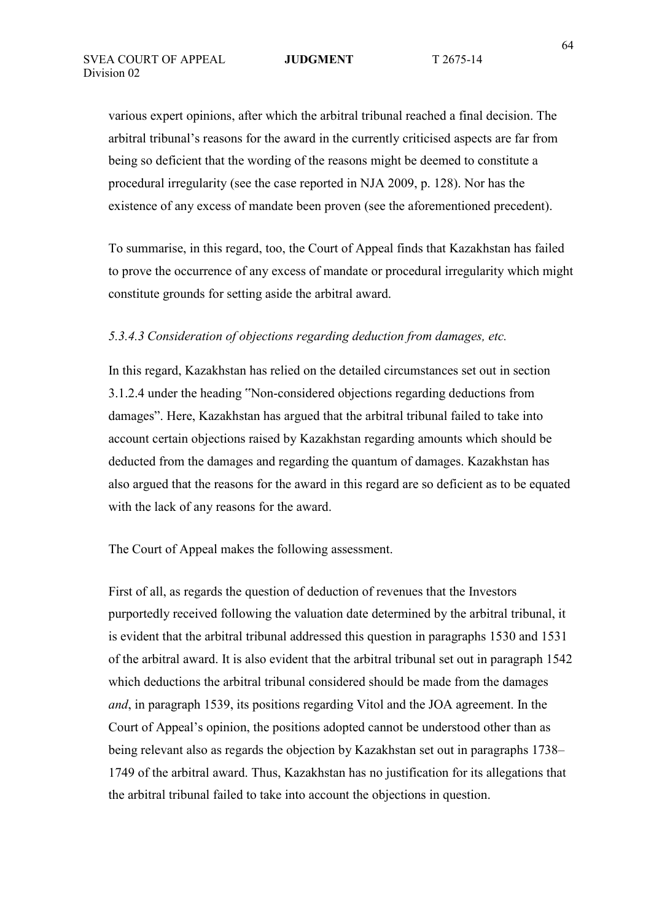various expert opinions, after which the arbitral tribunal reached a final decision. The arbitral tribunal's reasons for the award in the currently criticised aspects are far from being so deficient that the wording of the reasons might be deemed to constitute a procedural irregularity (see the case reported in NJA 2009, p. 128). Nor has the existence of any excess of mandate been proven (see the aforementioned precedent).

To summarise, in this regard, too, the Court of Appeal finds that Kazakhstan has failed to prove the occurrence of any excess of mandate or procedural irregularity which might constitute grounds for setting aside the arbitral award.

*5.3.4.3 Consideration of objections regarding deduction from damages, etc.*

In this regard, Kazakhstan has relied on the detailed circumstances set out in section 3.1.2.4 under the heading "Non-considered objections regarding deductions from damages". Here, Kazakhstan has argued that the arbitral tribunal failed to take into account certain objections raised by Kazakhstan regarding amounts which should be deducted from the damages and regarding the quantum of damages. Kazakhstan has also argued that the reasons for the award in this regard are so deficient as to be equated with the lack of any reasons for the award.

The Court of Appeal makes the following assessment.

First of all, as regards the question of deduction of revenues that the Investors purportedly received following the valuation date determined by the arbitral tribunal, it is evident that the arbitral tribunal addressed this question in paragraphs 1530 and 1531 of the arbitral award. It is also evident that the arbitral tribunal set out in paragraph 1542 which deductions the arbitral tribunal considered should be made from the damages *and*, in paragraph 1539, its positions regarding Vitol and the JOA agreement. In the Court of Appeal's opinion, the positions adopted cannot be understood other than as being relevant also as regards the objection by Kazakhstan set out in paragraphs 1738–1749 of the arbitral award. Thus, Kazakhstan has no justification for its allegations that the arbitral tribunal failed to take into account the objections in question.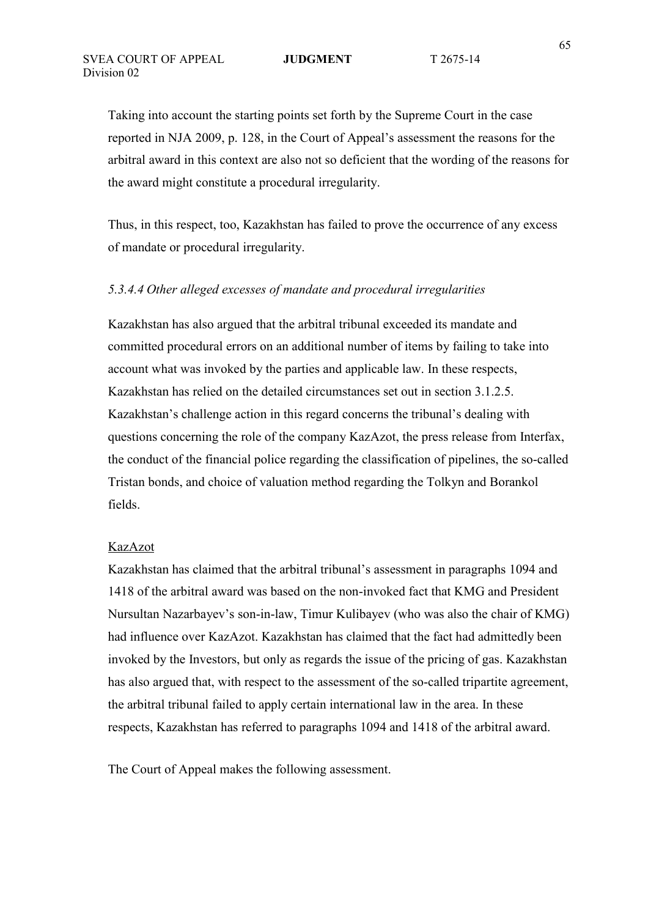Taking into account the starting points set forth by the Supreme Court in the case reported in NJA 2009, p. 128, in the Court of Appeal's assessment the reasons for the arbitral award in this context are also not so deficient that the wording of the reasons for the award might constitute a procedural irregularity.

Thus, in this respect, too, Kazakhstan has failed to prove the occurrence of any excess of mandate or procedural irregularity.

### *5.3.4.4 Other alleged excesses of mandate and procedural irregularities*

Kazakhstan has also argued that the arbitral tribunal exceeded its mandate and committed procedural errors on an additional number of items by failing to take into account what was invoked by the parties and applicable law. In these respects, Kazakhstan has relied on the detailed circumstances set out in section 3.1.2.5. Kazakhstan's challenge action in this regard concerns the tribunal's dealing with questions concerning the role of the company KazAzot, the press release from Interfax, the conduct of the financial police regarding the classification of pipelines, the so-called Tristan bonds, and choice of valuation method regarding the Tolkyn and Borankol fields.

<u>KazAzot</u>

Kazakhstan has claimed that the arbitral tribunal's assessment in paragraphs 1094 and 1418 of the arbitral award was based on the non-invoked fact that KMG and President Nursultan Nazarbayev's son-in-law, Timur Kulibayev (who was also the chair of KMG) had influence over KazAzot. Kazakhstan has claimed that the fact had admittedly been invoked by the Investors, but only as regards the issue of the pricing of gas. Kazakhstan has also argued that, with respect to the assessment of the so-called tripartite agreement, the arbitral tribunal failed to apply certain international law in the area. In these respects, Kazakhstan has referred to paragraphs 1094 and 1418 of the arbitral award.

The Court of Appeal makes the following assessment.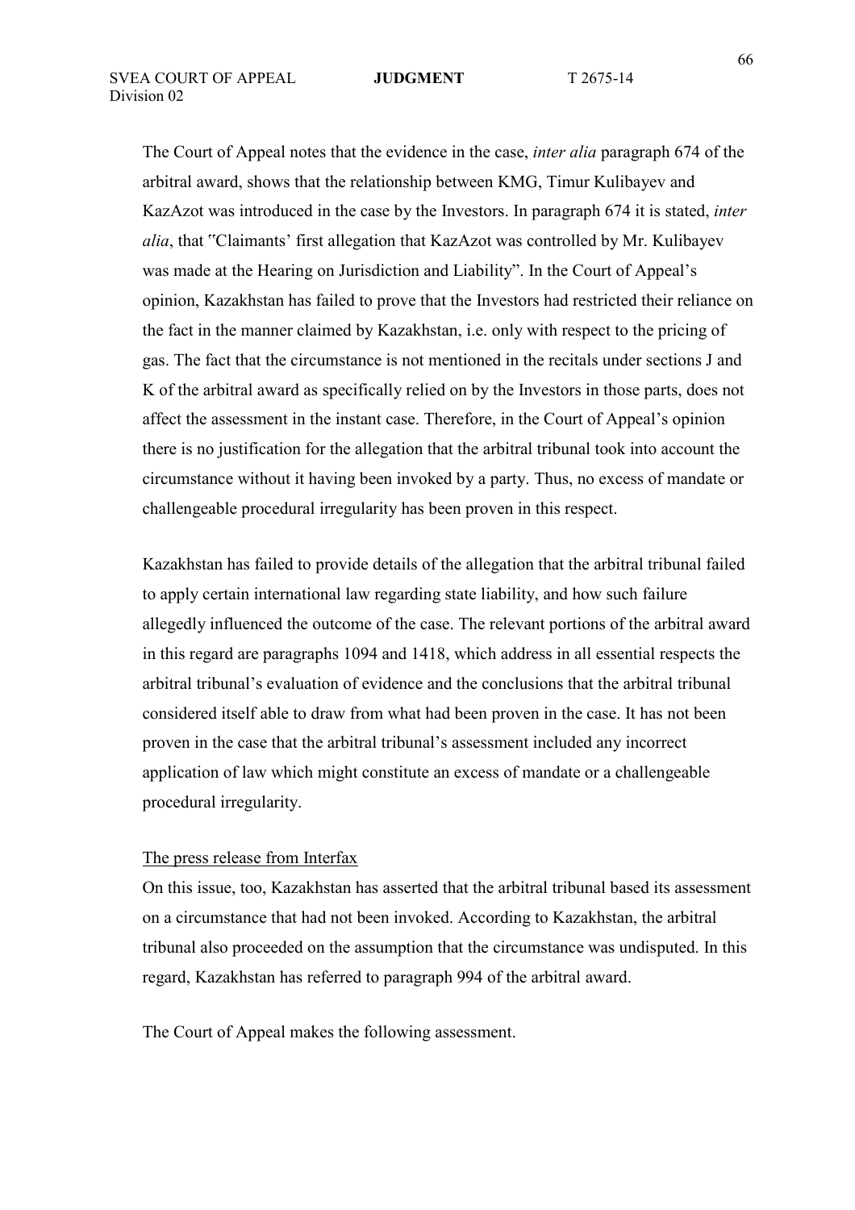The Court of Appeal notes that the evidence in the case, *inter alia* paragraph 674 of the arbitral award, shows that the relationship between KMG, Timur Kulibayev and KazAzot was introduced in the case by the Investors. In paragraph 674 it is stated, *inter alia*, that "Claimants' first allegation that KazAzot was controlled by Mr. Kulibayev was made at the Hearing on Jurisdiction and Liability". In the Court of Appeal's opinion, Kazakhstan has failed to prove that the Investors had restricted their reliance on the fact in the manner claimed by Kazakhstan, i.e. only with respect to the pricing of gas. The fact that the circumstance is not mentioned in the recitals under sections J and K of the arbitral award as specifically relied on by the Investors in those parts, does not affect the assessment in the instant case. Therefore, in the Court of Appeal's opinion there is no justification for the allegation that the arbitral tribunal took into account the circumstance without it having been invoked by a party. Thus, no excess of mandate or challengeable procedural irregularity has been proven in this respect.

Kazakhstan has failed to provide details of the allegation that the arbitral tribunal failed to apply certain international law regarding state liability, and how such failure allegedly influenced the outcome of the case. The relevant portions of the arbitral award in this regard are paragraphs 1094 and 1418, which address in all essential respects the arbitral tribunal's evaluation of evidence and the conclusions that the arbitral tribunal considered itself able to draw from what had been proven in the case. It has not been proven in the case that the arbitral tribunal's assessment included any incorrect application of law which might constitute an excess of mandate or a challengeable procedural irregularity.

The press release from Interfax

On this issue, too, Kazakhstan has asserted that the arbitral tribunal based its assessment on a circumstance that had not been invoked. According to Kazakhstan, the arbitral tribunal also proceeded on the assumption that the circumstance was undisputed. In this regard, Kazakhstan has referred to paragraph 994 of the arbitral award.

The Court of Appeal makes the following assessment.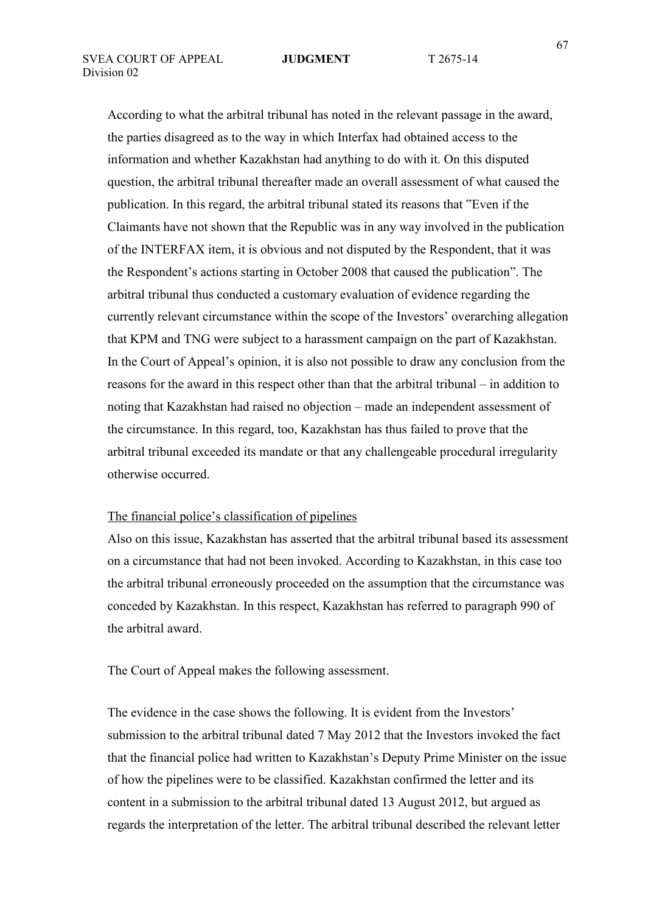According to what the arbitral tribunal has noted in the relevant passage in the award, the parties disagreed as to the way in which Interfax had obtained access to the information and whether Kazakhstan had anything to do with it. On this disputed question, the arbitral tribunal thereafter made an overall assessment of what caused the publication. In this regard, the arbitral tribunal stated its reasons that "Even if the Claimants have not shown that the Republic was in any way involved in the publication of the INTERFAX item, it is obvious and not disputed by the Respondent, that it was the Respondent's actions starting in October 2008 that caused the publication". The arbitral tribunal thus conducted a customary evaluation of evidence regarding the currently relevant circumstance within the scope of the Investors' overarching allegation that KPM and TNG were subject to a harassment campaign on the part of Kazakhstan. In the Court of Appeal's opinion, it is also not possible to draw any conclusion from the reasons for the award in this respect other than that the arbitral tribunal – in addition to noting that Kazakhstan had raised no objection – made an independent assessment of the circumstance. In this regard, too, Kazakhstan has thus failed to prove that the arbitral tribunal exceeded its mandate or that any challengeable procedural irregularity otherwise occurred.

<u>The financial police's classification of pipelines</u>

Also on this issue, Kazakhstan has asserted that the arbitral tribunal based its assessment on a circumstance that had not been invoked. According to Kazakhstan, in this case too the arbitral tribunal erroneously proceeded on the assumption that the circumstance was conceded by Kazakhstan. In this respect, Kazakhstan has referred to paragraph 990 of the arbitral award.

The Court of Appeal makes the following assessment.

The evidence in the case shows the following. It is evident from the Investors' submission to the arbitral tribunal dated 7 May 2012 that the Investors invoked the fact that the financial police had written to Kazakhstan's Deputy Prime Minister on the issue of how the pipelines were to be classified. Kazakhstan confirmed the letter and its content in a submission to the arbitral tribunal dated 13 August 2012, but argued as regards the interpretation of the letter. The arbitral tribunal described the relevant letter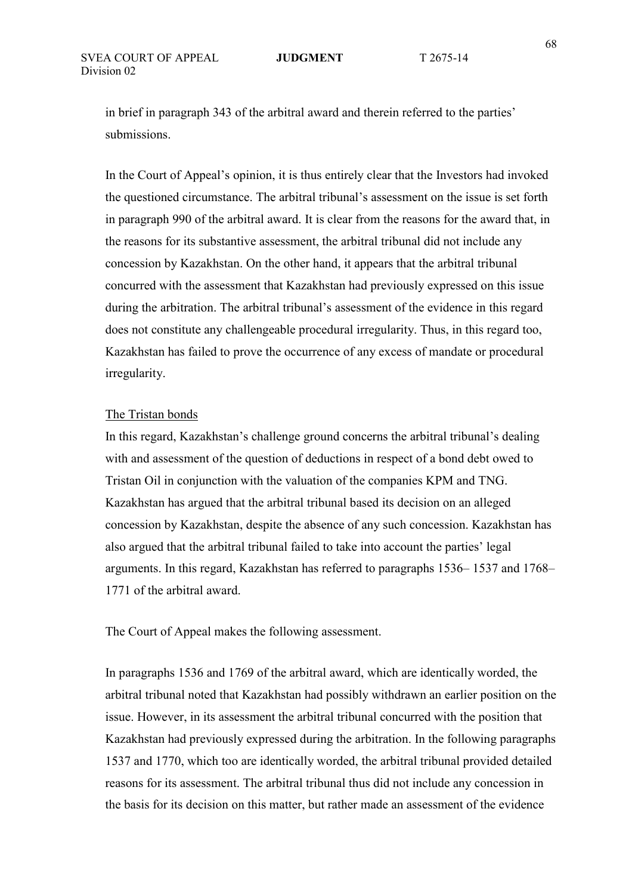in brief in paragraph 343 of the arbitral award and therein referred to the parties' submissions.

In the Court of Appeal's opinion, it is thus entirely clear that the Investors had invoked the questioned circumstance. The arbitral tribunal's assessment on the issue is set forth in paragraph 990 of the arbitral award. It is clear from the reasons for the award that, in the reasons for its substantive assessment, the arbitral tribunal did not include any concession by Kazakhstan. On the other hand, it appears that the arbitral tribunal concurred with the assessment that Kazakhstan had previously expressed on this issue during the arbitration. The arbitral tribunal's assessment of the evidence in this regard does not constitute any challengeable procedural irregularity. Thus, in this regard too, Kazakhstan has failed to prove the occurrence of any excess of mandate or procedural irregularity.

The Tristan bonds

In this regard, Kazakhstan's challenge ground concerns the arbitral tribunal's dealing with and assessment of the question of deductions in respect of a bond debt owed to Tristan Oil in conjunction with the valuation of the companies KPM and TNG. Kazakhstan has argued that the arbitral tribunal based its decision on an alleged concession by Kazakhstan, despite the absence of any such concession. Kazakhstan has also argued that the arbitral tribunal failed to take into account the parties' legal arguments. In this regard, Kazakhstan has referred to paragraphs 1536– 1537 and 1768–1771 of the arbitral award.

The Court of Appeal makes the following assessment.

In paragraphs 1536 and 1769 of the arbitral award, which are identically worded, the arbitral tribunal noted that Kazakhstan had possibly withdrawn an earlier position on the issue. However, in its assessment the arbitral tribunal concurred with the position that Kazakhstan had previously expressed during the arbitration. In the following paragraphs 1537 and 1770, which too are identically worded, the arbitral tribunal provided detailed reasons for its assessment. The arbitral tribunal thus did not include any concession in the basis for its decision on this matter, but rather made an assessment of the evidence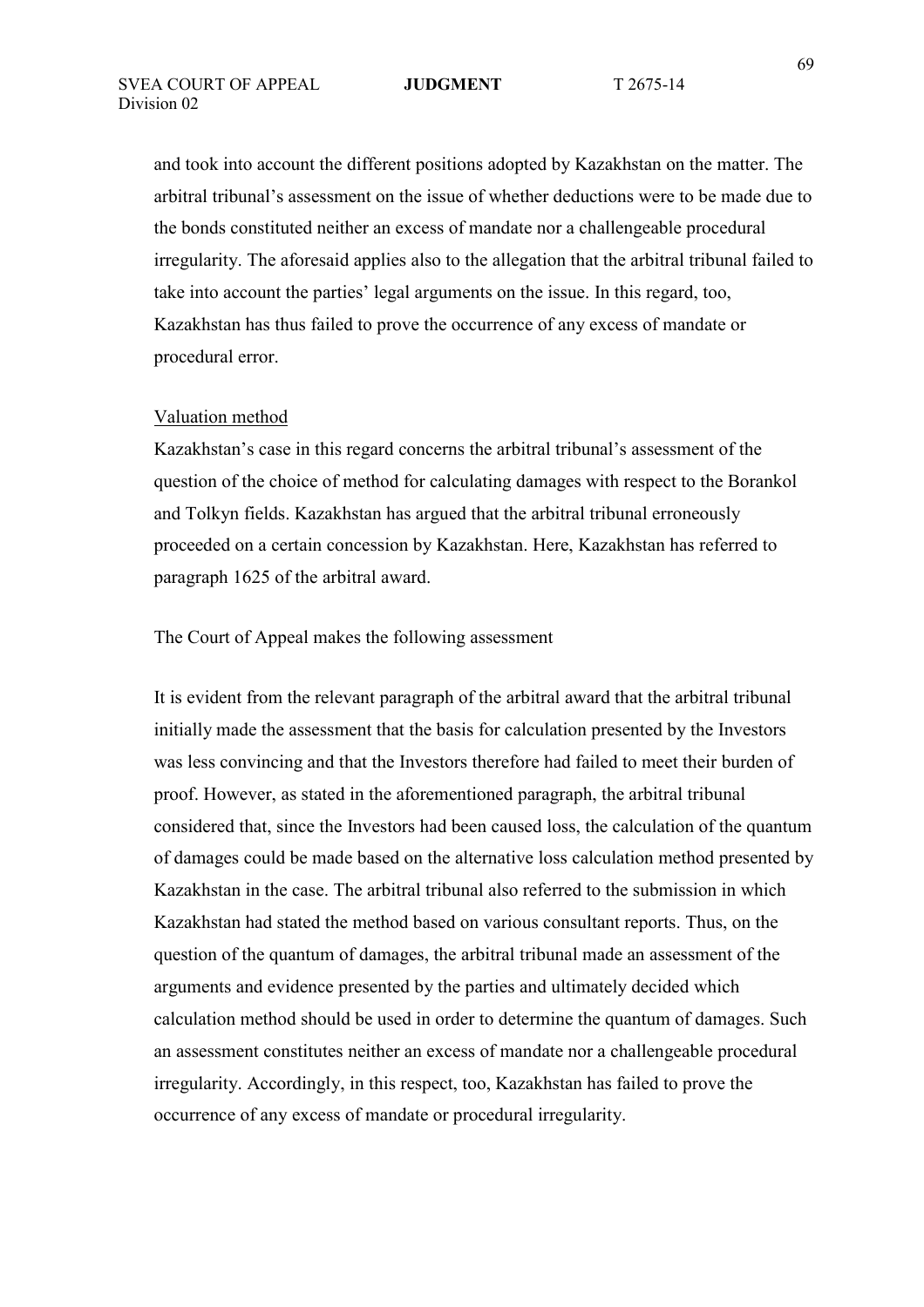and took into account the different positions adopted by Kazakhstan on the matter. The arbitral tribunal's assessment on the issue of whether deductions were to be made due to the bonds constituted neither an excess of mandate nor a challengeable procedural irregularity. The aforesaid applies also to the allegation that the arbitral tribunal failed to take into account the parties' legal arguments on the issue. In this regard, too, Kazakhstan has thus failed to prove the occurrence of any excess of mandate or procedural error.

Valuation method

Kazakhstan's case in this regard concerns the arbitral tribunal's assessment of the question of the choice of method for calculating damages with respect to the Borankol and Tolkyn fields. Kazakhstan has argued that the arbitral tribunal erroneously proceeded on a certain concession by Kazakhstan. Here, Kazakhstan has referred to paragraph 1625 of the arbitral award.

The Court of Appeal makes the following assessment

It is evident from the relevant paragraph of the arbitral award that the arbitral tribunal initially made the assessment that the basis for calculation presented by the Investors was less convincing and that the Investors therefore had failed to meet their burden of proof. However, as stated in the aforementioned paragraph, the arbitral tribunal considered that, since the Investors had been caused loss, the calculation of the quantum of damages could be made based on the alternative loss calculation method presented by Kazakhstan in the case. The arbitral tribunal also referred to the submission in which Kazakhstan had stated the method based on various consultant reports. Thus, on the question of the quantum of damages, the arbitral tribunal made an assessment of the arguments and evidence presented by the parties and ultimately decided which calculation method should be used in order to determine the quantum of damages. Such an assessment constitutes neither an excess of mandate nor a challengeable procedural irregularity. Accordingly, in this respect, too, Kazakhstan has failed to prove the occurrence of any excess of mandate or procedural irregularity.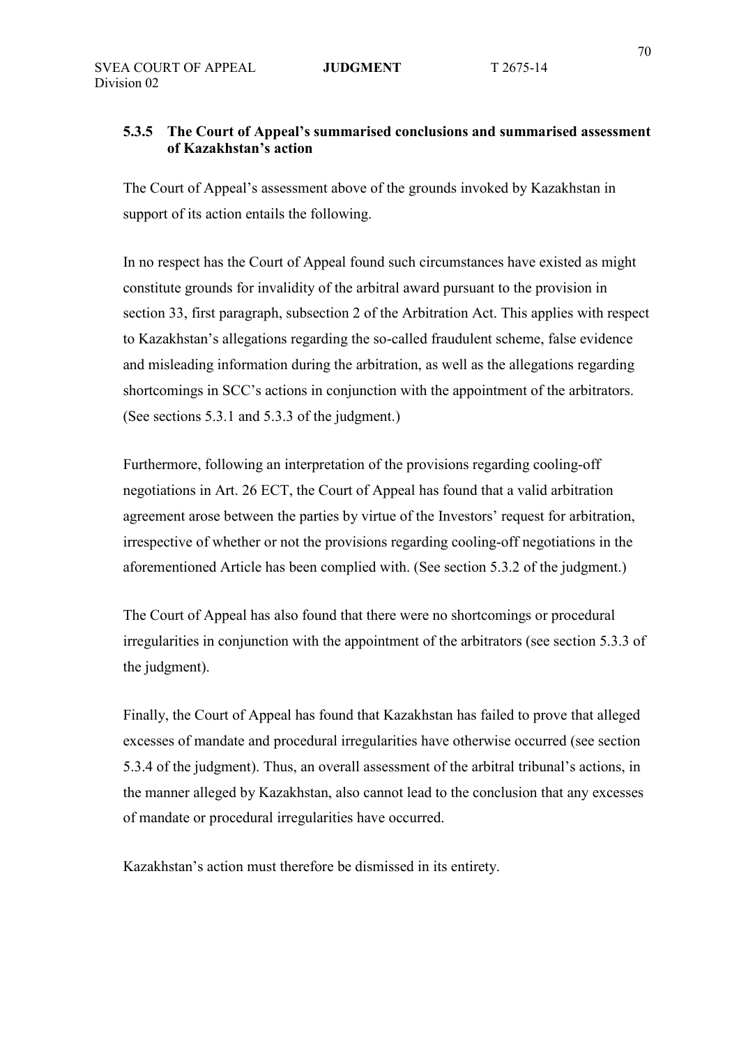### 5.3.5 The Court of Appeal's summarised conclusions and summarised assessment of Kazakhstan's action

The Court of Appeal's assessment above of the grounds invoked by Kazakhstan in support of its action entails the following.

In no respect has the Court of Appeal found such circumstances have existed as might constitute grounds for invalidity of the arbitral award pursuant to the provision in section 33, first paragraph, subsection 2 of the Arbitration Act. This applies with respect to Kazakhstan's allegations regarding the so-called fraudulent scheme, false evidence and misleading information during the arbitration, as well as the allegations regarding shortcomings in SCC's actions in conjunction with the appointment of the arbitrators. (See sections 5.3.1 and 5.3.3 of the judgment.)

Furthermore, following an interpretation of the provisions regarding cooling-off negotiations in Art. 26 ECT, the Court of Appeal has found that a valid arbitration agreement arose between the parties by virtue of the Investors' request for arbitration, irrespective of whether or not the provisions regarding cooling-off negotiations in the aforementioned Article has been complied with. (See section 5.3.2 of the judgment.)

The Court of Appeal has also found that there were no shortcomings or procedural irregularities in conjunction with the appointment of the arbitrators (see section 5.3.3 of the judgment).

Finally, the Court of Appeal has found that Kazakhstan has failed to prove that alleged excesses of mandate and procedural irregularities have otherwise occurred (see section 5.3.4 of the judgment). Thus, an overall assessment of the arbitral tribunal's actions, in the manner alleged by Kazakhstan, also cannot lead to the conclusion that any excesses of mandate or procedural irregularities have occurred.

Kazakhstan's action must therefore be dismissed in its entirety.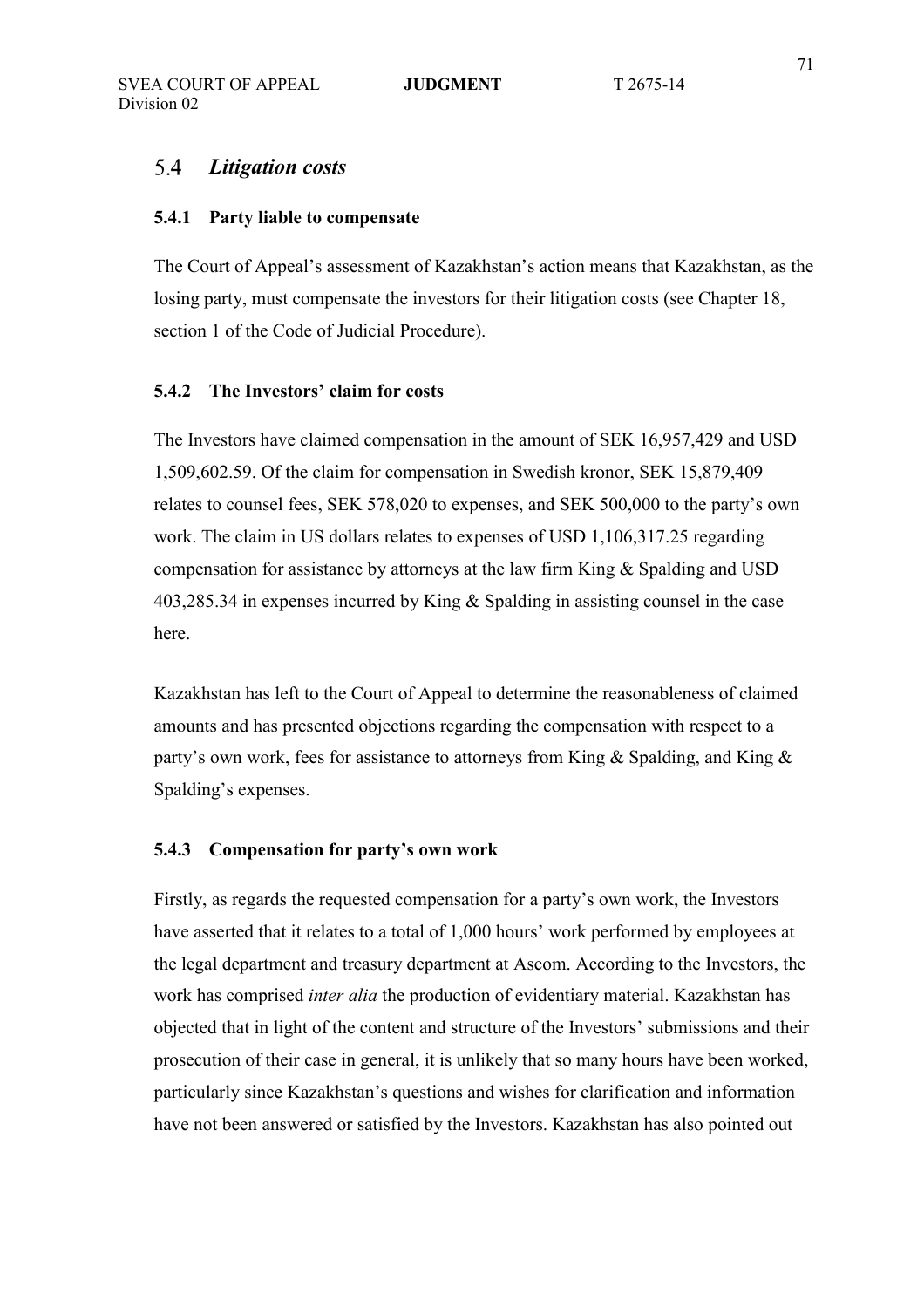## 5.4 *Litigation costs*

### 5.4.1 Party liable to compensate

The Court of Appeal's assessment of Kazakhstan's action means that Kazakhstan, as the losing party, must compensate the investors for their litigation costs (see Chapter 18, section 1 of the Code of Judicial Procedure).

### 5.4.2 The Investors' claim for costs

The Investors have claimed compensation in the amount of SEK 16,957,429 and USD 1,509,602.59. Of the claim for compensation in Swedish kronor, SEK 15,879,409 relates to counsel fees, SEK 578,020 to expenses, and SEK 500,000 to the party's own work. The claim in US dollars relates to expenses of USD 1,106,317.25 regarding compensation for assistance by attorneys at the law firm King & Spalding and USD 403,285.34 in expenses incurred by King & Spalding in assisting counsel in the case here.

Kazakhstan has left to the Court of Appeal to determine the reasonableness of claimed amounts and has presented objections regarding the compensation with respect to a party's own work, fees for assistance to attorneys from King & Spalding, and King & Spalding's expenses.

### 5.4.3 Compensation for party's own work

Firstly, as regards the requested compensation for a party's own work, the Investors have asserted that it relates to a total of 1,000 hours' work performed by employees at the legal department and treasury department at Ascom. According to the Investors, the work has comprised *inter alia* the production of evidentiary material. Kazakhstan has objected that in light of the content and structure of the Investors' submissions and their prosecution of their case in general, it is unlikely that so many hours have been worked, particularly since Kazakhstan's questions and wishes for clarification and information have not been answered or satisfied by the Investors. Kazakhstan has also pointed out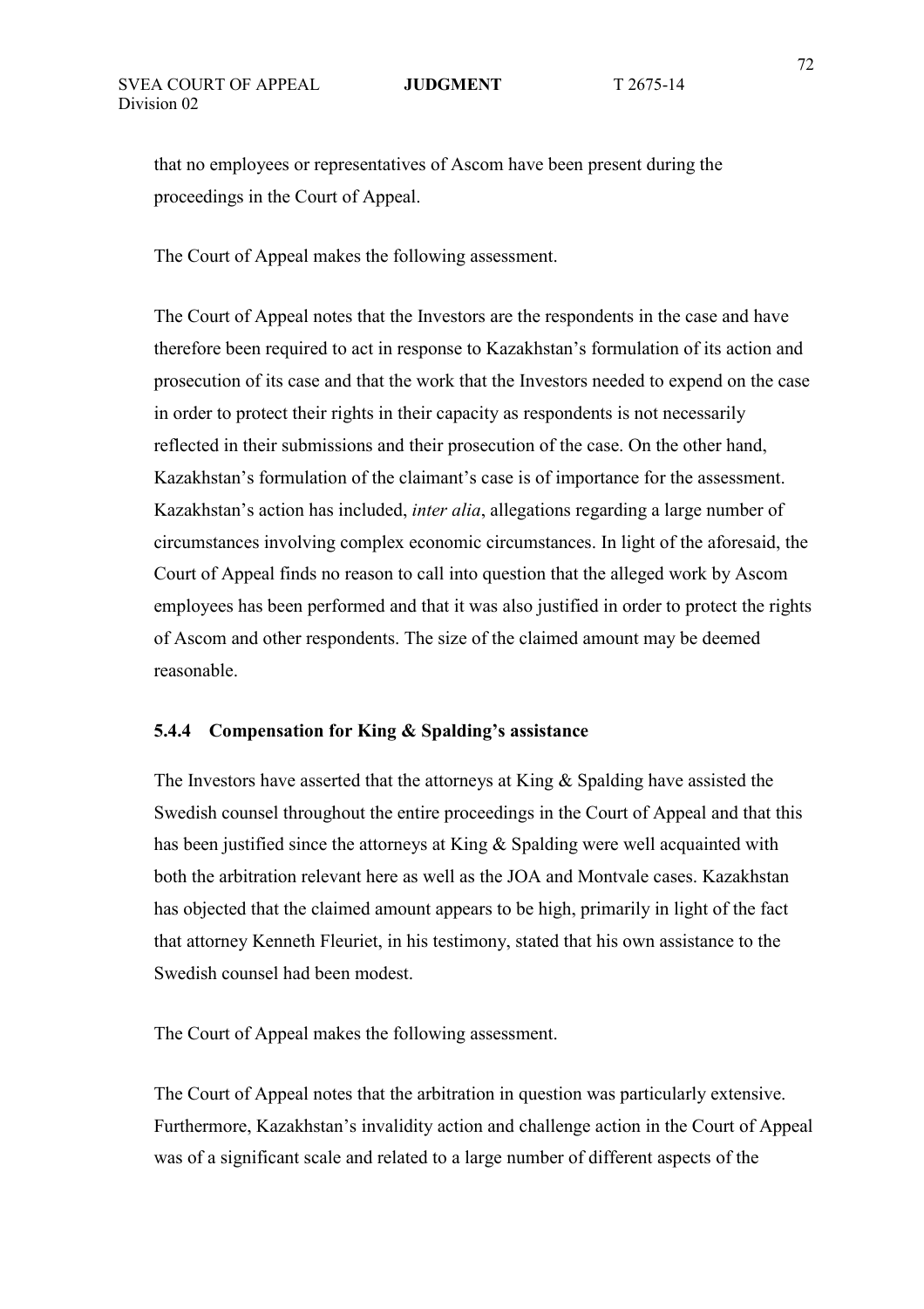that no employees or representatives of Ascom have been present during the proceedings in the Court of Appeal.

The Court of Appeal makes the following assessment.

The Court of Appeal notes that the Investors are the respondents in the case and have therefore been required to act in response to Kazakhstan's formulation of its action and prosecution of its case and that the work that the Investors needed to expend on the case in order to protect their rights in their capacity as respondents is not necessarily reflected in their submissions and their prosecution of the case. On the other hand, Kazakhstan's formulation of the claimant's case is of importance for the assessment. Kazakhstan's action has included, *inter alia*, allegations regarding a large number of circumstances involving complex economic circumstances. In light of the aforesaid, the Court of Appeal finds no reason to call into question that the alleged work by Ascom employees has been performed and that it was also justified in order to protect the rights of Ascom and other respondents. The size of the claimed amount may be deemed reasonable.

### 5.4.4 Compensation for King & Spalding's assistance

The Investors have asserted that the attorneys at King & Spalding have assisted the Swedish counsel throughout the entire proceedings in the Court of Appeal and that this has been justified since the attorneys at King & Spalding were well acquainted with both the arbitration relevant here as well as the JOA and Montvale cases. Kazakhstan has objected that the claimed amount appears to be high, primarily in light of the fact that attorney Kenneth Fleuriet, in his testimony, stated that his own assistance to the Swedish counsel had been modest.

The Court of Appeal makes the following assessment.

The Court of Appeal notes that the arbitration in question was particularly extensive. Furthermore, Kazakhstan's invalidity action and challenge action in the Court of Appeal was of a significant scale and related to a large number of different aspects of the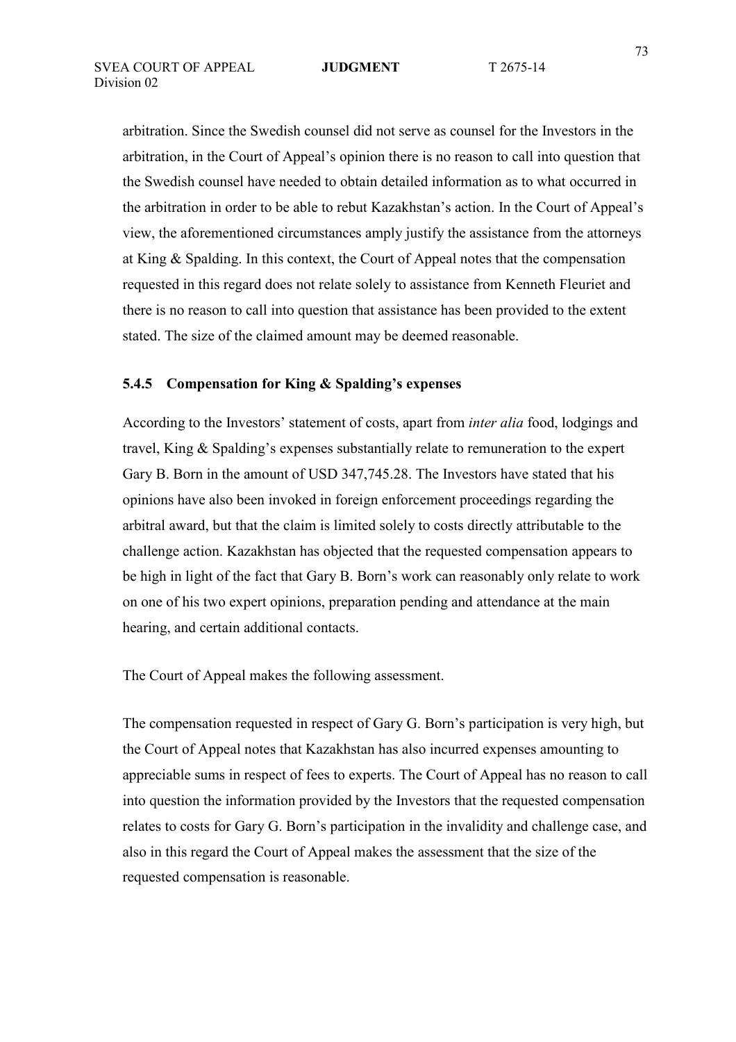arbitration. Since the Swedish counsel did not serve as counsel for the Investors in the arbitration, in the Court of Appeal's opinion there is no reason to call into question that the Swedish counsel have needed to obtain detailed information as to what occurred in the arbitration in order to be able to rebut Kazakhstan's action. In the Court of Appeal's view, the aforementioned circumstances amply justify the assistance from the attorneys at King & Spalding. In this context, the Court of Appeal notes that the compensation requested in this regard does not relate solely to assistance from Kenneth Fleuriet and there is no reason to call into question that assistance has been provided to the extent stated. The size of the claimed amount may be deemed reasonable.

### 5.4.5 Compensation for King & Spalding's expenses

According to the Investors' statement of costs, apart from *inter alia* food, lodgings and travel, King & Spalding's expenses substantially relate to remuneration to the expert Gary B. Born in the amount of USD 347,745.28. The Investors have stated that his opinions have also been invoked in foreign enforcement proceedings regarding the arbitral award, but that the claim is limited solely to costs directly attributable to the challenge action. Kazakhstan has objected that the requested compensation appears to be high in light of the fact that Gary B. Born's work can reasonably only relate to work on one of his two expert opinions, preparation pending and attendance at the main hearing, and certain additional contacts.

The Court of Appeal makes the following assessment.

The compensation requested in respect of Gary G. Born's participation is very high, but the Court of Appeal notes that Kazakhstan has also incurred expenses amounting to appreciable sums in respect of fees to experts. The Court of Appeal has no reason to call into question the information provided by the Investors that the requested compensation relates to costs for Gary G. Born's participation in the invalidity and challenge case, and also in this regard the Court of Appeal makes the assessment that the size of the requested compensation is reasonable.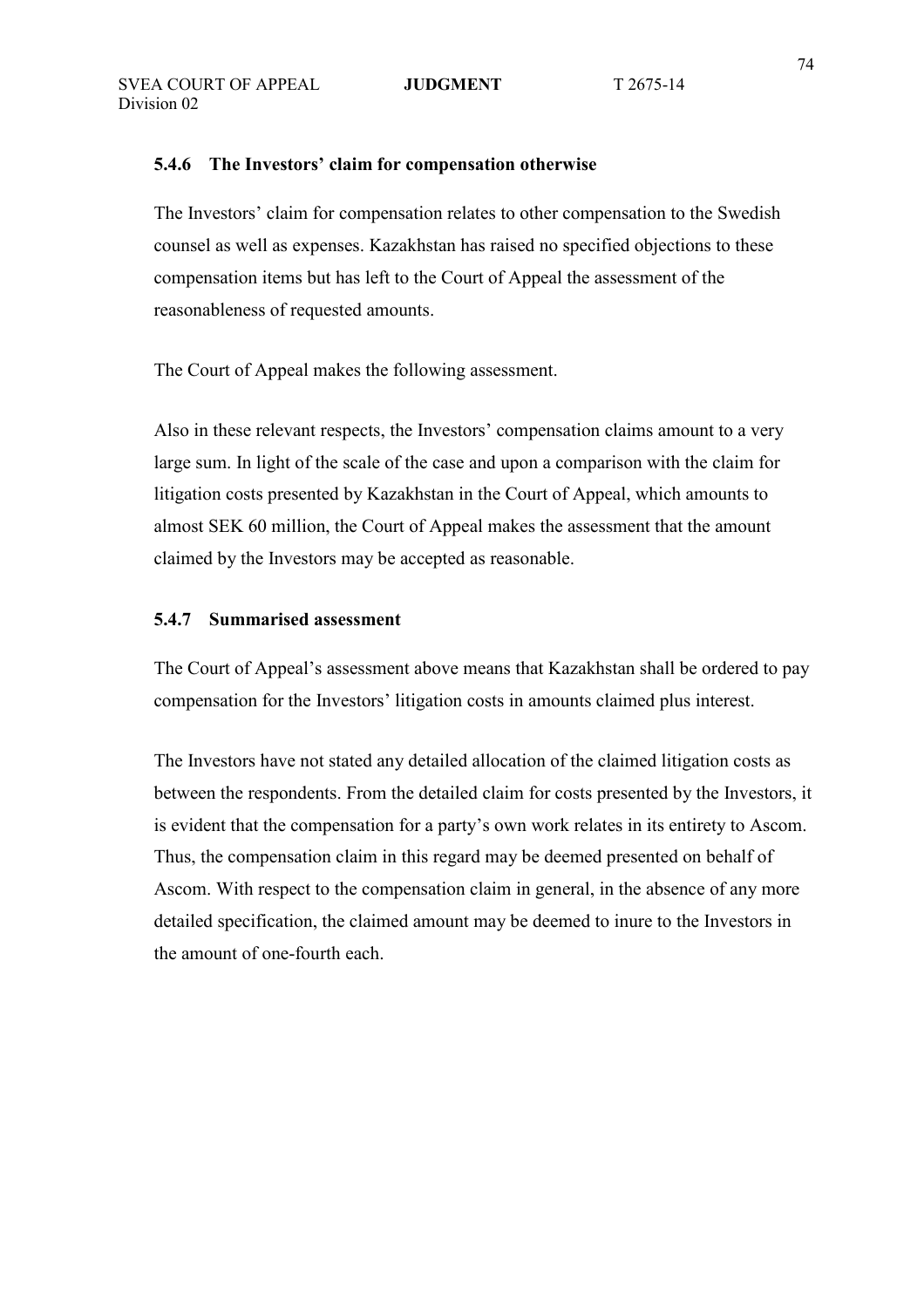### 5.4.6 The Investors' claim for compensation otherwise

The Investors' claim for compensation relates to other compensation to the Swedish counsel as well as expenses. Kazakhstan has raised no specified objections to these compensation items but has left to the Court of Appeal the assessment of the reasonableness of requested amounts.

The Court of Appeal makes the following assessment.

Also in these relevant respects, the Investors' compensation claims amount to a very large sum. In light of the scale of the case and upon a comparison with the claim for litigation costs presented by Kazakhstan in the Court of Appeal, which amounts to almost SEK 60 million, the Court of Appeal makes the assessment that the amount claimed by the Investors may be accepted as reasonable.

### 5.4.7 Summarised assessment

The Court of Appeal's assessment above means that Kazakhstan shall be ordered to pay compensation for the Investors' litigation costs in amounts claimed plus interest.

The Investors have not stated any detailed allocation of the claimed litigation costs as between the respondents. From the detailed claim for costs presented by the Investors, it is evident that the compensation for a party's own work relates in its entirety to Ascom. Thus, the compensation claim in this regard may be deemed presented on behalf of Ascom. With respect to the compensation claim in general, in the absence of any more detailed specification, the claimed amount may be deemed to inure to the Investors in the amount of one-fourth each.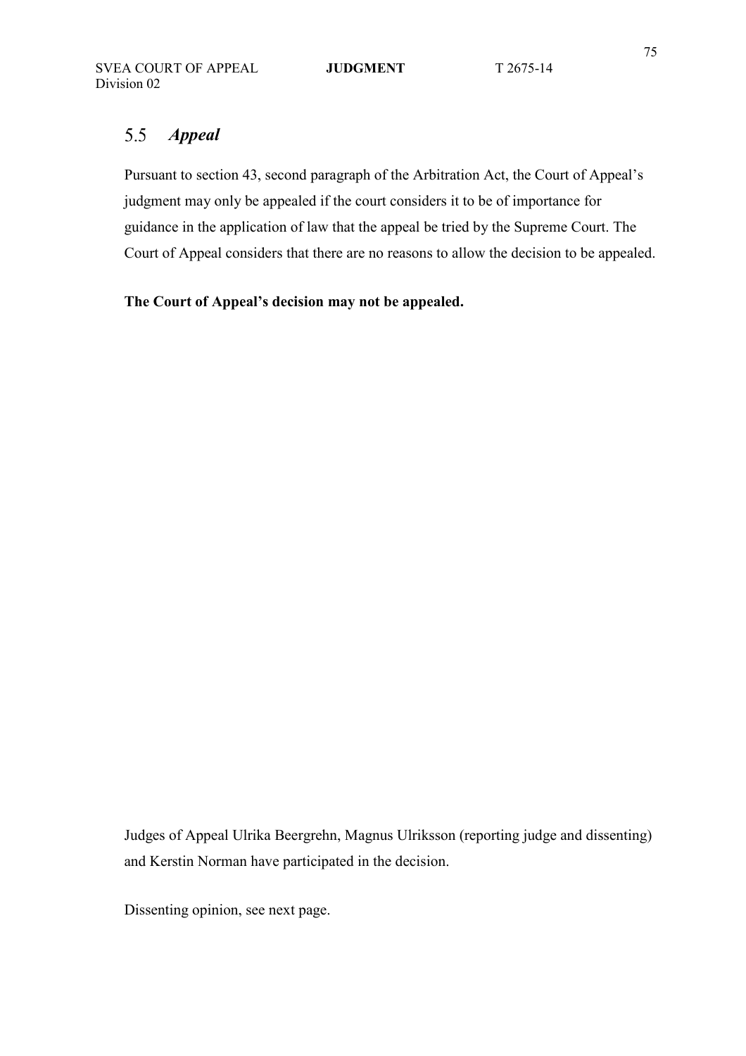## 5.5 *Appeal*

Pursuant to section 43, second paragraph of the Arbitration Act, the Court of Appeal's judgment may only be appealed if the court considers it to be of importance for guidance in the application of law that the appeal be tried by the Supreme Court. The Court of Appeal considers that there are no reasons to allow the decision to be appealed.

**The Court of Appeal's decision may not be appealed.**

Judges of Appeal Ulrika Beergrehn, Magnus Ulriksson (reporting judge and dissenting) and Kerstin Norman have participated in the decision.

Dissenting opinion, see next page.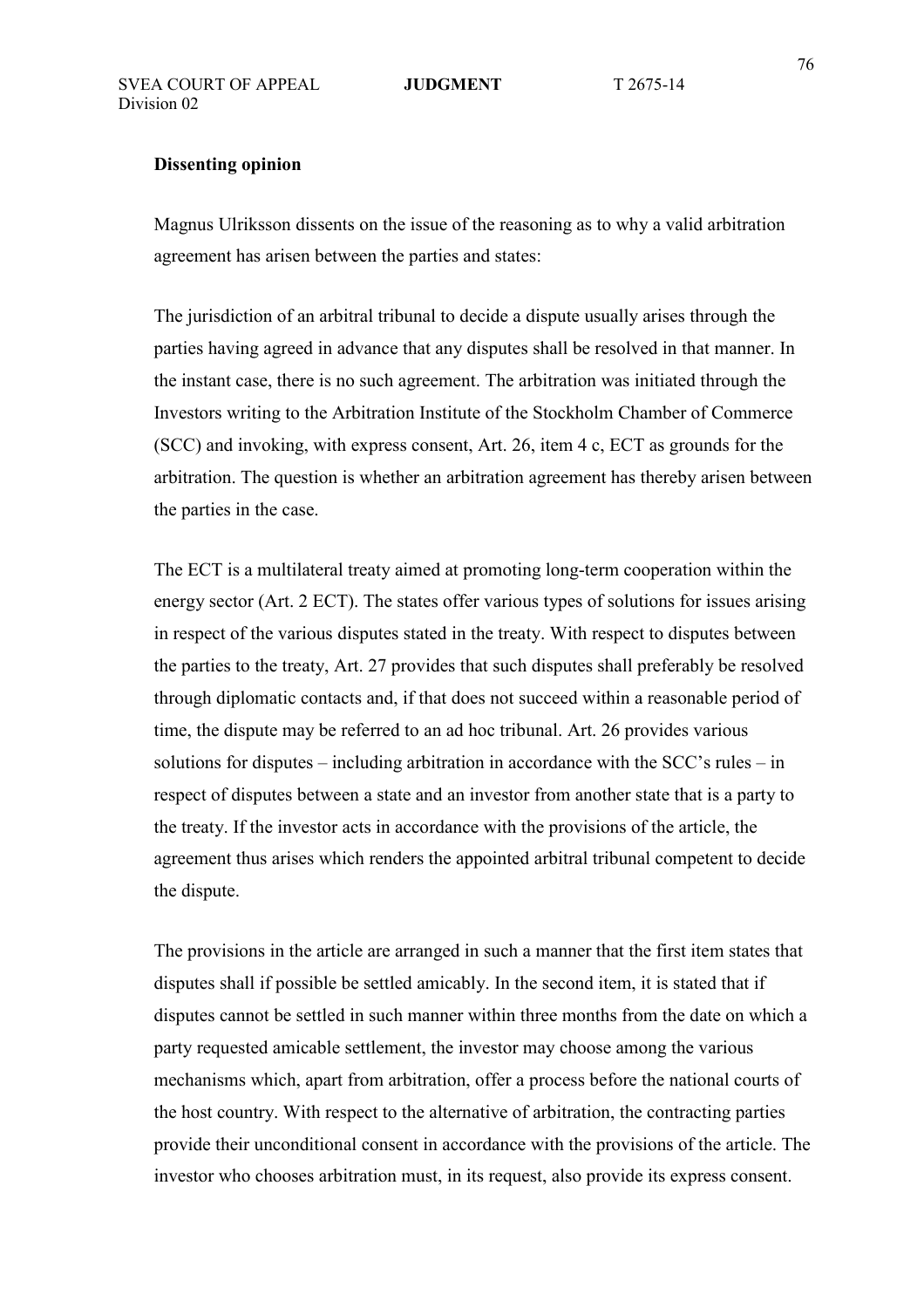**Dissenting opinion**

Magnus Ulriksson dissents on the issue of the reasoning as to why a valid arbitration agreement has arisen between the parties and states:

The jurisdiction of an arbitral tribunal to decide a dispute usually arises through the parties having agreed in advance that any disputes shall be resolved in that manner. In the instant case, there is no such agreement. The arbitration was initiated through the Investors writing to the Arbitration Institute of the Stockholm Chamber of Commerce (SCC) and invoking, with express consent, Art. 26, item 4 c, ECT as grounds for the arbitration. The question is whether an arbitration agreement has thereby arisen between the parties in the case.

The ECT is a multilateral treaty aimed at promoting long-term cooperation within the energy sector (Art. 2 ECT). The states offer various types of solutions for issues arising in respect of the various disputes stated in the treaty. With respect to disputes between the parties to the treaty, Art. 27 provides that such disputes shall preferably be resolved through diplomatic contacts and, if that does not succeed within a reasonable period of time, the dispute may be referred to an ad hoc tribunal. Art. 26 provides various solutions for disputes – including arbitration in accordance with the SCC's rules – in respect of disputes between a state and an investor from another state that is a party to the treaty. If the investor acts in accordance with the provisions of the article, the agreement thus arises which renders the appointed arbitral tribunal competent to decide the dispute.

The provisions in the article are arranged in such a manner that the first item states that disputes shall if possible be settled amicably. In the second item, it is stated that if disputes cannot be settled in such manner within three months from the date on which a party requested amicable settlement, the investor may choose among the various mechanisms which, apart from arbitration, offer a process before the national courts of the host country. With respect to the alternative of arbitration, the contracting parties provide their unconditional consent in accordance with the provisions of the article. The investor who chooses arbitration must, in its request, also provide its express consent.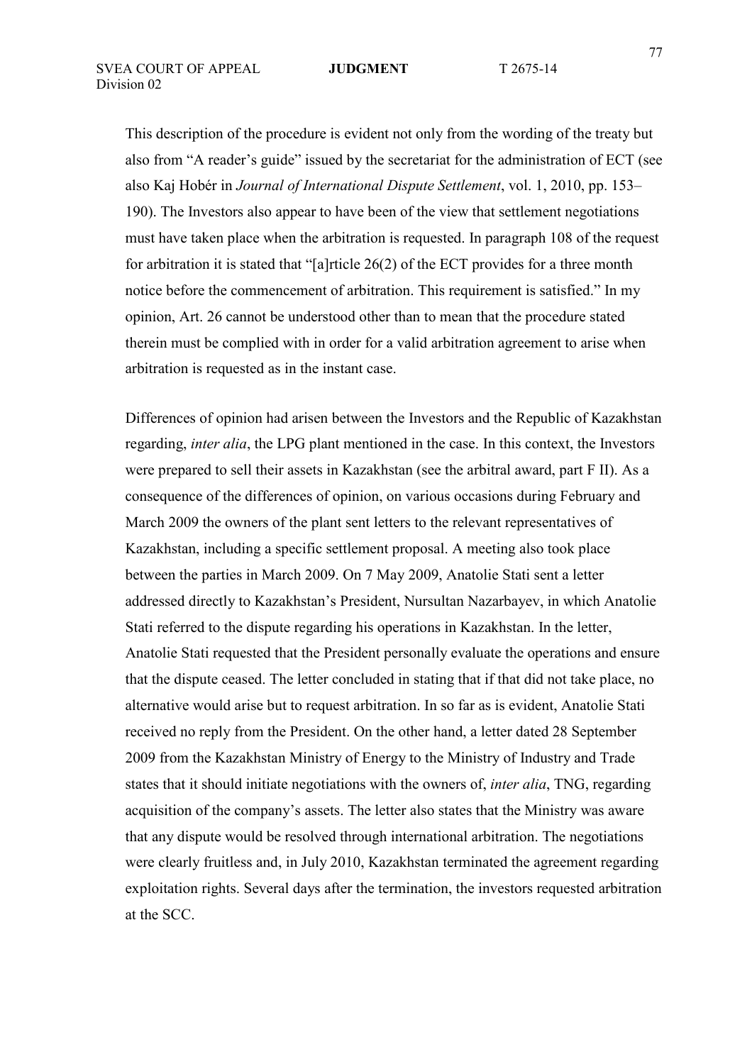This description of the procedure is evident not only from the wording of the treaty but also from “A reader’s guide” issued by the secretariat for the administration of ECT (see also Kaj Hobér in *Journal of International Dispute Settlement*, vol. 1, 2010, pp. 153–190). The Investors also appear to have been of the view that settlement negotiations must have taken place when the arbitration is requested. In paragraph 108 of the request for arbitration it is stated that “[a]rticle 26(2) of the ECT provides for a three month notice before the commencement of arbitration. This requirement is satisfied.” In my opinion, Art. 26 cannot be understood other than to mean that the procedure stated therein must be complied with in order for a valid arbitration agreement to arise when arbitration is requested as in the instant case.

Differences of opinion had arisen between the Investors and the Republic of Kazakhstan regarding, *inter alia*, the LPG plant mentioned in the case. In this context, the Investors were prepared to sell their assets in Kazakhstan (see the arbitral award, part F II). As a consequence of the differences of opinion, on various occasions during February and March 2009 the owners of the plant sent letters to the relevant representatives of Kazakhstan, including a specific settlement proposal. A meeting also took place between the parties in March 2009. On 7 May 2009, Anatolie Stati sent a letter addressed directly to Kazakhstan’s President, Nursultan Nazarbayev, in which Anatolie Stati referred to the dispute regarding his operations in Kazakhstan. In the letter, Anatolie Stati requested that the President personally evaluate the operations and ensure that the dispute ceased. The letter concluded in stating that if that did not take place, no alternative would arise but to request arbitration. In so far as is evident, Anatolie Stati received no reply from the President. On the other hand, a letter dated 28 September 2009 from the Kazakhstan Ministry of Energy to the Ministry of Industry and Trade states that it should initiate negotiations with the owners of, *inter alia*, TNG, regarding acquisition of the company’s assets. The letter also states that the Ministry was aware that any dispute would be resolved through international arbitration. The negotiations were clearly fruitless and, in July 2010, Kazakhstan terminated the agreement regarding exploitation rights. Several days after the termination, the investors requested arbitration at the SCC.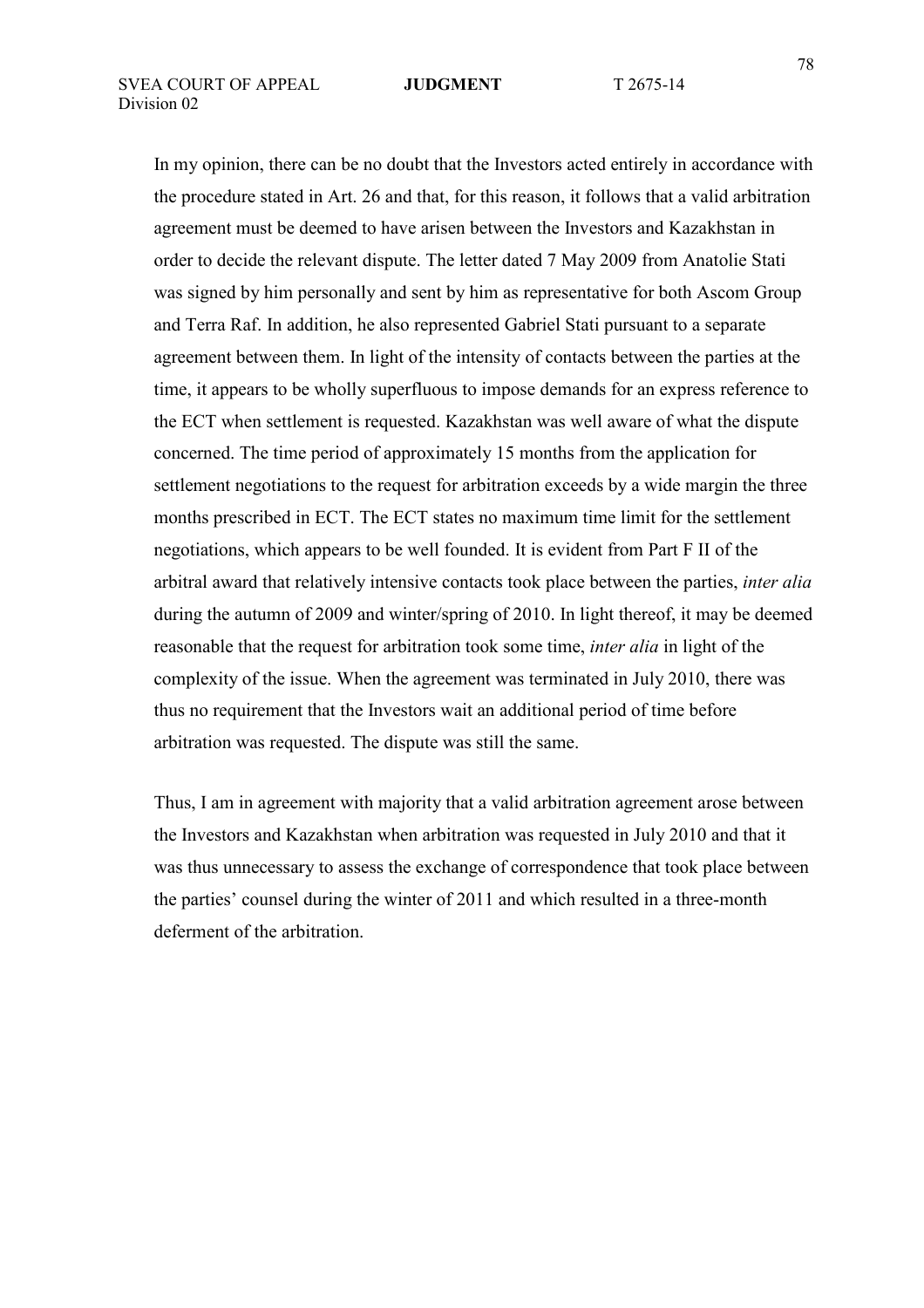In my opinion, there can be no doubt that the Investors acted entirely in accordance with the procedure stated in Art. 26 and that, for this reason, it follows that a valid arbitration agreement must be deemed to have arisen between the Investors and Kazakhstan in order to decide the relevant dispute. The letter dated 7 May 2009 from Anatolie Stati was signed by him personally and sent by him as representative for both Ascom Group and Terra Raf. In addition, he also represented Gabriel Stati pursuant to a separate agreement between them. In light of the intensity of contacts between the parties at the time, it appears to be wholly superfluous to impose demands for an express reference to the ECT when settlement is requested. Kazakhstan was well aware of what the dispute concerned. The time period of approximately 15 months from the application for settlement negotiations to the request for arbitration exceeds by a wide margin the three months prescribed in ECT. The ECT states no maximum time limit for the settlement negotiations, which appears to be well founded. It is evident from Part F II of the arbitral award that relatively intensive contacts took place between the parties, *inter alia* during the autumn of 2009 and winter/spring of 2010. In light thereof, it may be deemed reasonable that the request for arbitration took some time, *inter alia* in light of the complexity of the issue. When the agreement was terminated in July 2010, there was thus no requirement that the Investors wait an additional period of time before arbitration was requested. The dispute was still the same.

Thus, I am in agreement with majority that a valid arbitration agreement arose between the Investors and Kazakhstan when arbitration was requested in July 2010 and that it was thus unnecessary to assess the exchange of correspondence that took place between the parties' counsel during the winter of 2011 and which resulted in a three-month deferment of the arbitration.